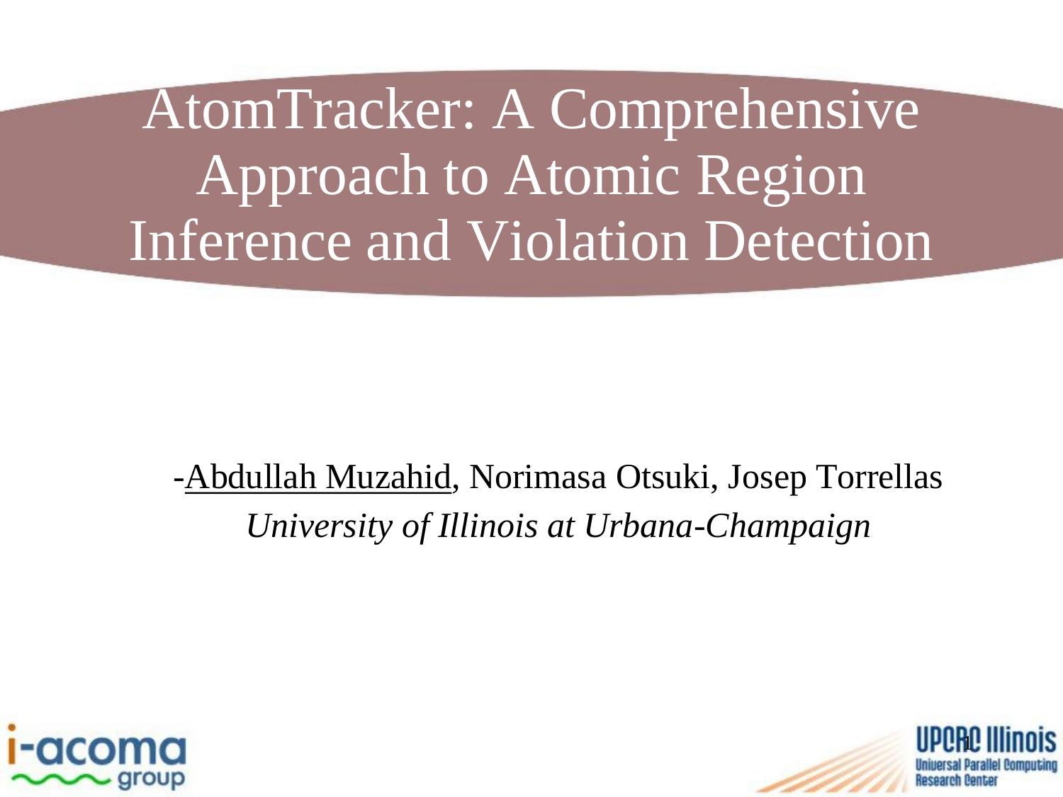# AtomTracker: A Comprehensive Approach to Atomic Region Inference and Violation Detection

-Abdullah Muzahid, Norimasa Otsuki, Josep Torrellas

*University of Illinois at Urbana-Champaign*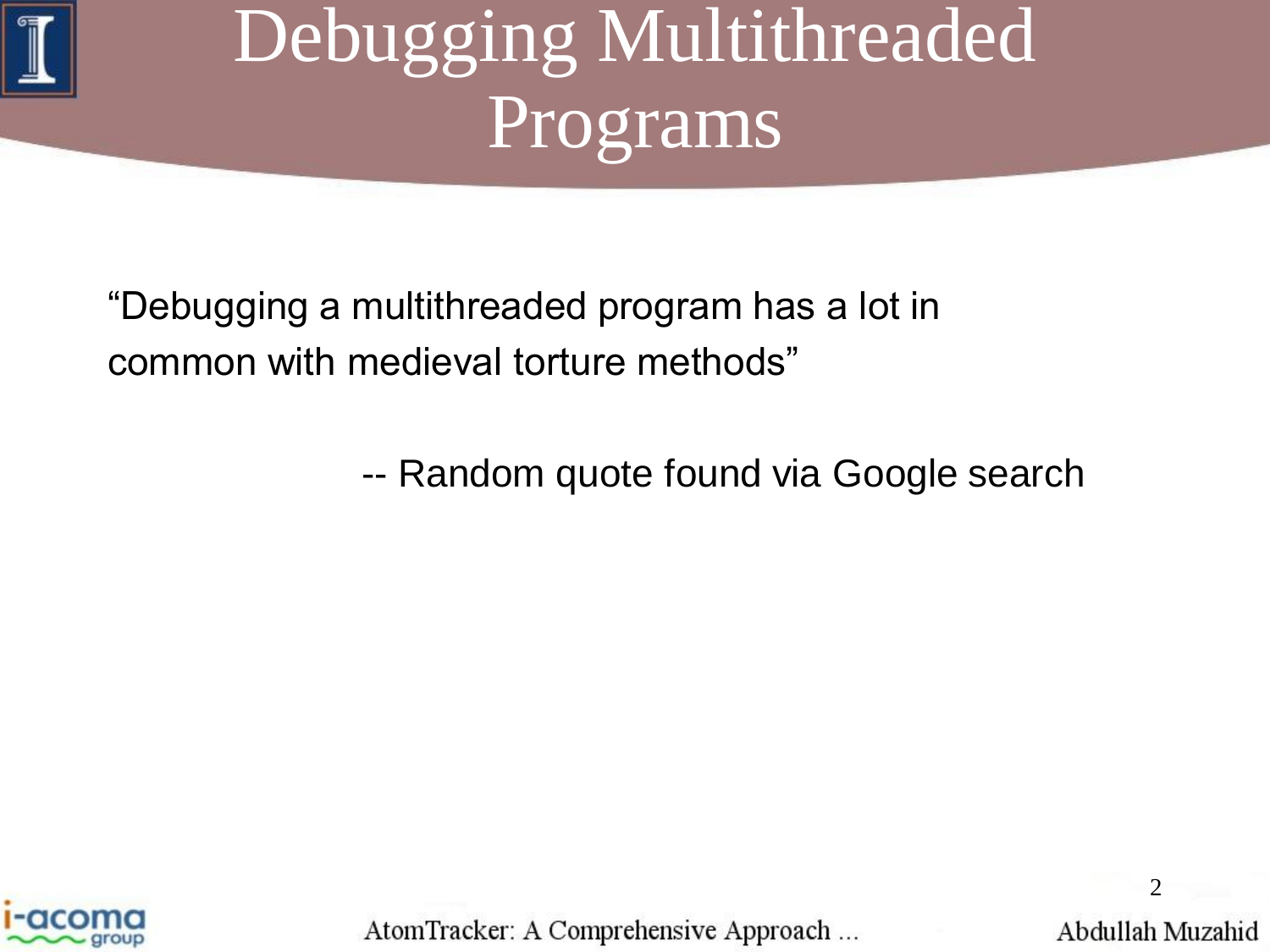# Debugging Multithreaded Programs

"Debugging a multithreaded program has a lot in common with medieval torture methods"

-- Random quote found via Google search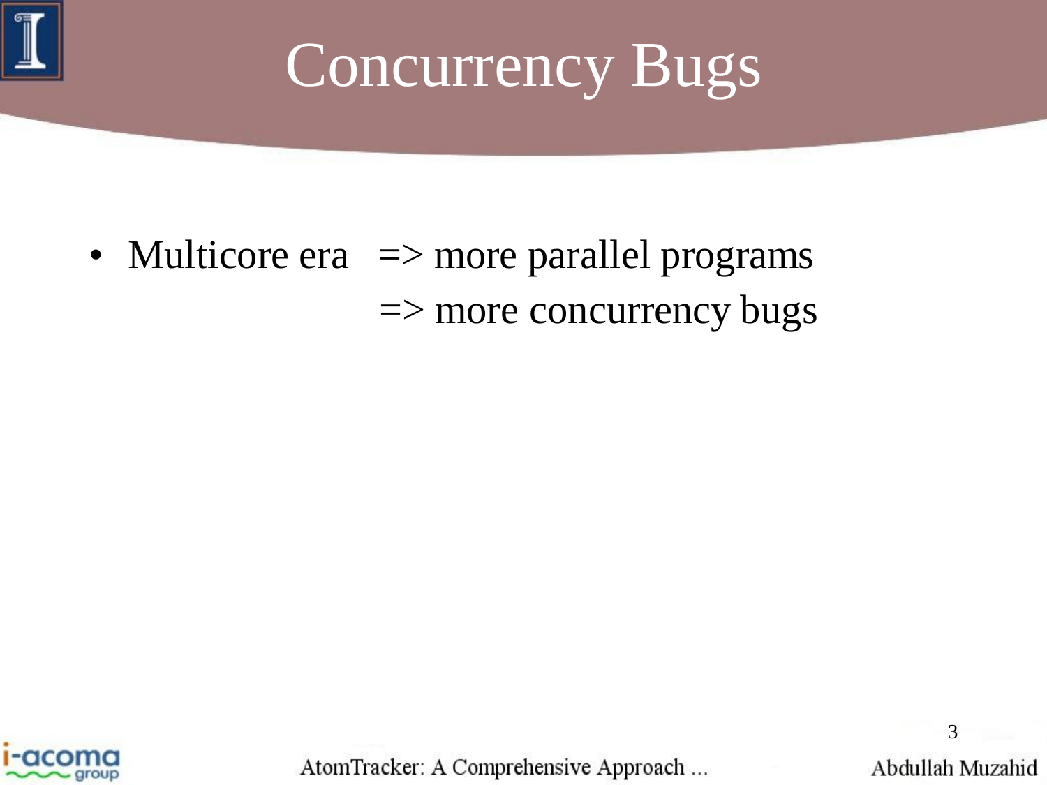# Concurrency Bugs

- Multicore era => more parallel programs
  => more concurrency bugs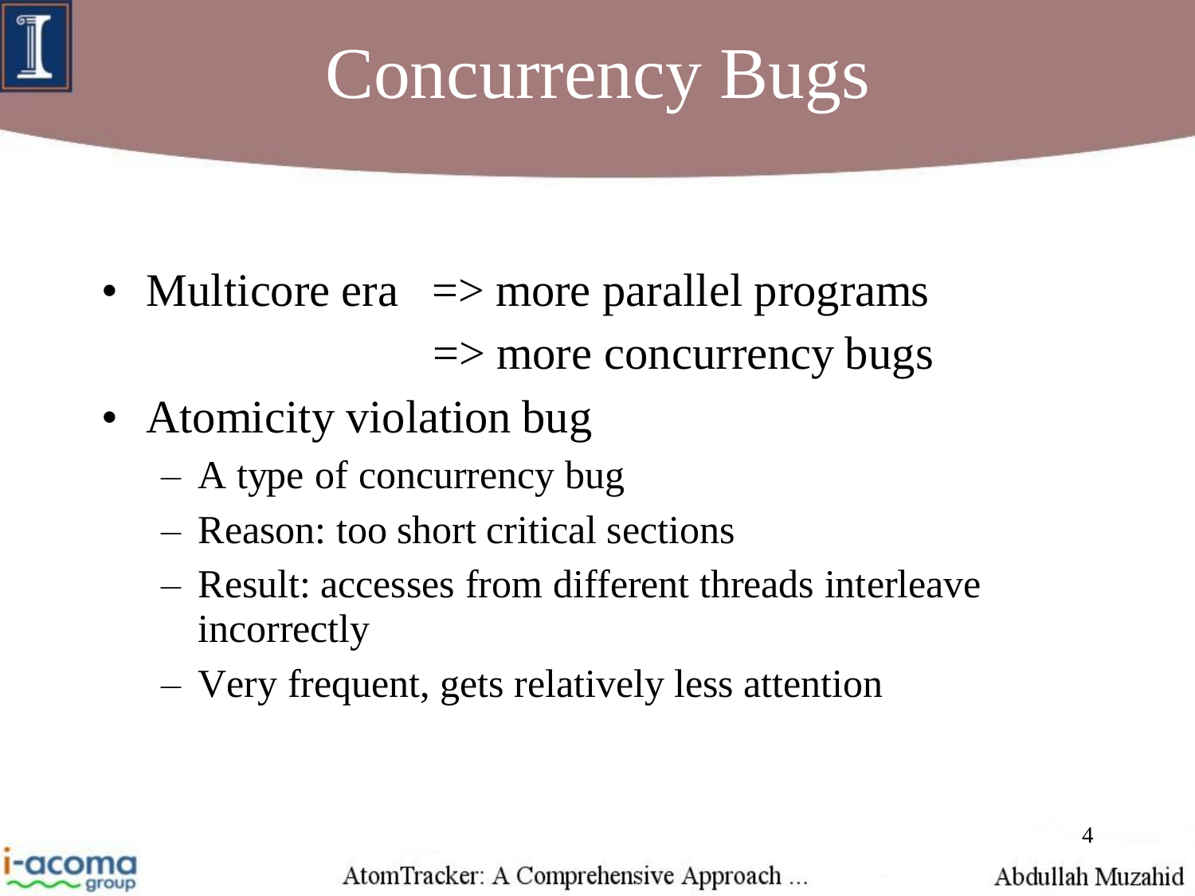# Concurrency Bugs

- Multicore era => more parallel programs
  => more concurrency bugs
- Atomicity violation bug
  - A type of concurrency bug
  - Reason: too short critical sections
  - Result: accesses from different threads interleave incorrectly
  - Very frequent, gets relatively less attention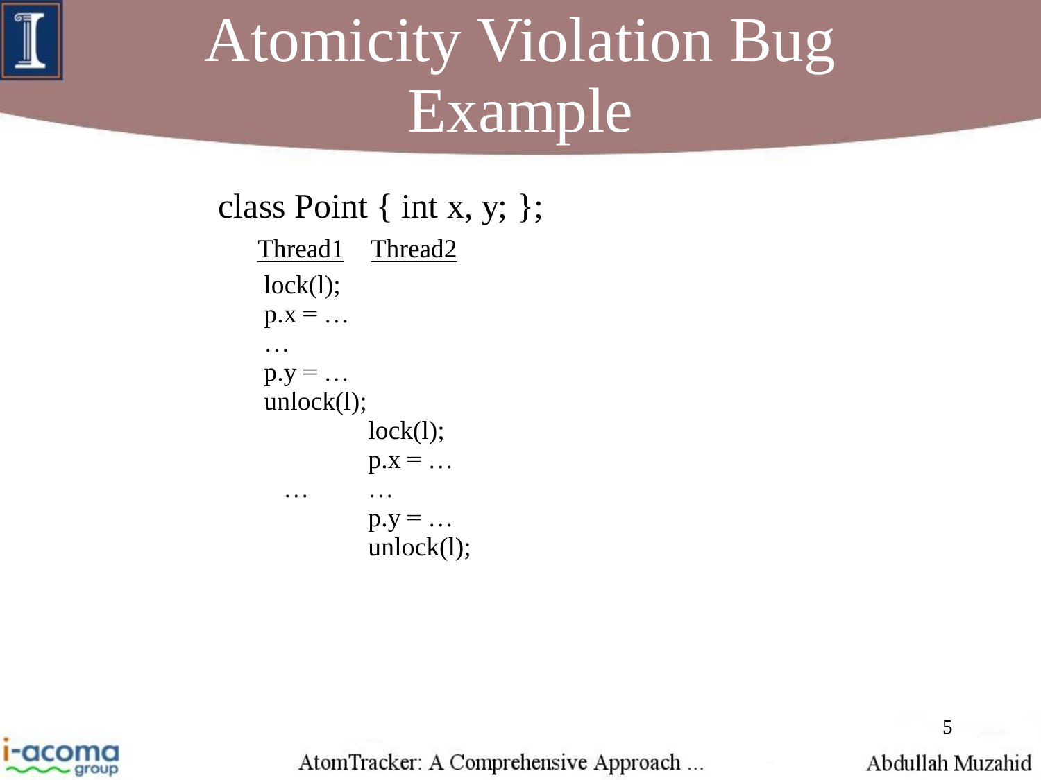# Atomicity Violation Bug Example

class Point { int x, y; };

```
Thread1         Thread2
lock(l);
p.x = …
…
p.y = …
unlock(l);
                lock(l);
                p.x = …
   …            …
                p.y = …
                unlock(l);
```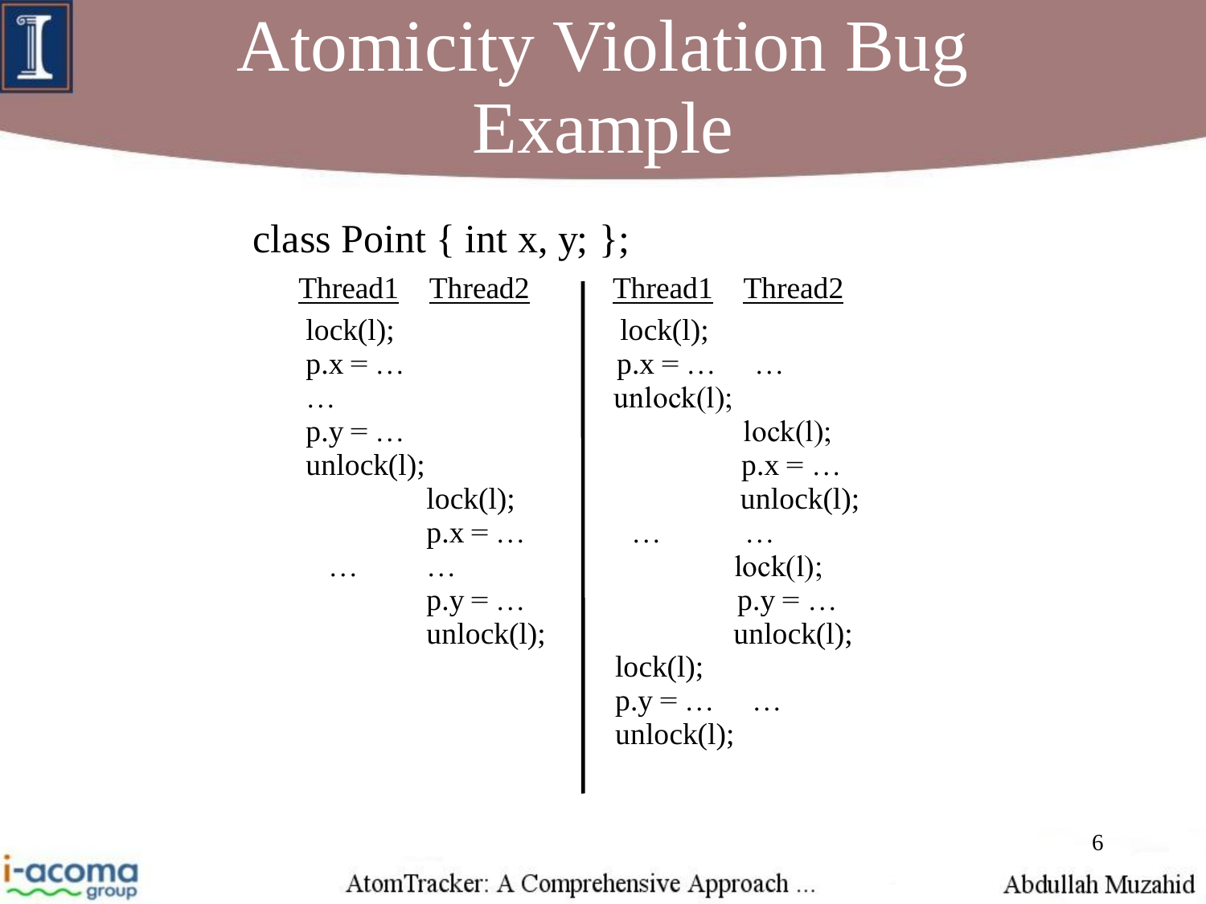# Atomicity Violation Bug Example

class Point { int x, y; };

| Thread1 | Thread2 |
| --- | --- |
| lock(l); | |
| p.x = … | |
| … | |
| p.y = … | |
| unlock(l); | |
| | lock(l); |
| | p.x = … |
| … | … |
| | p.y = … |
| | unlock(l); |

| Thread1 | Thread2 |
| --- | --- |
| lock(l); | |
| p.x = … | … |
| unlock(l); | |
| | lock(l); |
| | p.x = … |
| | unlock(l); |
| … | … |
| | lock(l); |
| | p.y = … |
| | unlock(l); |
| lock(l); | |
| p.y = … | … |
| unlock(l); | |

AtomTracker: A Comprehensive Approach …

Abdullah Muzahid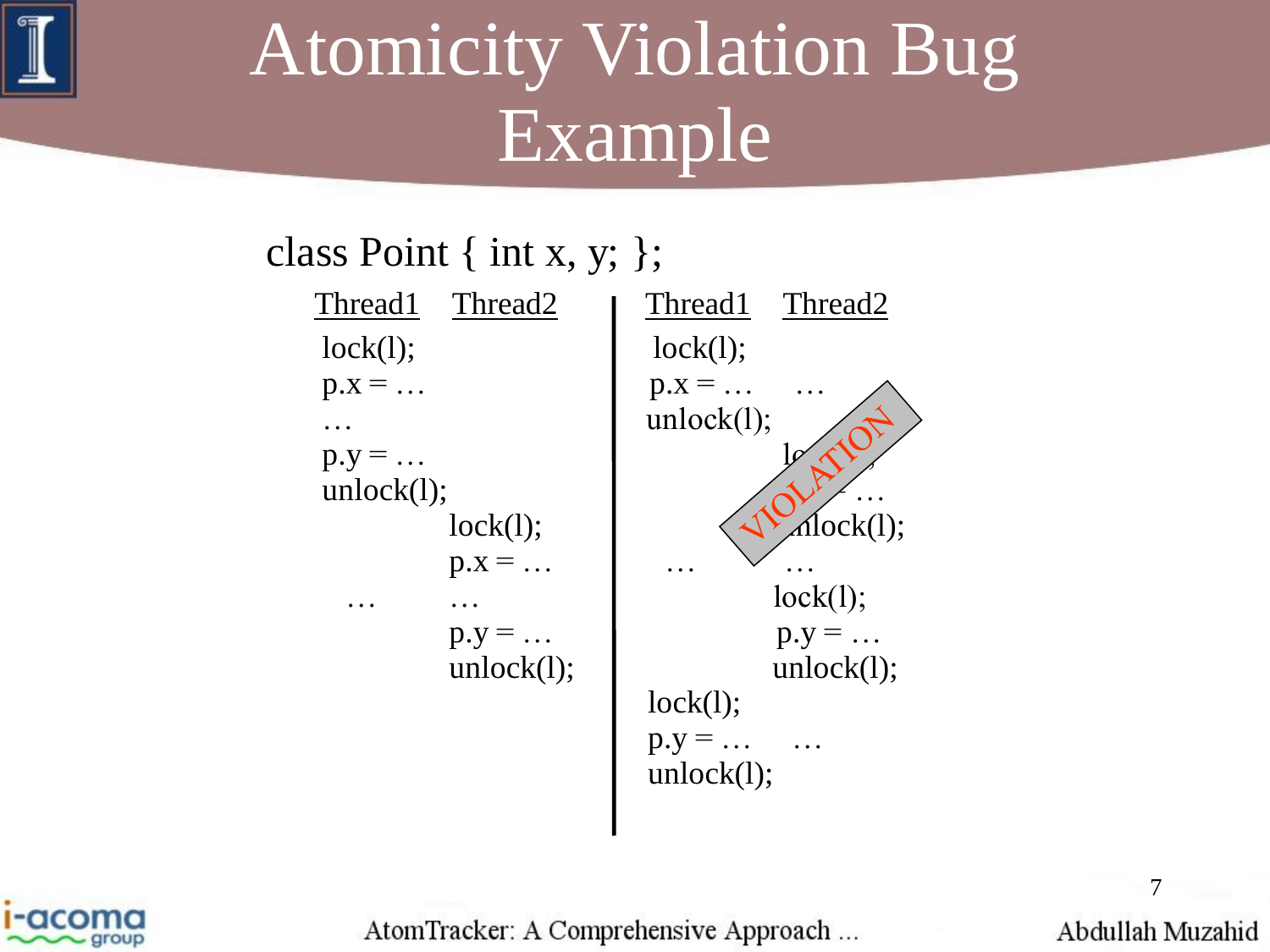# Atomicity Violation Bug Example

class Point { int x, y; };

| Thread1 | Thread2 |
|---|---|
| lock(l); | |
| p.x = … | |
| … | |
| p.y = … | |
| unlock(l); | |
| | lock(l); |
| | p.x = … |
| … | … |
| | p.y = … |
| | unlock(l); |

| Thread1 | Thread2 |
|---|---|
| lock(l); | |
| p.x = … | … |
| unlock(l); | |
| | lock(l); |
| | p.x = … |
| | unlock(l); |
| … | … |
| | lock(l); |
| | p.y = … |
| | unlock(l); |
| lock(l); | |
| p.y = … | … |
| unlock(l); | |

VIOLATION

AtomTracker: A Comprehensive Approach …

Abdullah Muzahid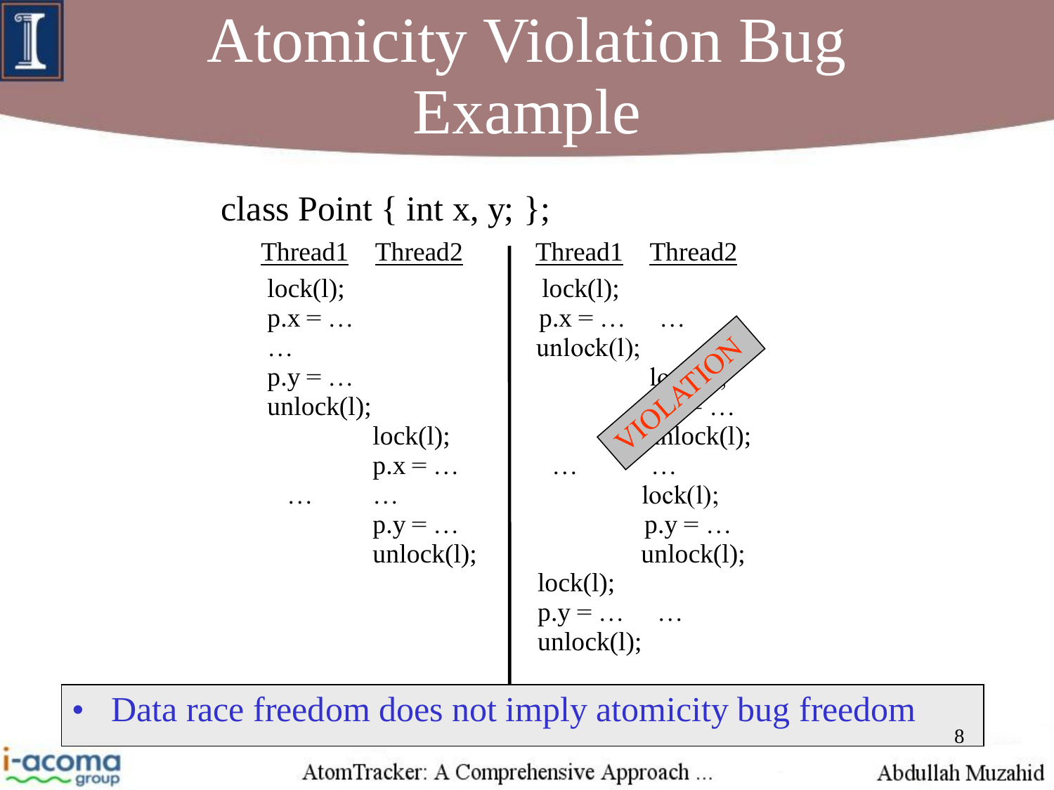# Atomicity Violation Bug Example

class Point { int x, y; };

| Thread1 | Thread2 |
|---|---|
| lock(l); | |
| p.x = … | |
| … | |
| p.y = … | |
| unlock(l); | |
| | lock(l); |
| | p.x = … |
| … | … |
| | p.y = … |
| | unlock(l); |

| Thread1 | Thread2 |
|---|---|
| lock(l); | |
| p.x = … | … |
| unlock(l); | |
| | lock(l); |
| | p.x = … |
| | unlock(l); |
| … | … |
| | lock(l); |
| | p.y = … |
| | unlock(l); |
| lock(l); | |
| p.y = … | … |
| unlock(l); | |

VIOLATION

- Data race freedom does not imply atomicity bug freedom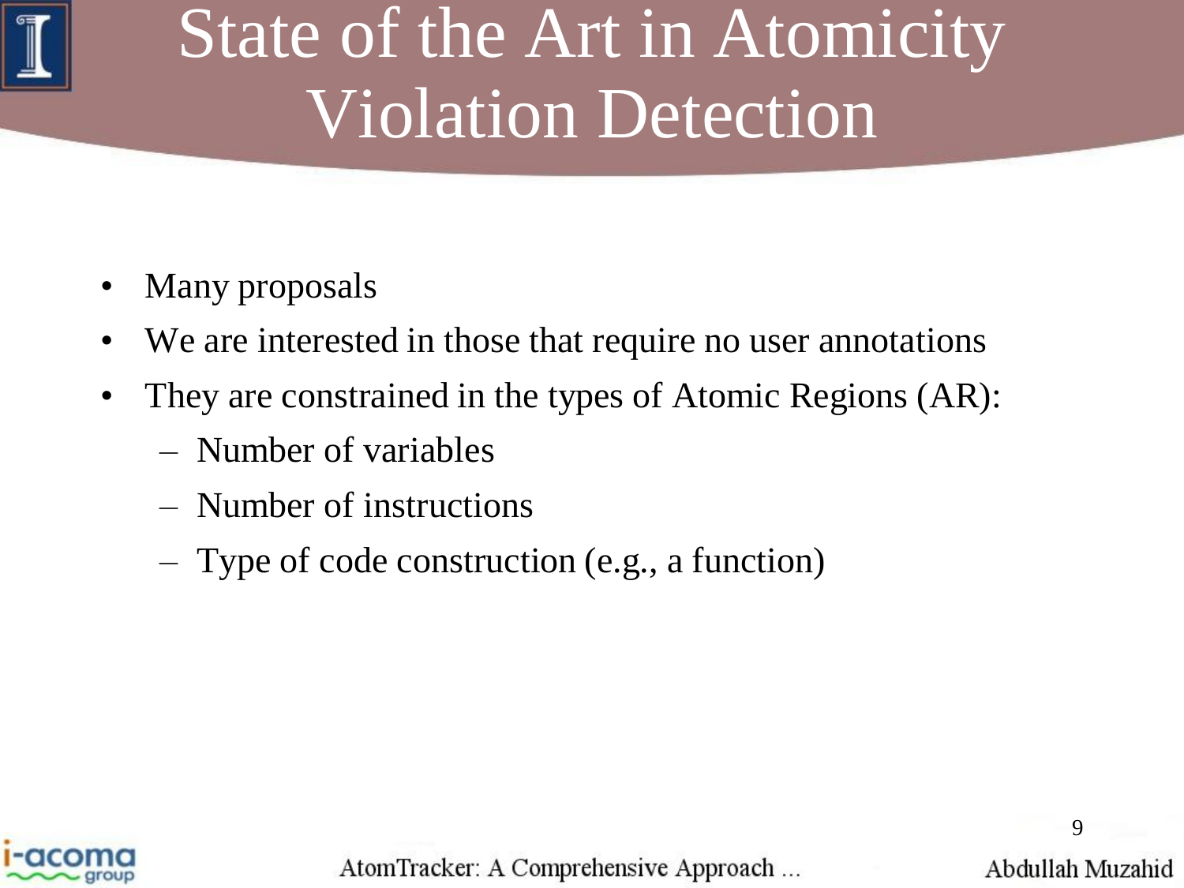# State of the Art in Atomicity Violation Detection

- Many proposals
- We are interested in those that require no user annotations
- They are constrained in the types of Atomic Regions (AR):
  - Number of variables
  - Number of instructions
  - Type of code construction (e.g., a function)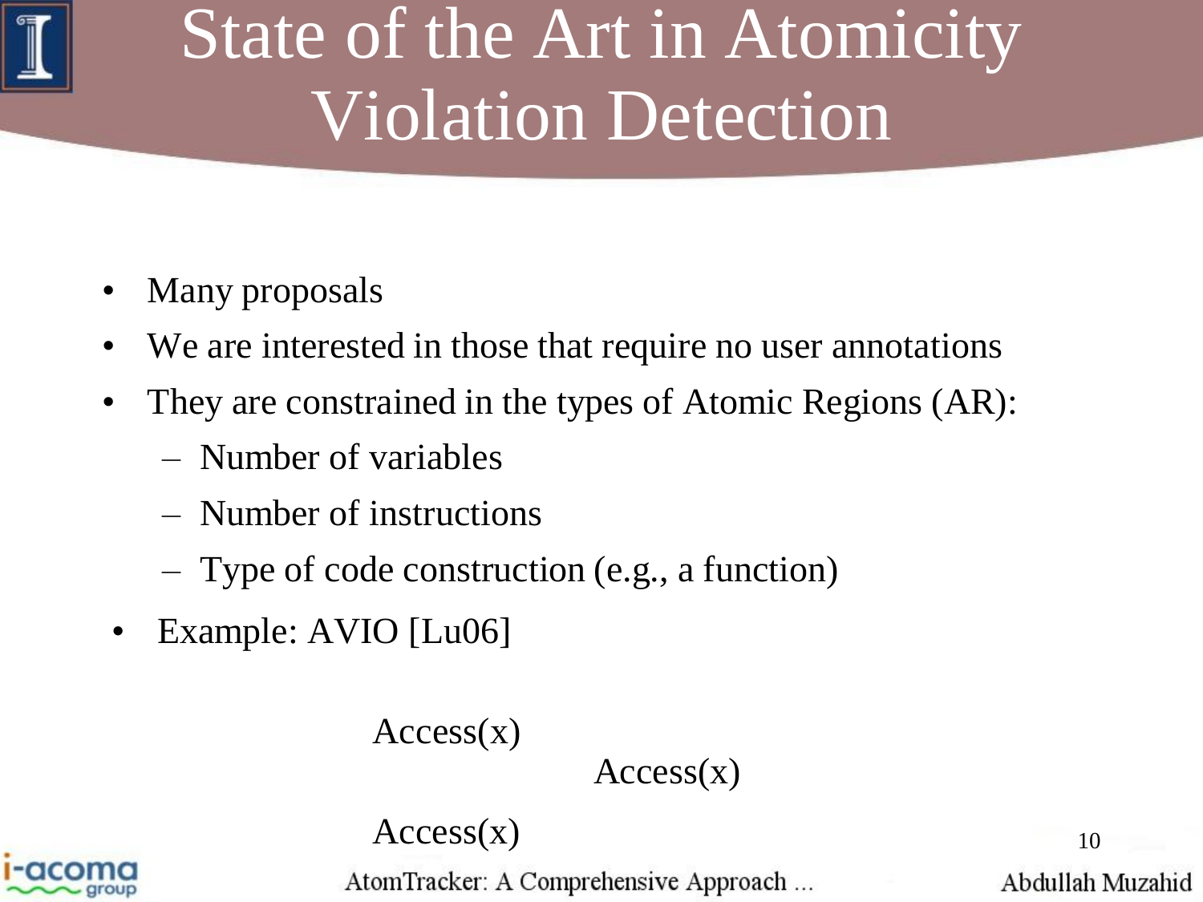# State of the Art in Atomicity Violation Detection

- Many proposals
- We are interested in those that require no user annotations
- They are constrained in the types of Atomic Regions (AR):
  - Number of variables
  - Number of instructions
  - Type of code construction (e.g., a function)
- Example: AVIO [Lu06]

```
Access(x)
                  Access(x)
Access(x)
```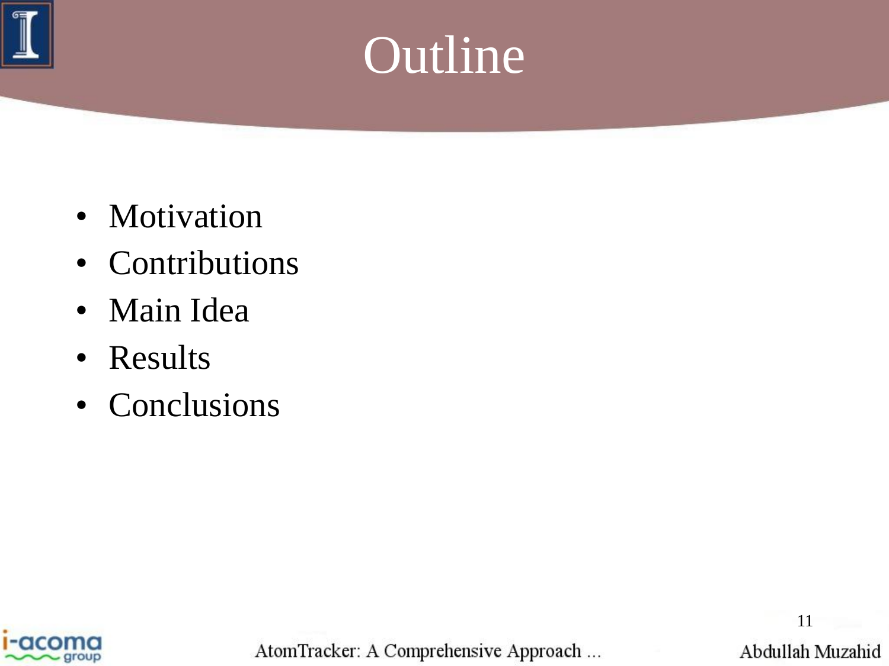# Outline

- Motivation
- Contributions
- Main Idea
- Results
- Conclusions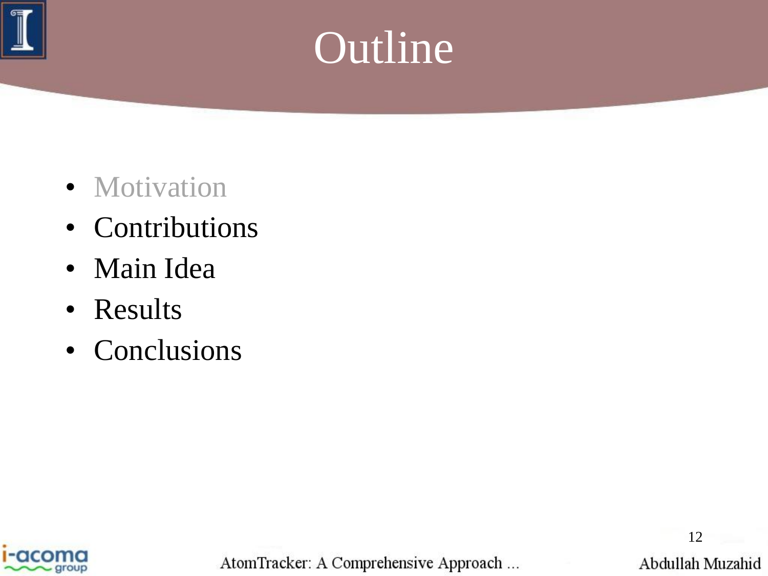# Outline

- Motivation
- Contributions
- Main Idea
- Results
- Conclusions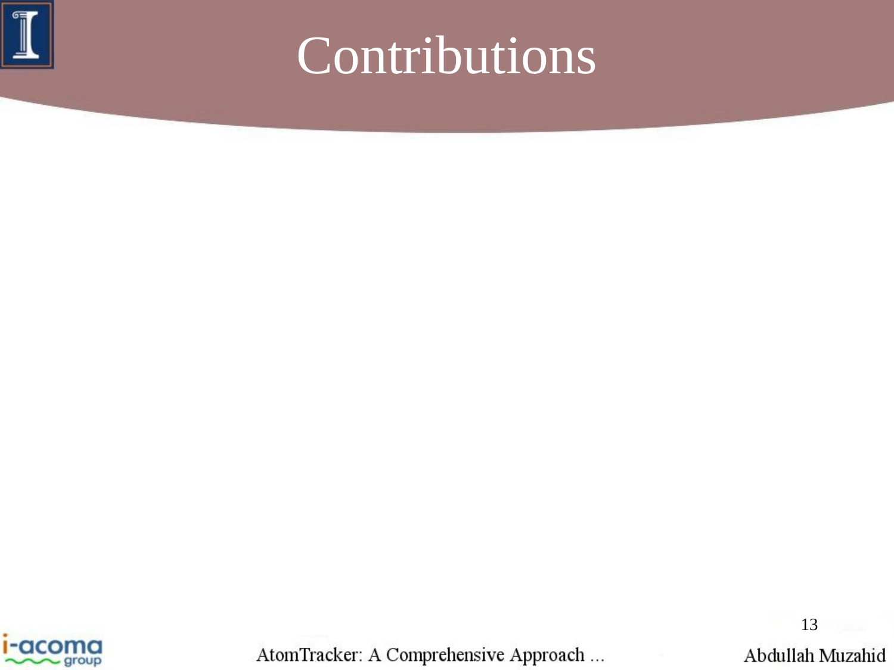# Contributions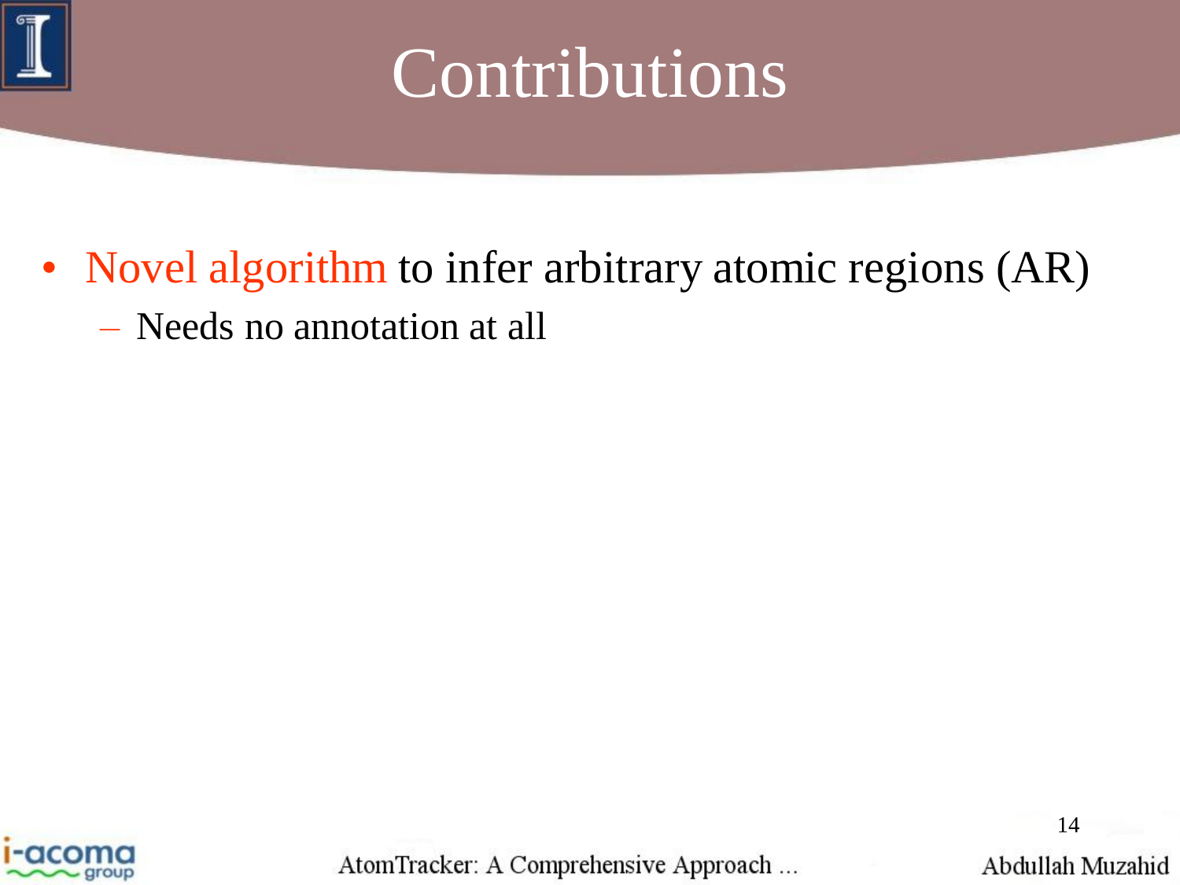# Contributions

- Novel algorithm to infer arbitrary atomic regions (AR)
  - Needs no annotation at all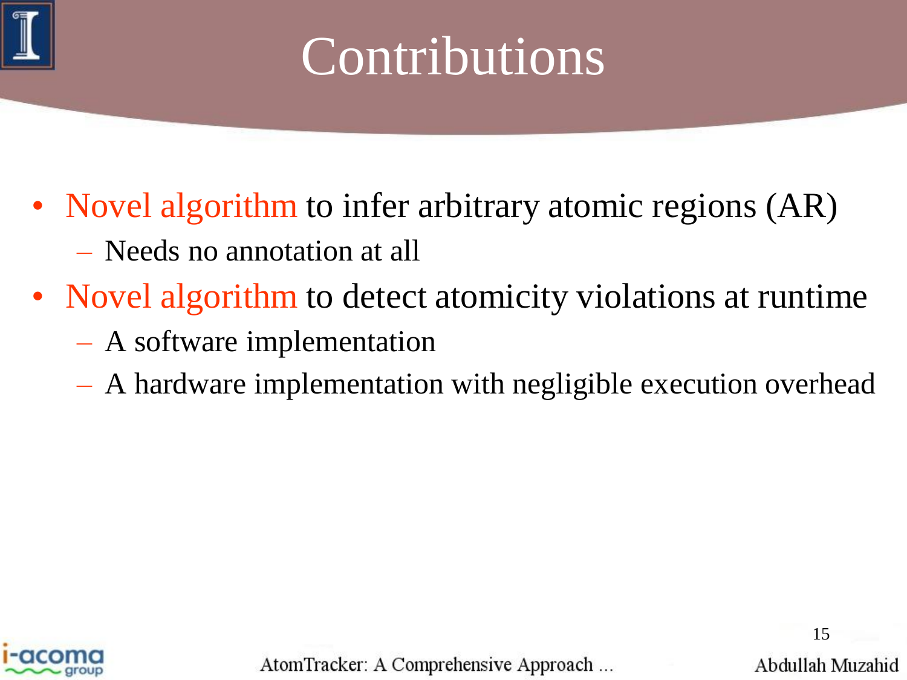# Contributions

- Novel algorithm to infer arbitrary atomic regions (AR)
  - Needs no annotation at all
- Novel algorithm to detect atomicity violations at runtime
  - A software implementation
  - A hardware implementation with negligible execution overhead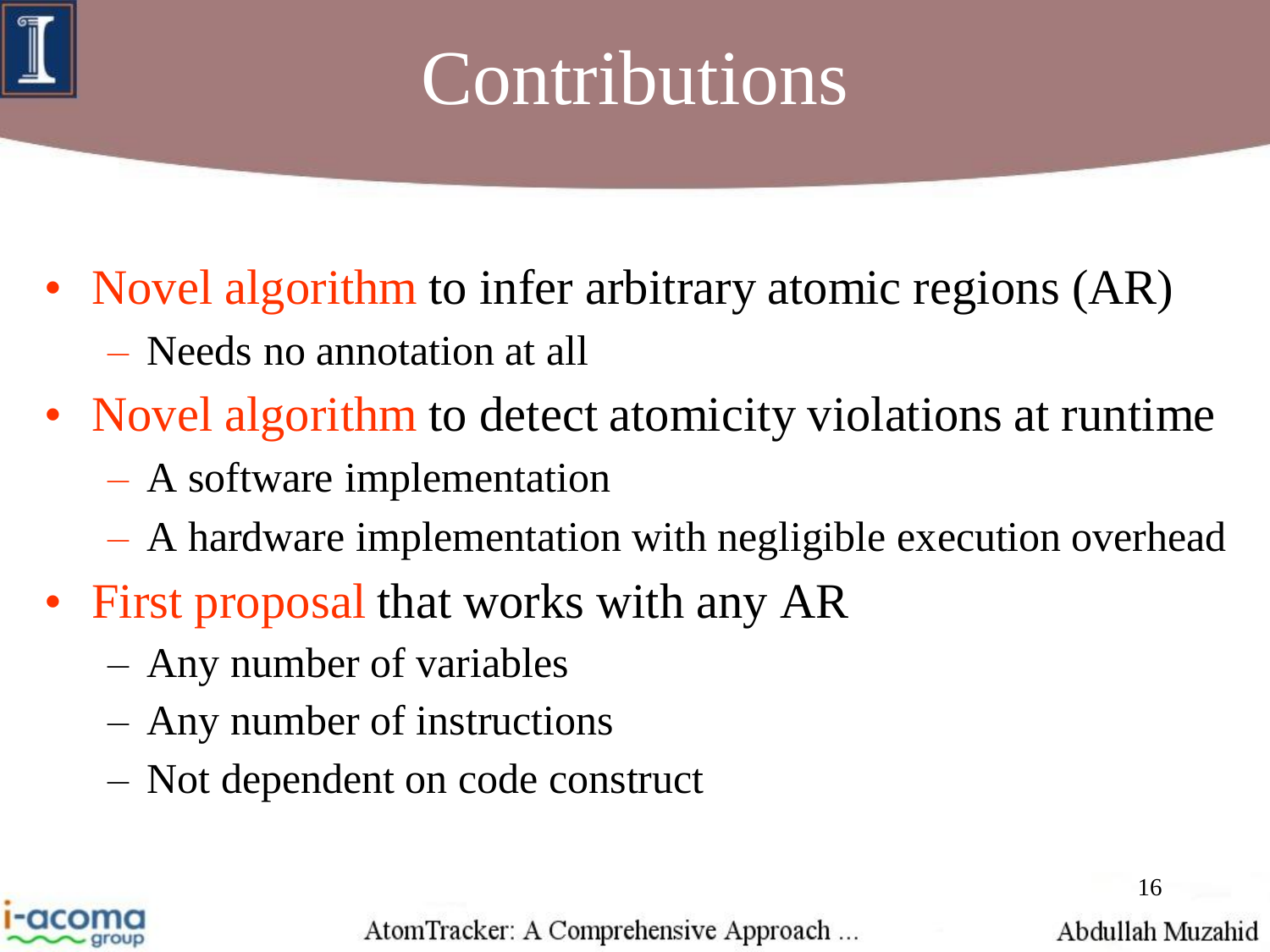# Contributions

- Novel algorithm to infer arbitrary atomic regions (AR)
  - Needs no annotation at all
- Novel algorithm to detect atomicity violations at runtime
  - A software implementation
  - A hardware implementation with negligible execution overhead
- First proposal that works with any AR
  - Any number of variables
  - Any number of instructions
  - Not dependent on code construct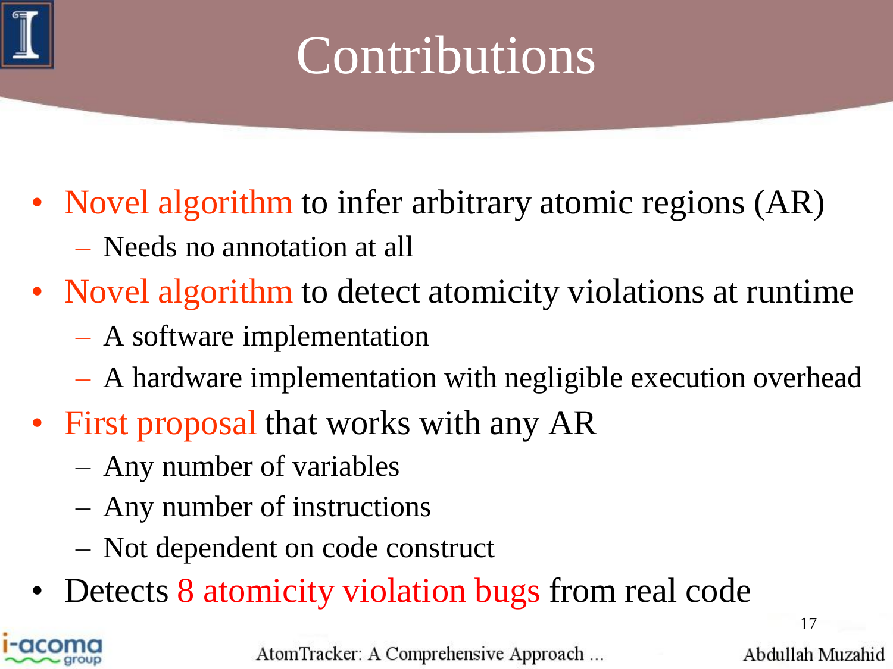# Contributions

- Novel algorithm to infer arbitrary atomic regions (AR)
  - Needs no annotation at all
- Novel algorithm to detect atomicity violations at runtime
  - A software implementation
  - A hardware implementation with negligible execution overhead
- First proposal that works with any AR
  - Any number of variables
  - Any number of instructions
  - Not dependent on code construct
- Detects 8 atomicity violation bugs from real code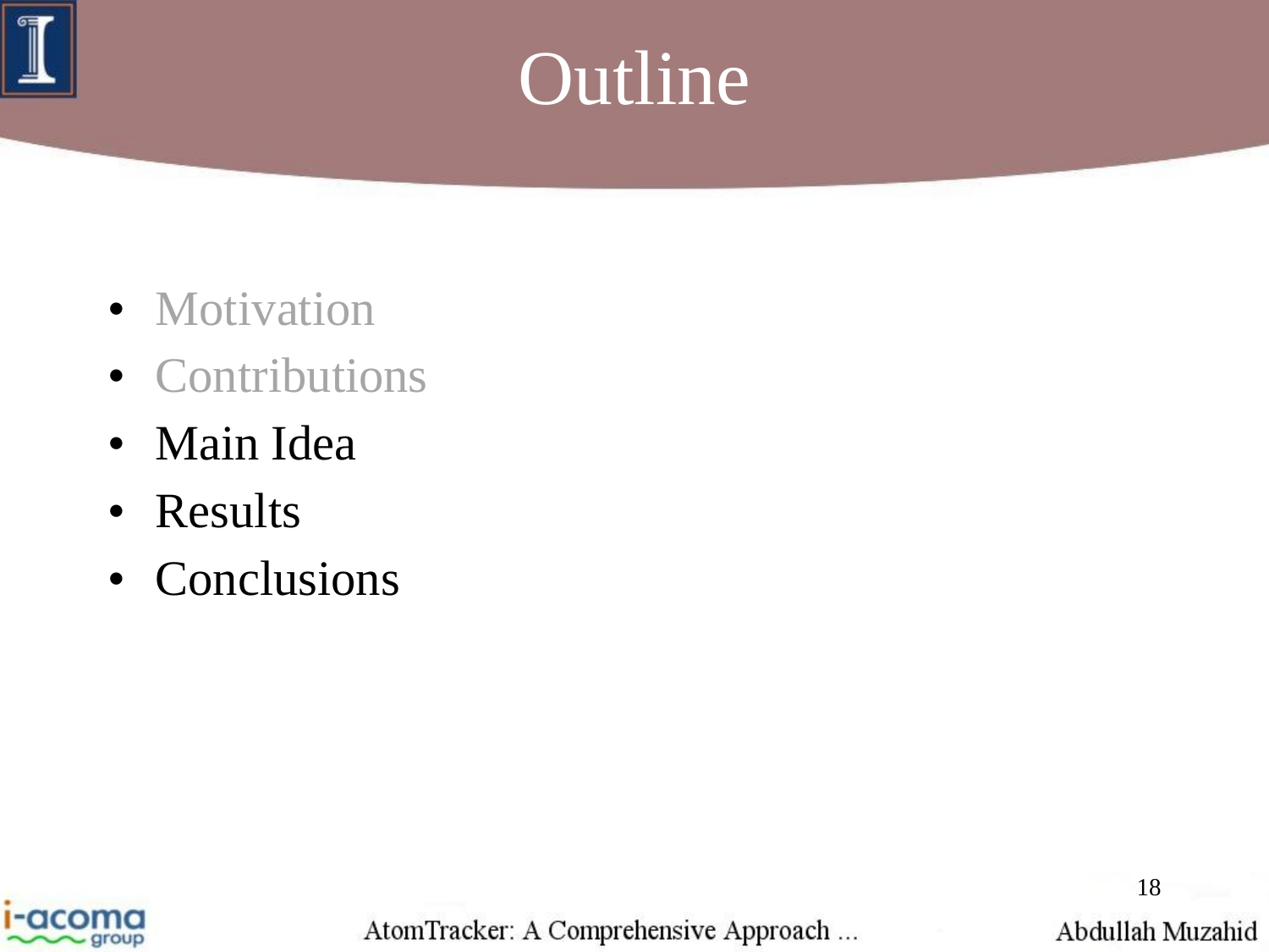# Outline

- Motivation
- Contributions
- Main Idea
- Results
- Conclusions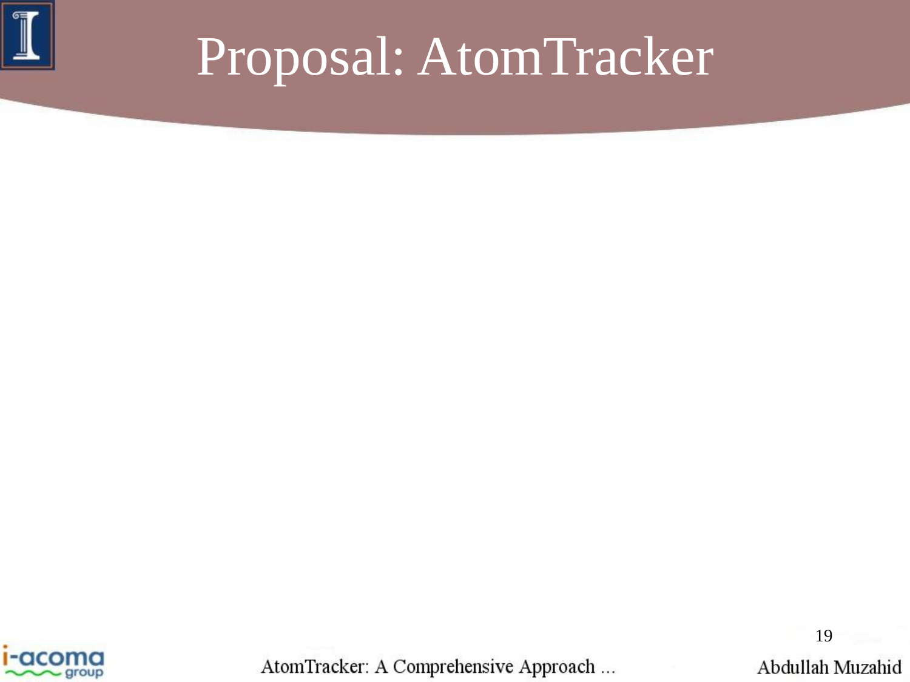# Proposal: AtomTracker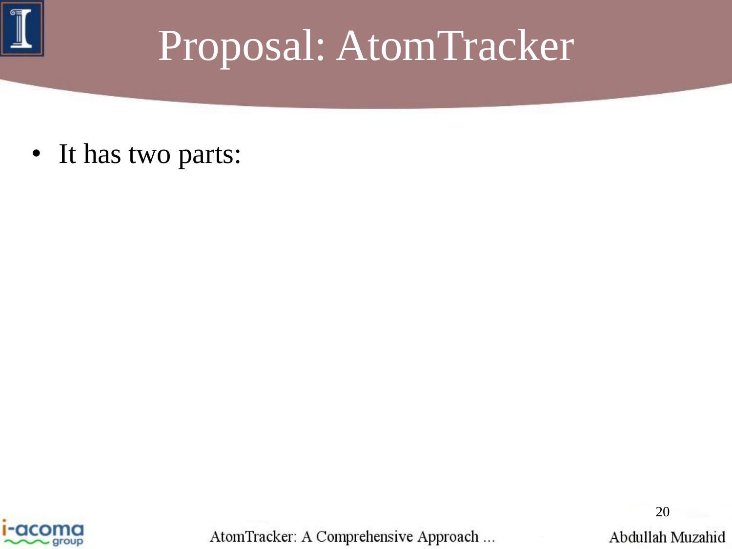# Proposal: AtomTracker

- It has two parts: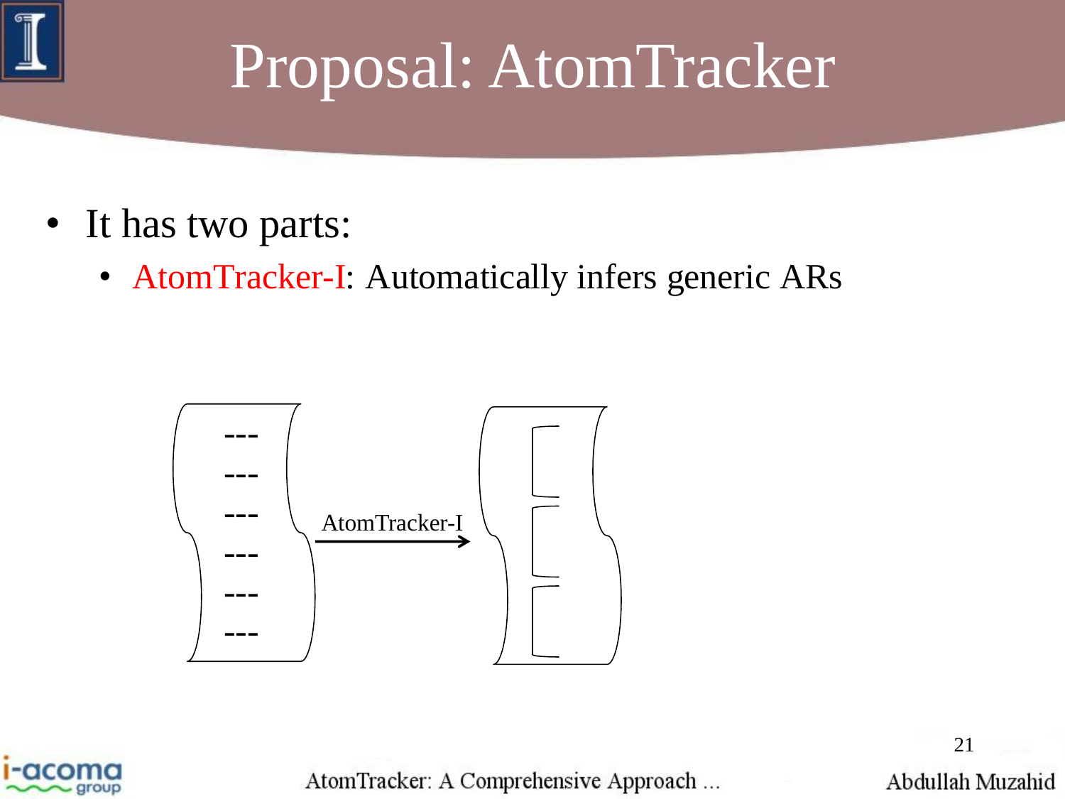# Proposal: AtomTracker

- It has two parts:
  - AtomTracker-I: Automatically infers generic ARs

AtomTracker-I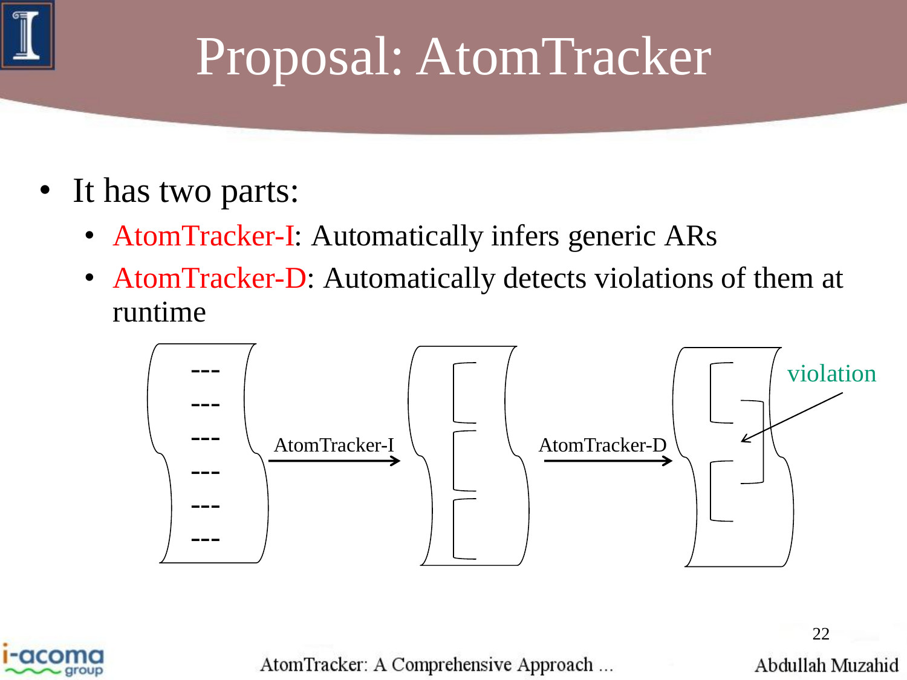# Proposal: AtomTracker

- It has two parts:
  - AtomTracker-I: Automatically infers generic ARs
  - AtomTracker-D: Automatically detects violations of them at runtime

AtomTracker-I

AtomTracker-D

violation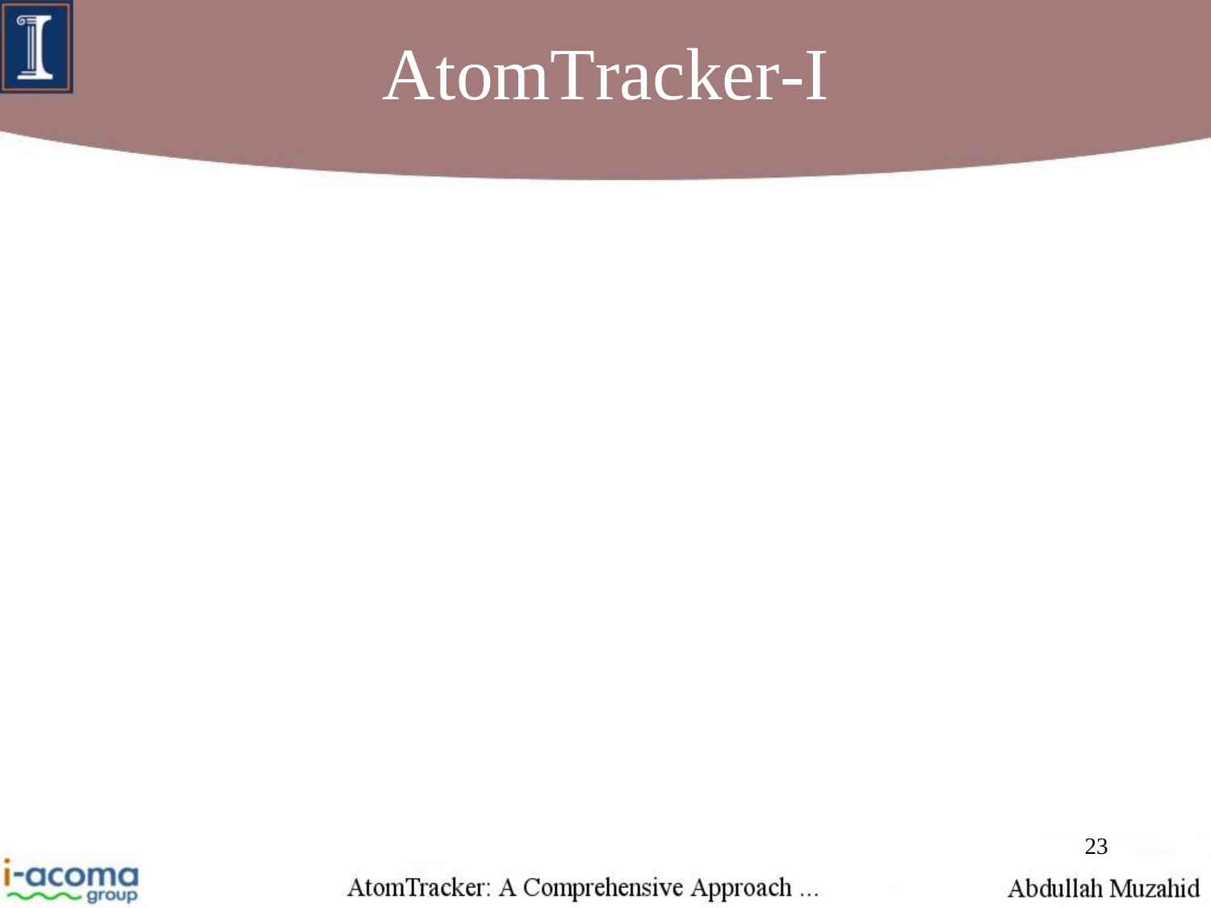# AtomTracker-I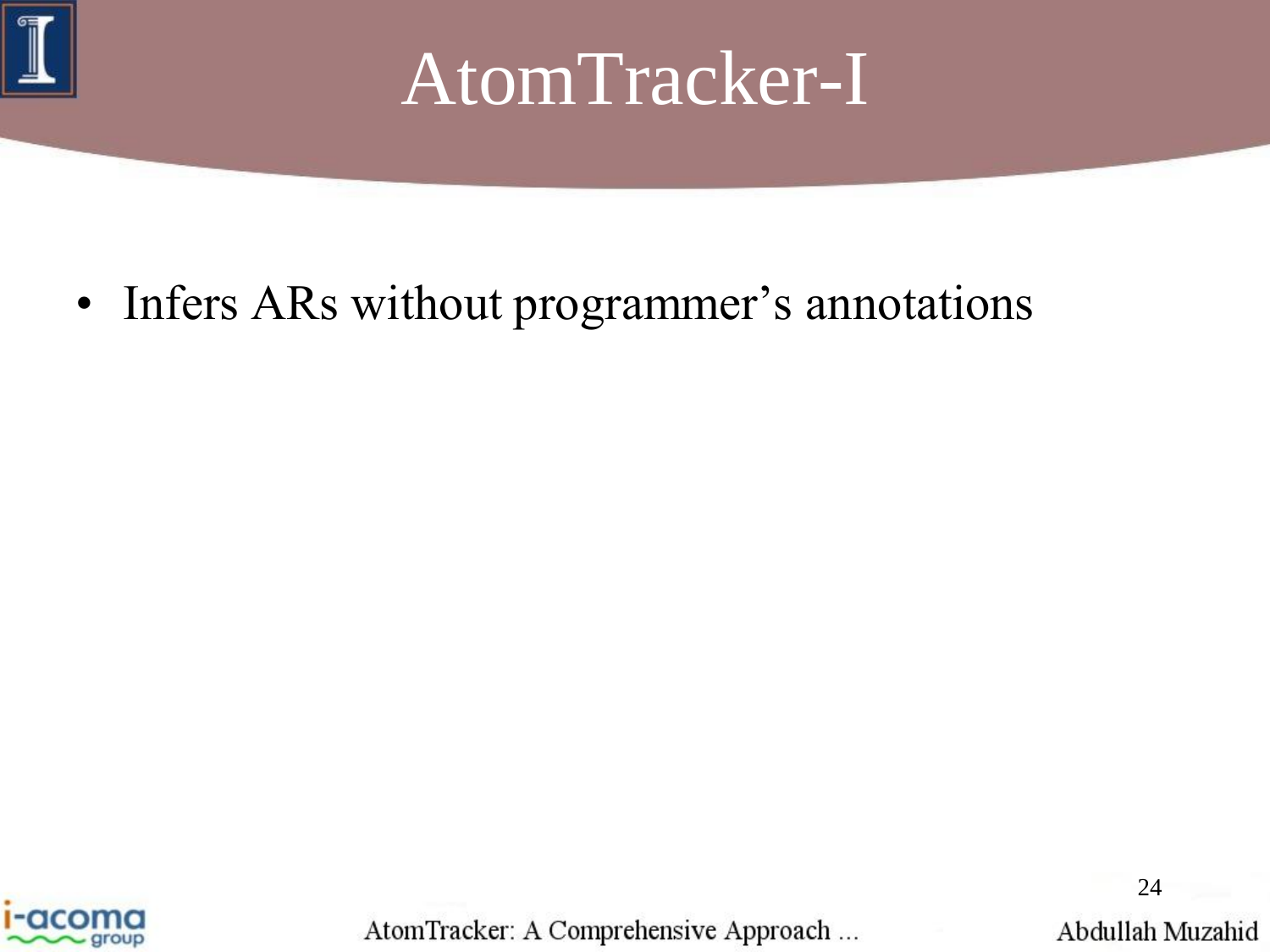# AtomTracker-I

- Infers ARs without programmer's annotations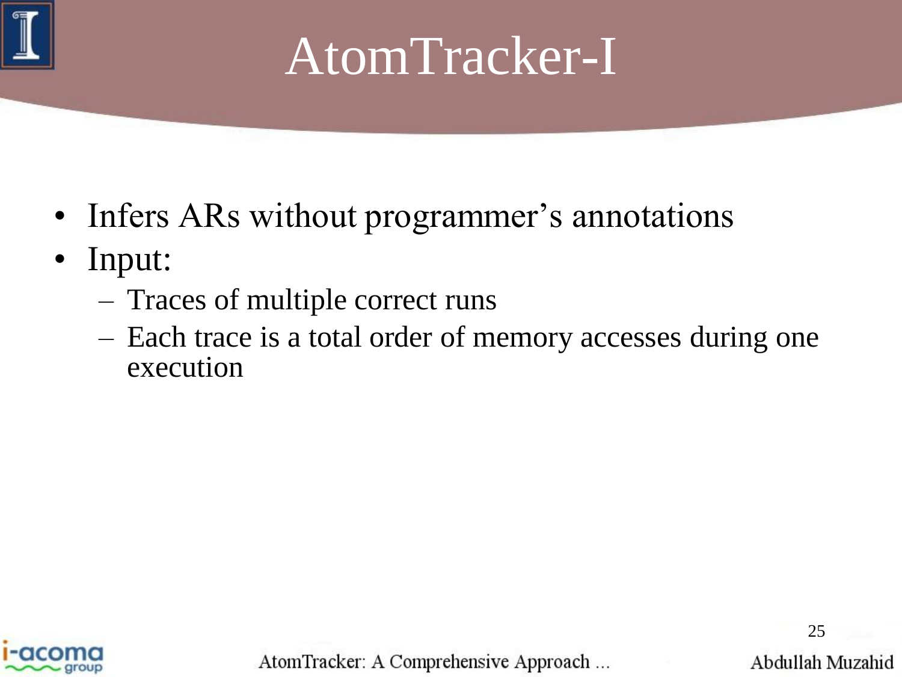# AtomTracker-I

- Infers ARs without programmer's annotations
- Input:
  - Traces of multiple correct runs
  - Each trace is a total order of memory accesses during one execution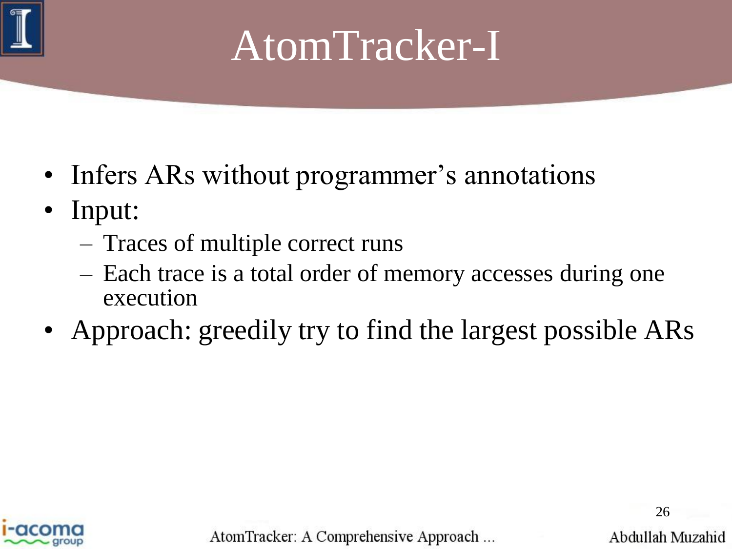# AtomTracker-I

- Infers ARs without programmer's annotations
- Input:
  - Traces of multiple correct runs
  - Each trace is a total order of memory accesses during one execution
- Approach: greedily try to find the largest possible ARs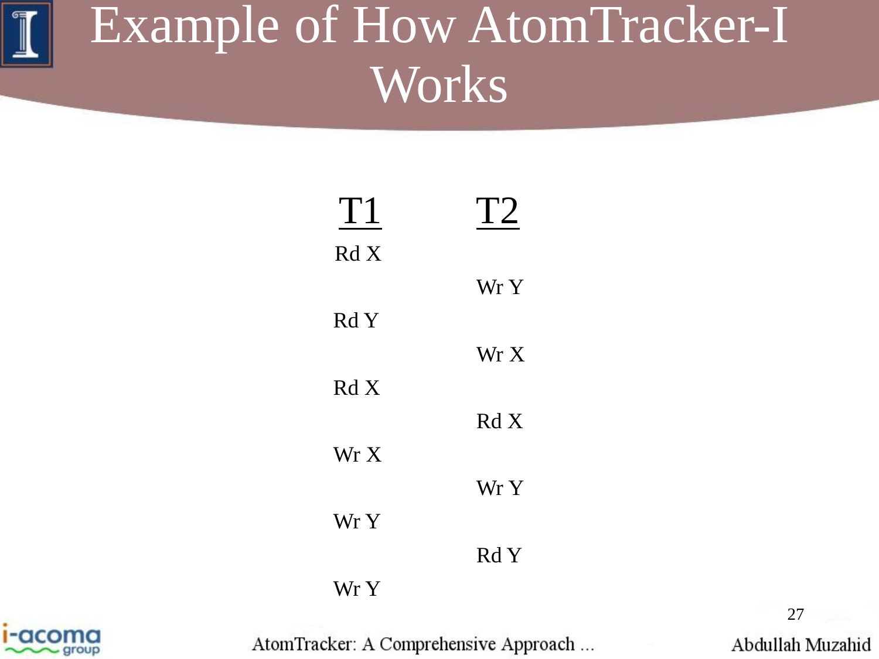# Example of How AtomTracker-I Works

| T1 | T2 |
|---|---|
| Rd X | |
| | Wr Y |
| Rd Y | |
| | Wr X |
| Rd X | |
| | Rd X |
| Wr X | |
| | Wr Y |
| Wr Y | |
| | Rd Y |
| Wr Y | |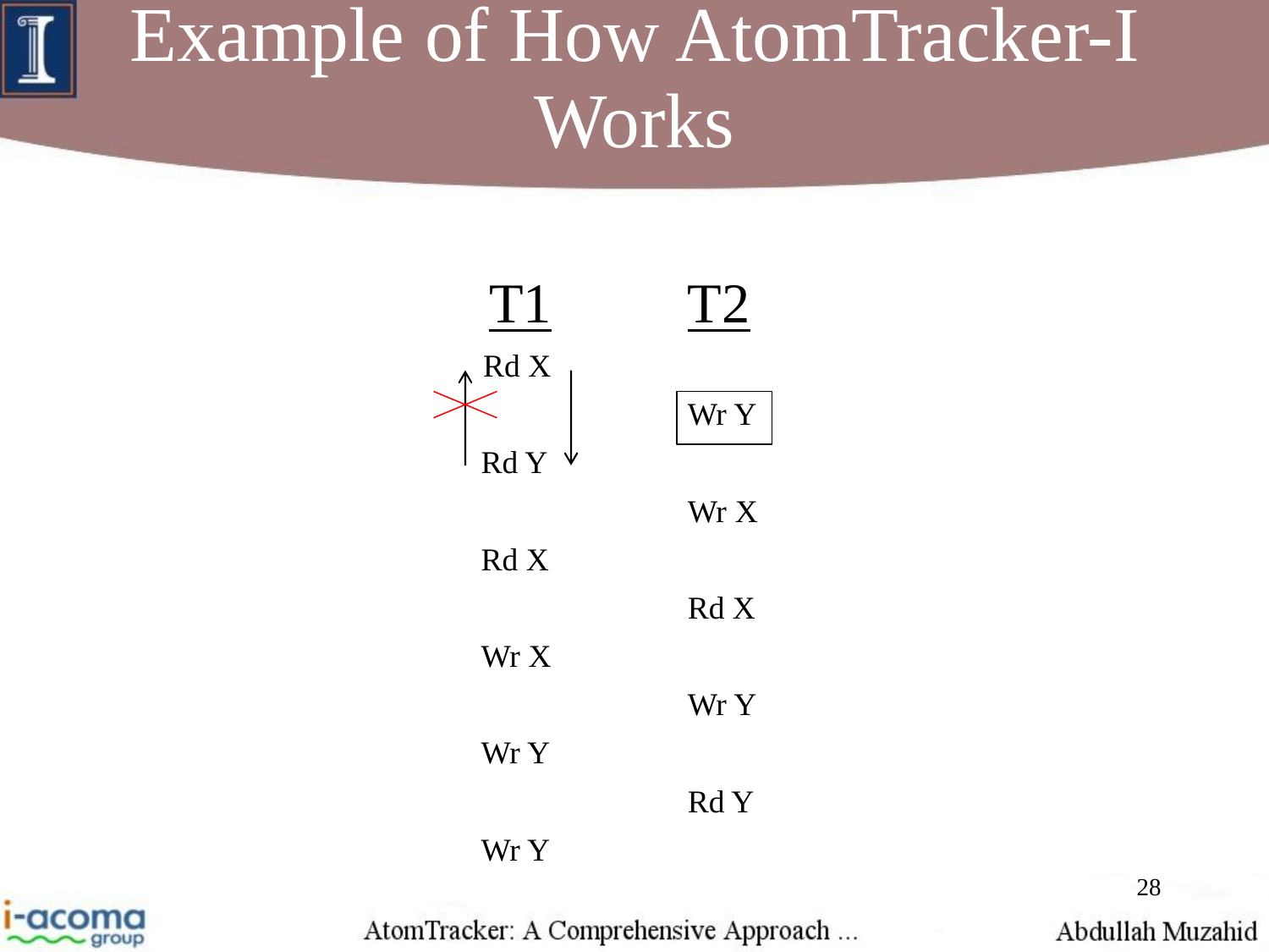# Example of How AtomTracker-I Works

| T1 | T2 |
|---|---|
| Rd X | |
| | Wr Y |
| Rd Y | |
| | Wr X |
| Rd X | |
| | Rd X |
| Wr X | |
| | Wr Y |
| Wr Y | |
| | Rd Y |
| Wr Y | |

AtomTracker: A Comprehensive Approach ...

Abdullah Muzahid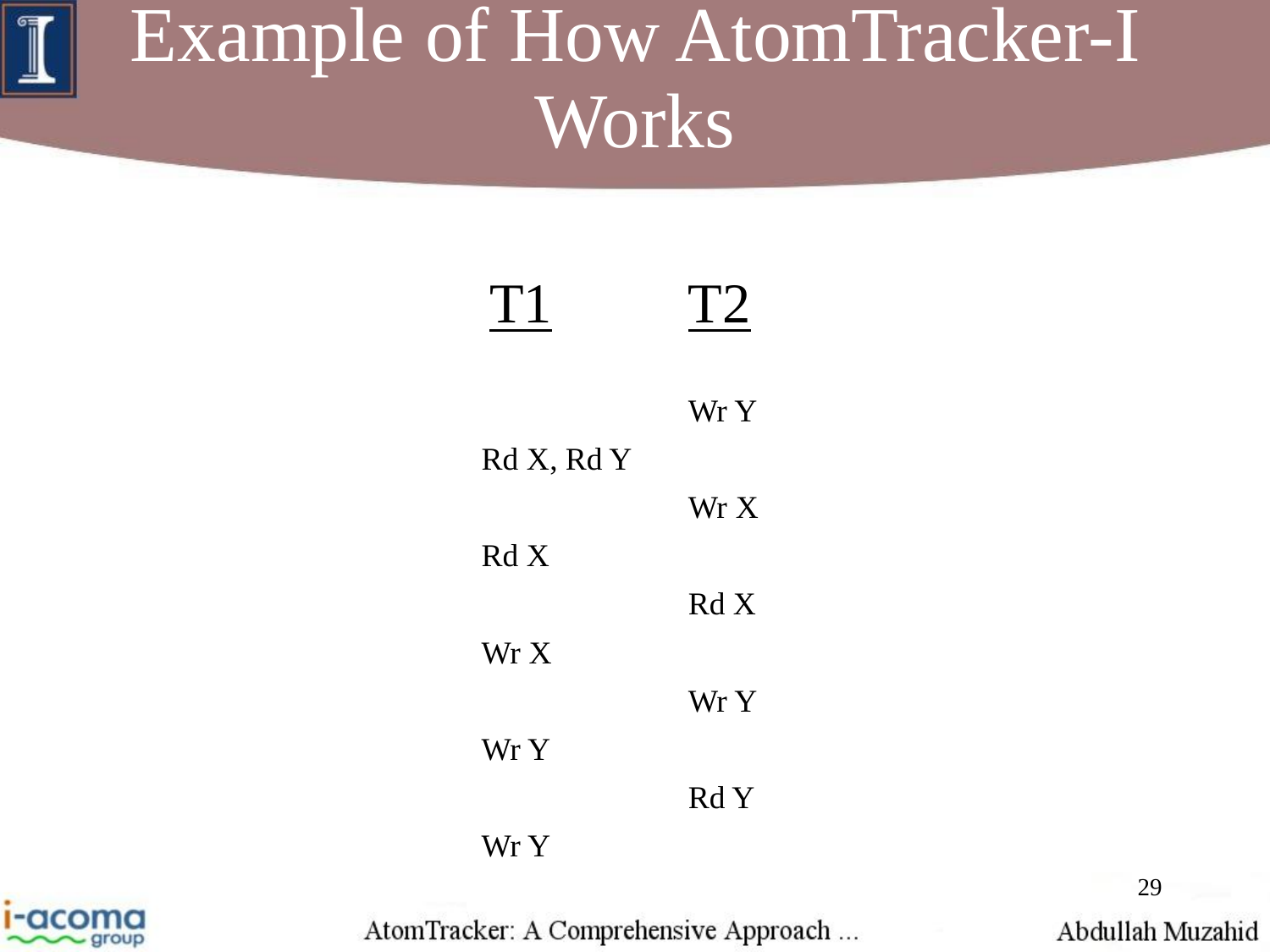# Example of How AtomTracker-I Works

| T1 | T2 |
|---|---|
| | Wr Y |
| Rd X, Rd Y | |
| | Wr X |
| Rd X | |
| | Rd X |
| Wr X | |
| | Wr Y |
| Wr Y | |
| | Rd Y |
| Wr Y | |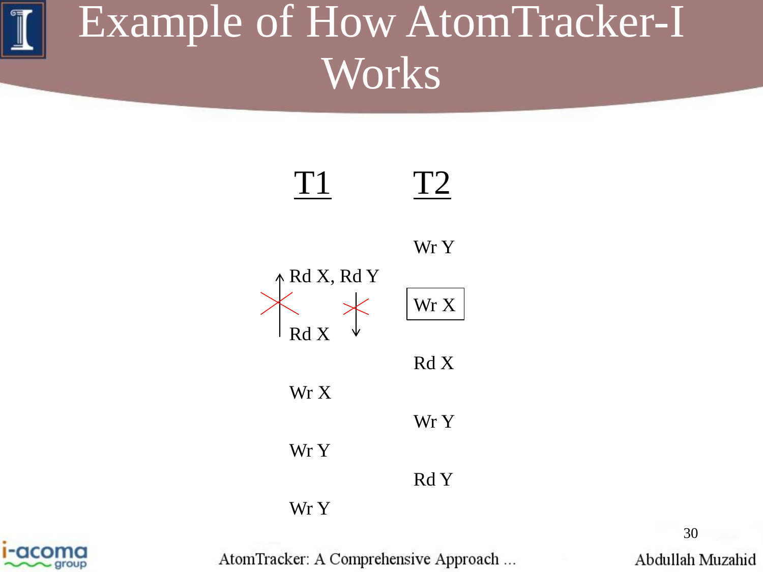# Example of How AtomTracker-I Works

| T1 | T2 |
| --- | --- |
| | Wr Y |
| Rd X, Rd Y | |
| | Wr X |
| Rd X | |
| | Rd X |
| Wr X | |
| | Wr Y |
| Wr Y | |
| | Rd Y |
| Wr Y | |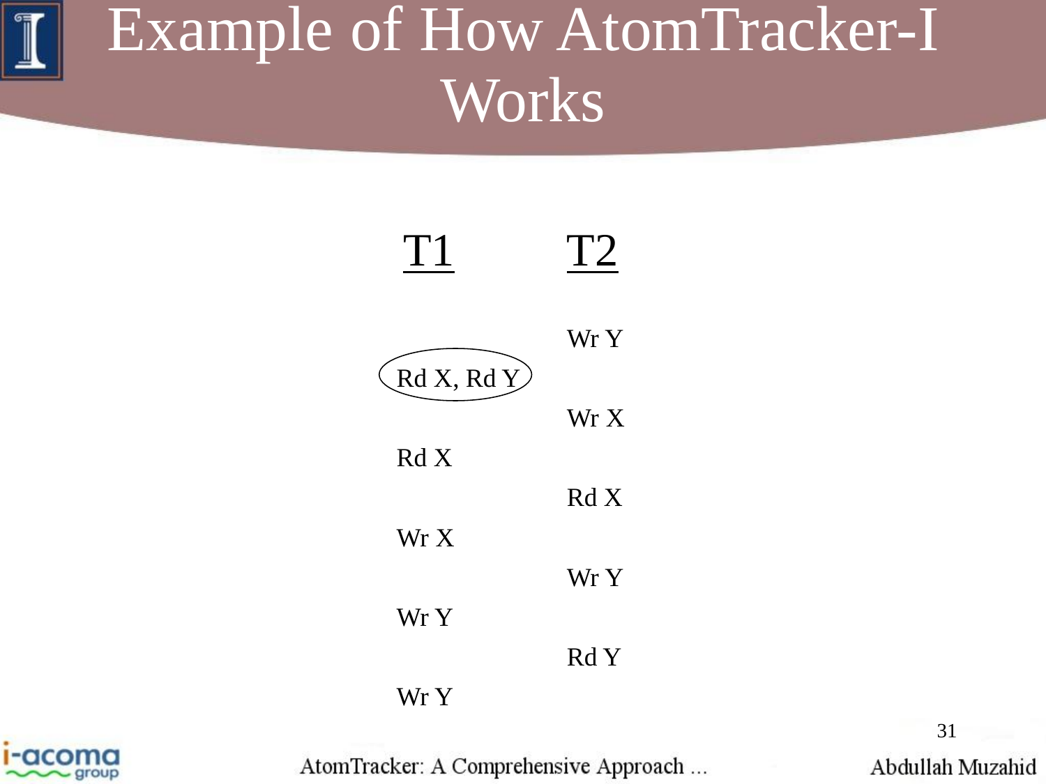# Example of How AtomTracker-I Works

| T1 | T2 |
| --- | --- |
| | Wr Y |
| Rd X, Rd Y | |
| | Wr X |
| Rd X | |
| | Rd X |
| Wr X | |
| | Wr Y |
| Wr Y | |
| | Rd Y |
| Wr Y | |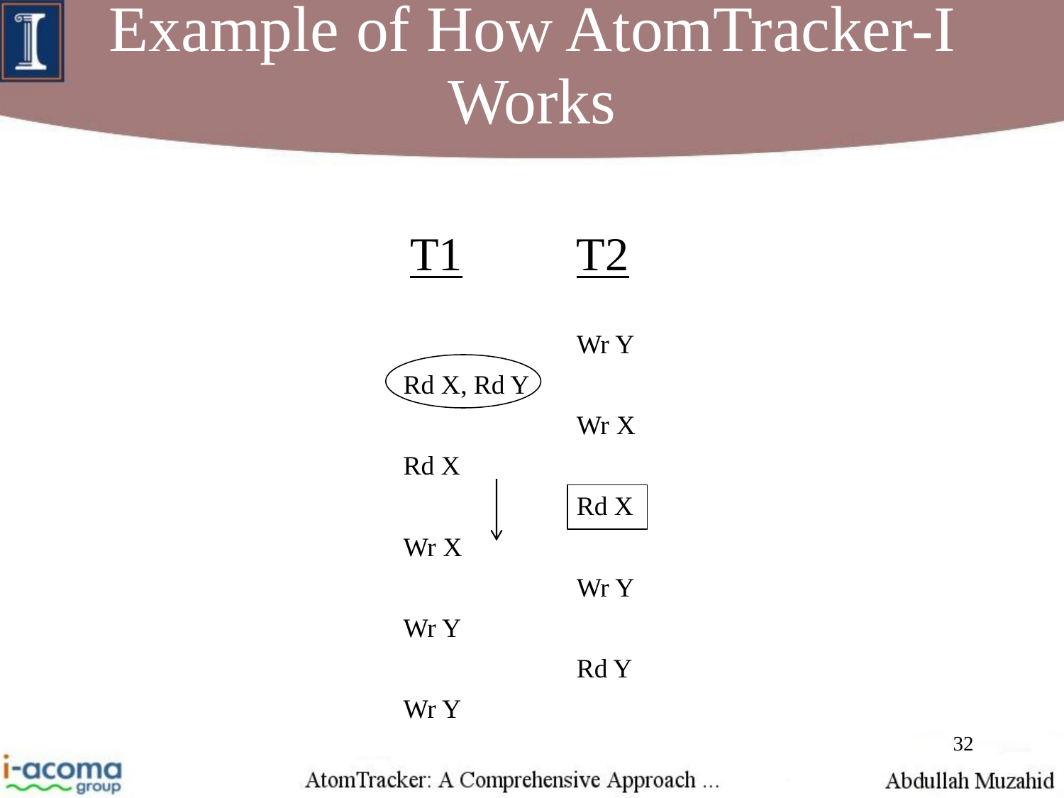# Example of How AtomTracker-I Works

| T1 | T2 |
| --- | --- |
| | Wr Y |
| Rd X, Rd Y | |
| | Wr X |
| Rd X | |
| | Rd X |
| Wr X | |
| | Wr Y |
| Wr Y | |
| | Rd Y |
| Wr Y | |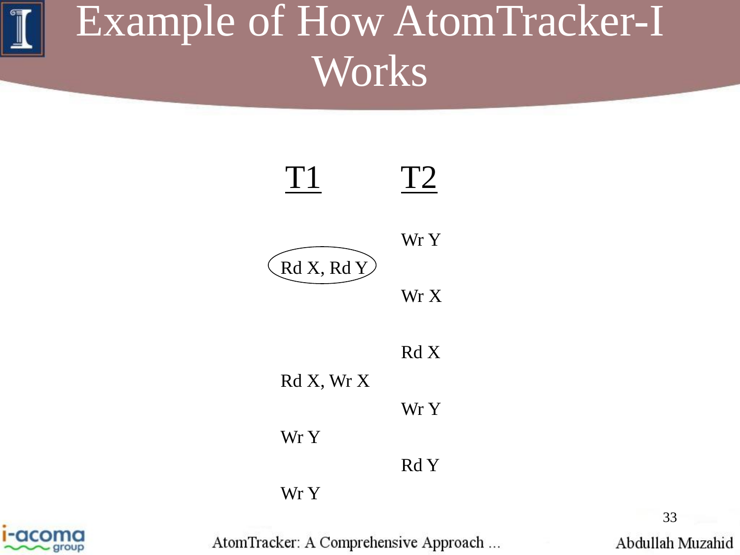# Example of How AtomTracker-I Works

| T1 | T2 |
|---|---|
| | Wr Y |
| (Rd X, Rd Y) | |
| | Wr X |
| | Rd X |
| Rd X, Wr X | |
| | Wr Y |
| Wr Y | |
| | Rd Y |
| Wr Y | |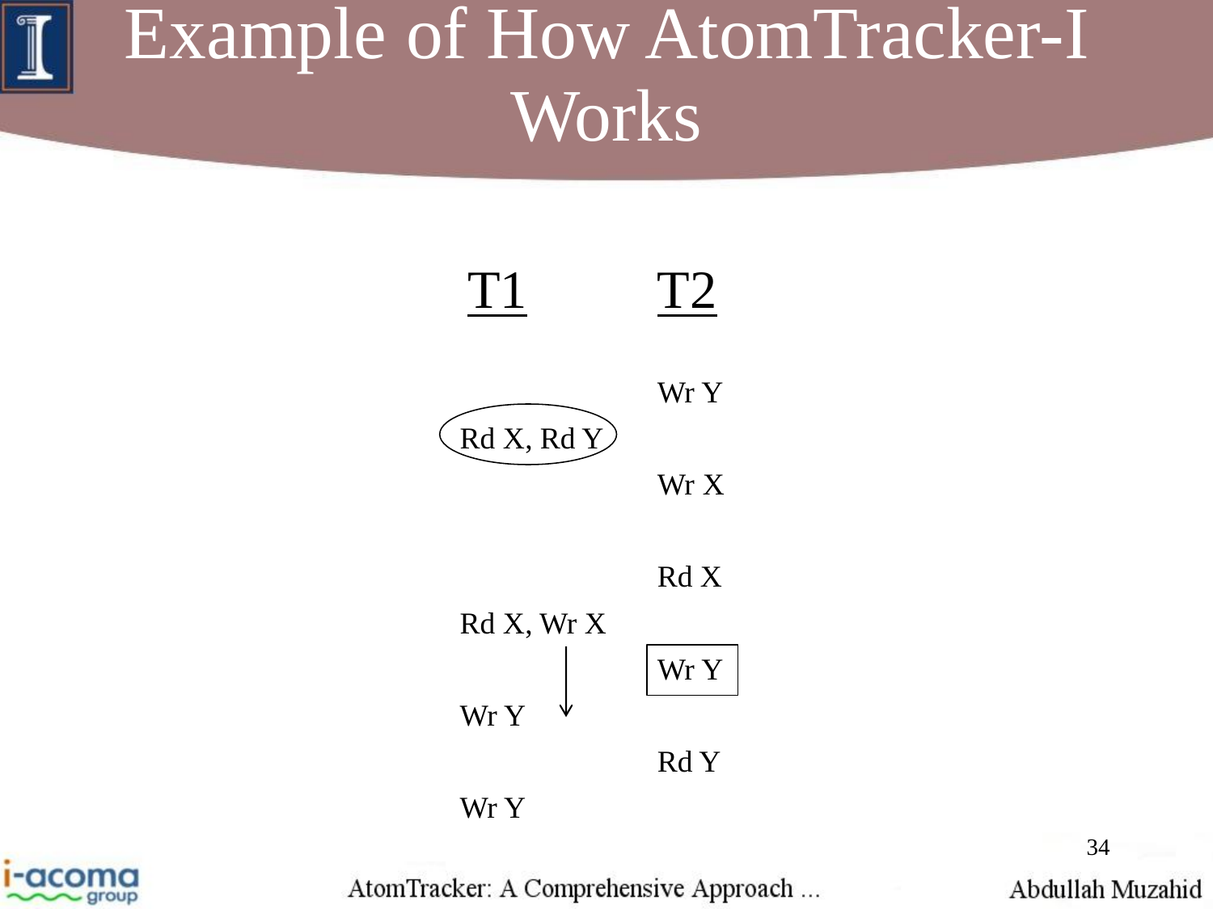# Example of How AtomTracker-I Works

| T1 | T2 |
|---|---|
| | Wr Y |
| Rd X, Rd Y | |
| | Wr X |
| | Rd X |
| Rd X, Wr X | |
| | Wr Y |
| Wr Y | |
| | Rd Y |
| Wr Y | |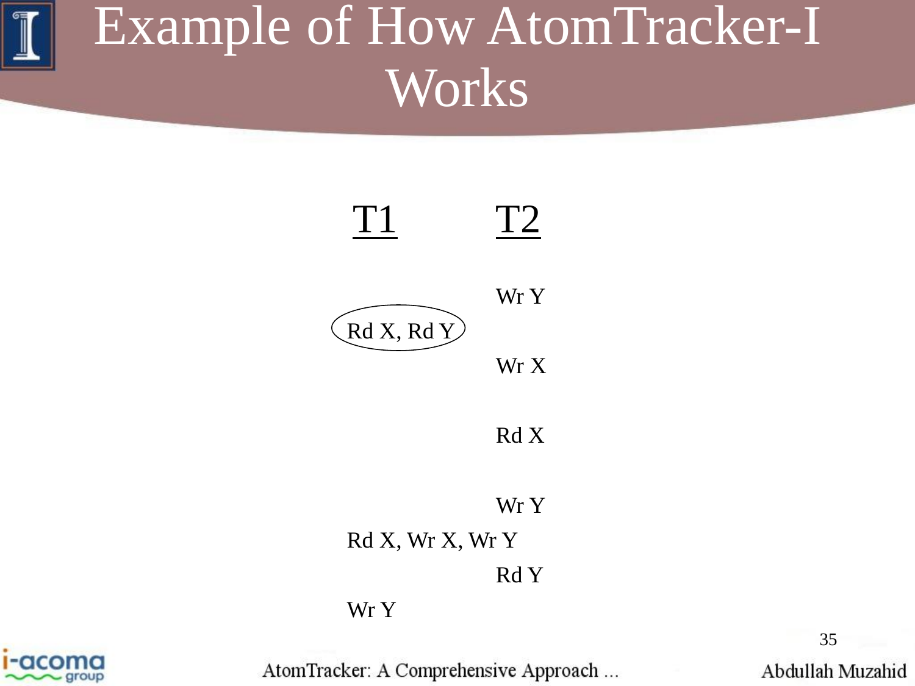# Example of How AtomTracker-I Works

| T1 | T2 |
| --- | --- |
| | Wr Y |
| Rd X, Rd Y | |
| | Wr X |
| | Rd X |
| | Wr Y |
| Rd X, Wr X, Wr Y | |
| | Rd Y |
| Wr Y | |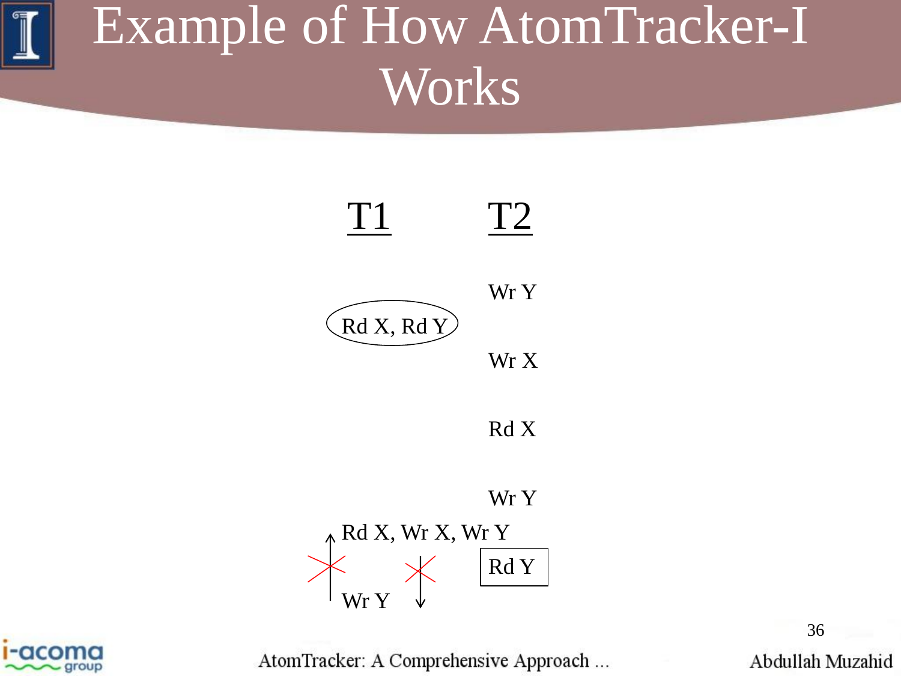# Example of How AtomTracker-I Works

| T1 | T2 |
|---|---|
| | Wr Y |
| Rd X, Rd Y | |
| | Wr X |
| | Rd X |
| | Wr Y |
| Rd X, Wr X, Wr Y | |
| | Rd Y |
| Wr Y | |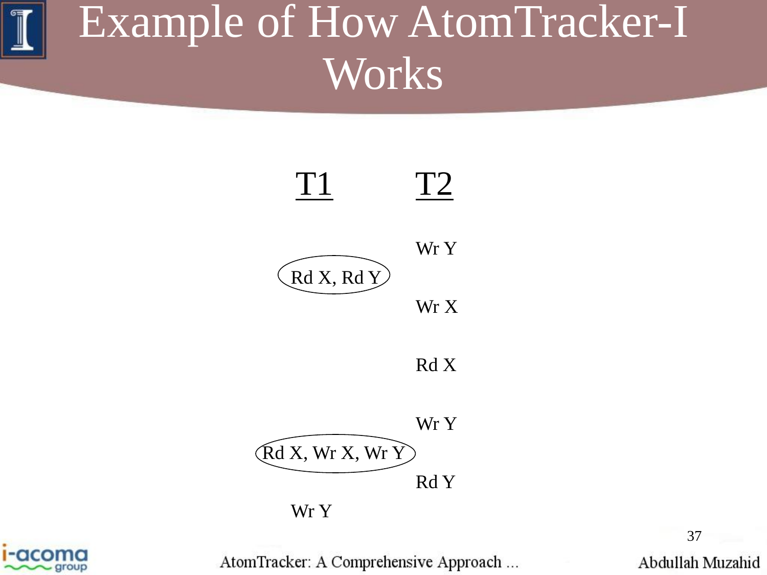# Example of How AtomTracker-I Works

| T1 | T2 |
| --- | --- |
| | Wr Y |
| (Rd X, Rd Y) | |
| | Wr X |
| | Rd X |
| | Wr Y |
| (Rd X, Wr X, Wr Y) | |
| | Rd Y |
| Wr Y | |

AtomTracker: A Comprehensive Approach ...

Abdullah Muzahid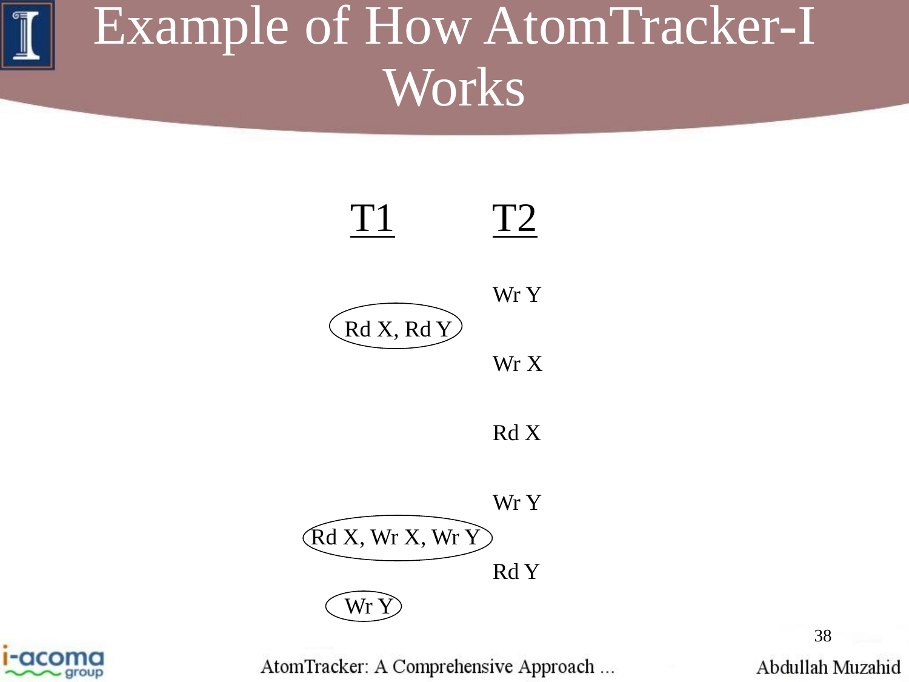# Example of How AtomTracker-I Works

| T1 | T2 |
|---|---|
| | Wr Y |
| (Rd X, Rd Y) | |
| | Wr X |
| | Rd X |
| | Wr Y |
| (Rd X, Wr X, Wr Y) | |
| | Rd Y |
| (Wr Y) | |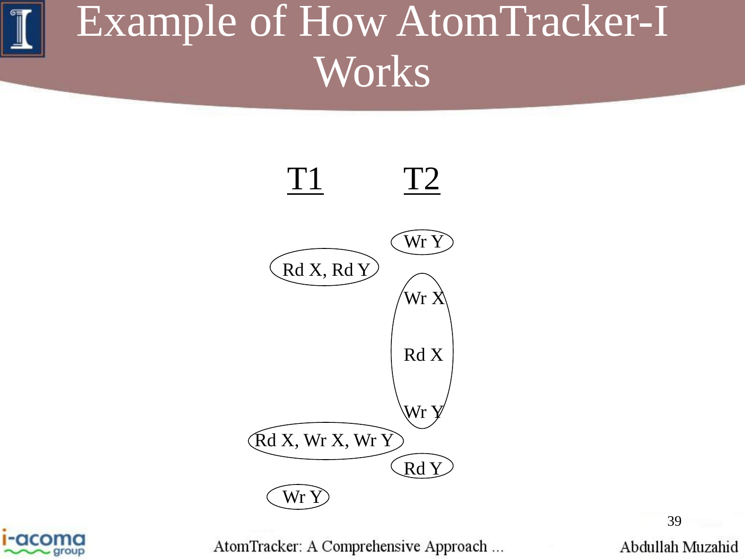# Example of How AtomTracker-I Works

| T1 | T2 |
| --- | --- |
| | Wr Y |
| Rd X, Rd Y | |
| | Wr X<br>Rd X<br>Wr Y |
| Rd X, Wr X, Wr Y | |
| | Rd Y |
| Wr Y | |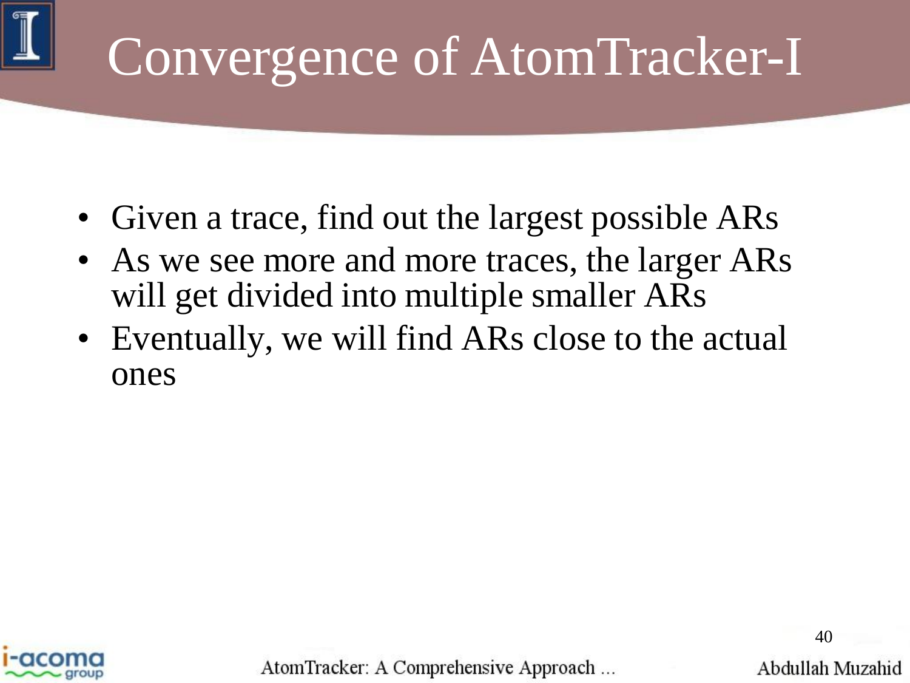# Convergence of AtomTracker-I

- Given a trace, find out the largest possible ARs
- As we see more and more traces, the larger ARs will get divided into multiple smaller ARs
- Eventually, we will find ARs close to the actual ones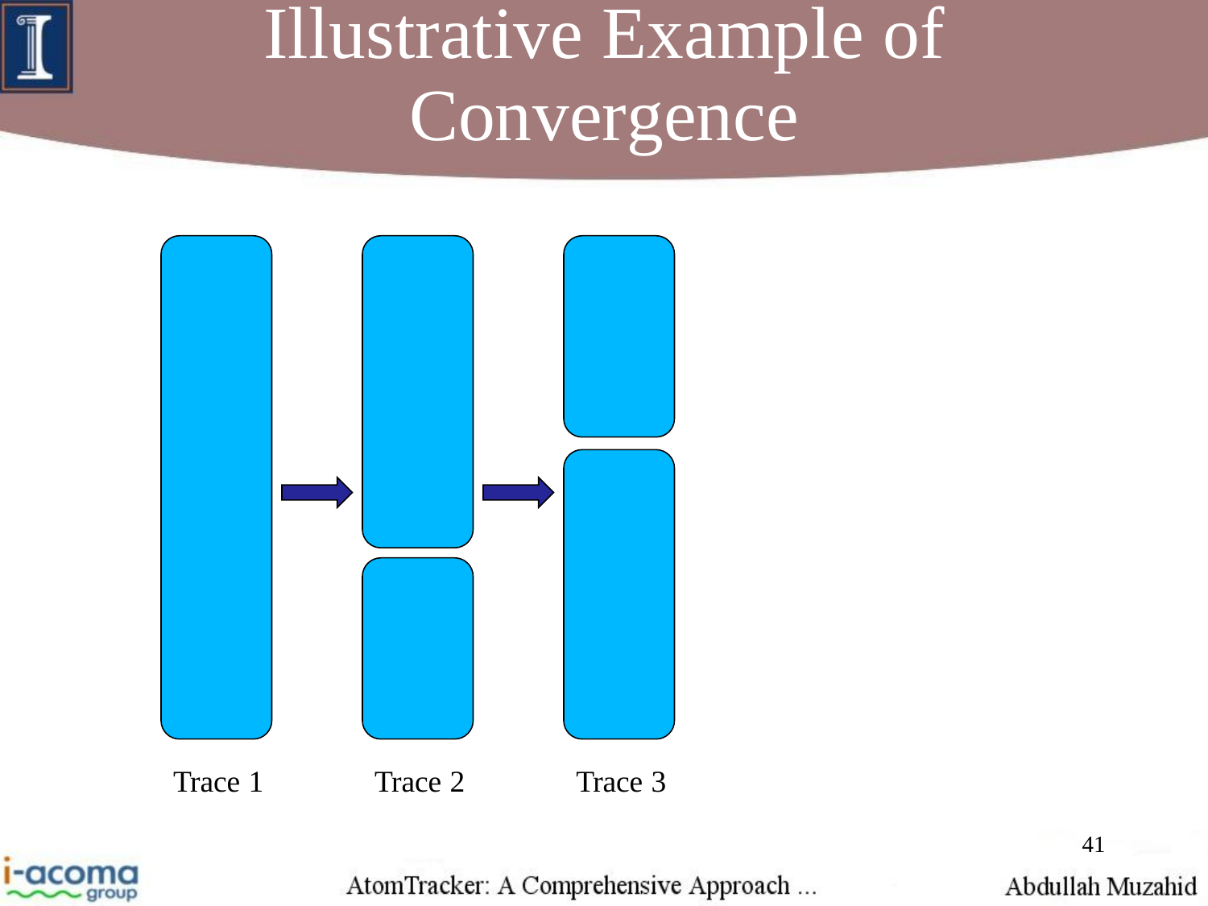# Illustrative Example of Convergence

Trace 1 Trace 2 Trace 3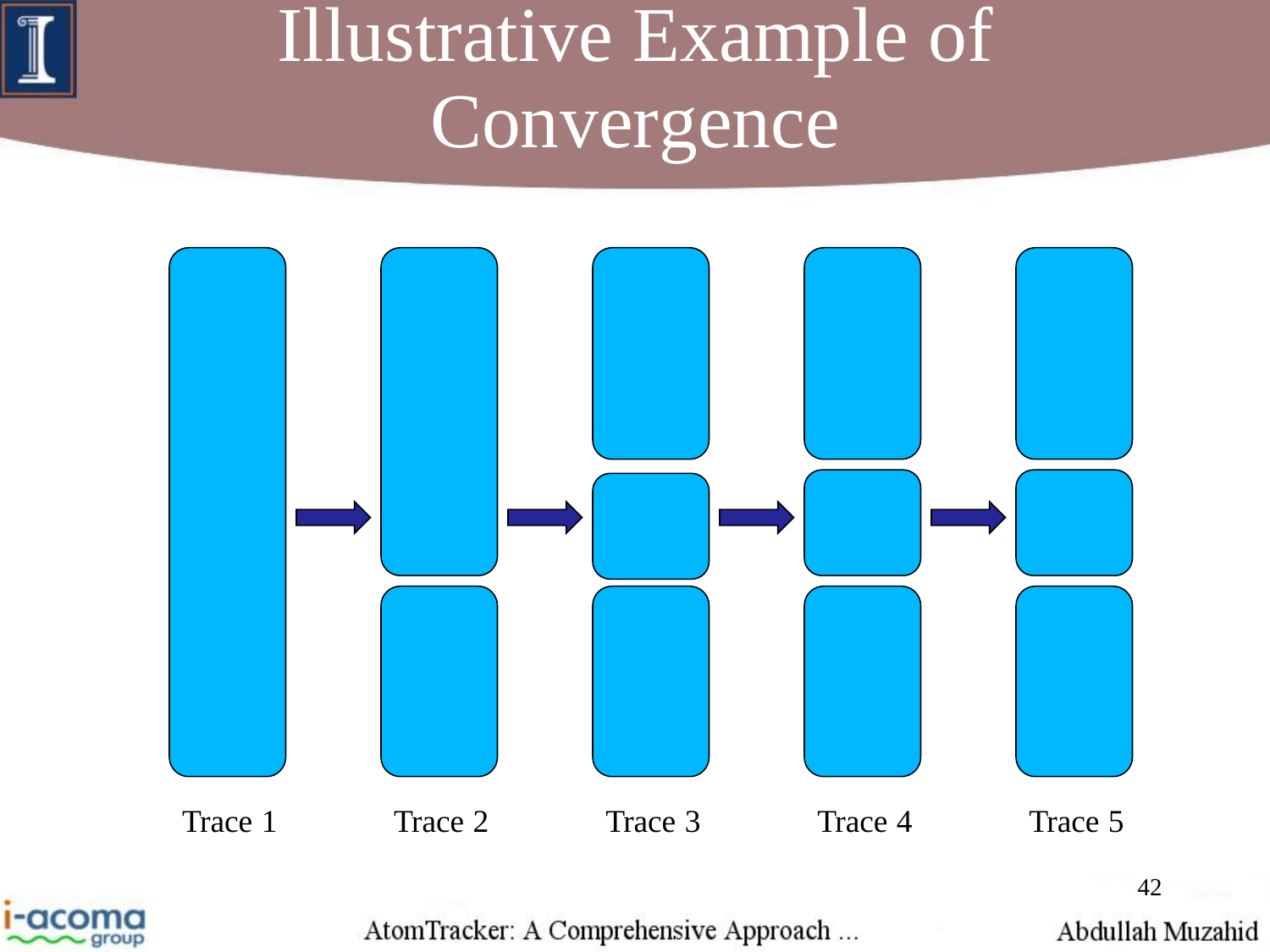# Illustrative Example of Convergence

Trace 1 → Trace 2 → Trace 3 → Trace 4 → Trace 5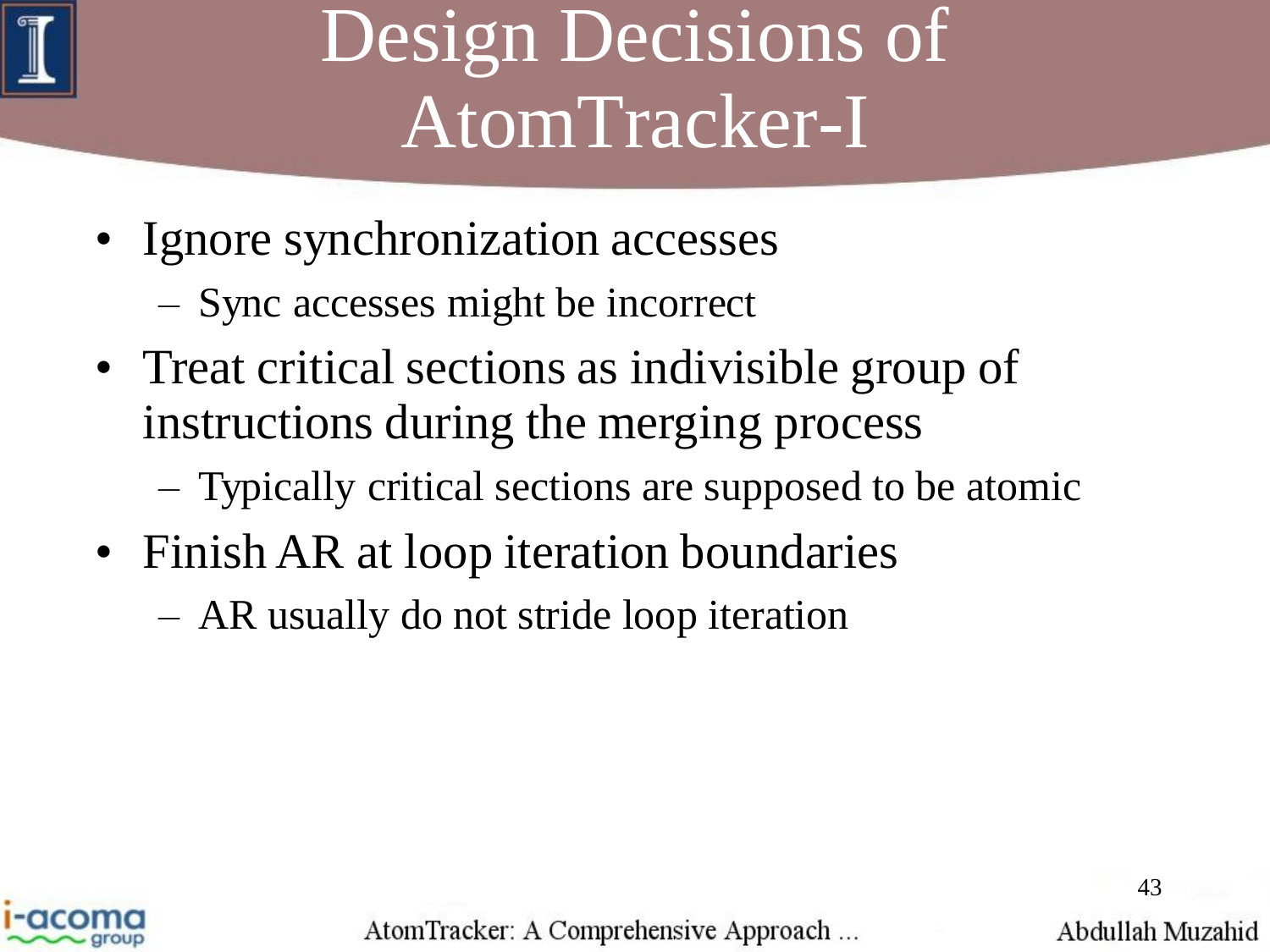# Design Decisions of AtomTracker-I

- Ignore synchronization accesses
  - Sync accesses might be incorrect
- Treat critical sections as indivisible group of instructions during the merging process
  - Typically critical sections are supposed to be atomic
- Finish AR at loop iteration boundaries
  - AR usually do not stride loop iteration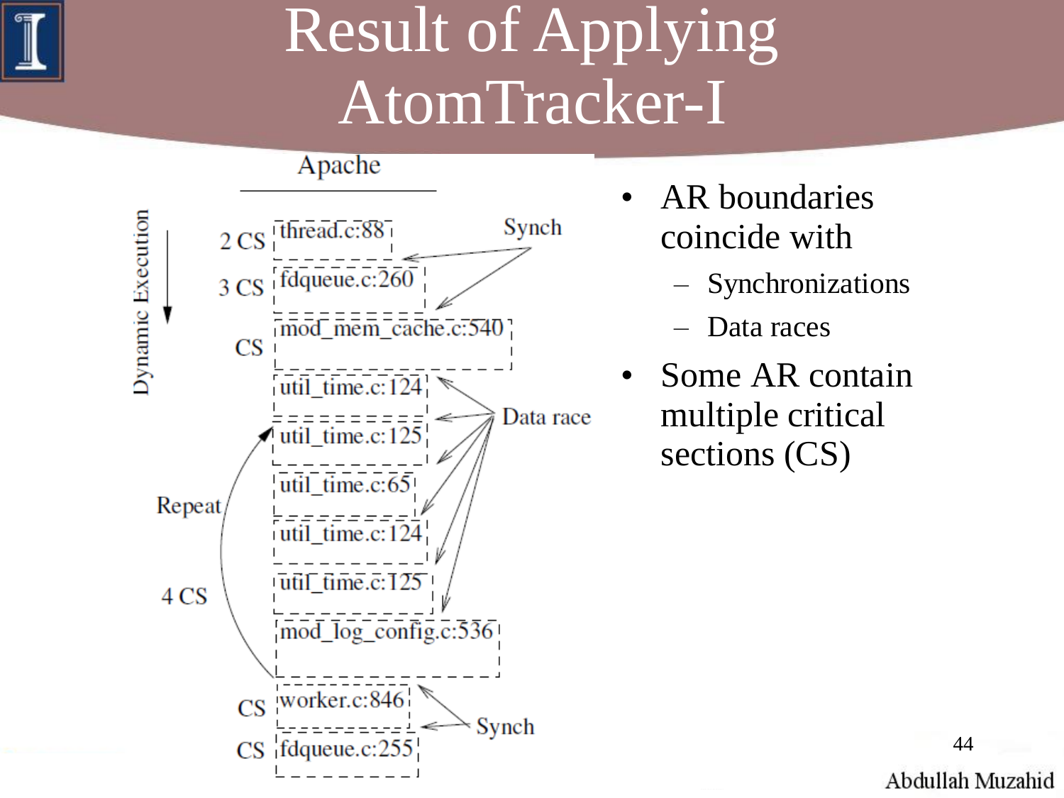# Result of Applying AtomTracker-I

Apache

Dynamic Execution

| | |
|---|---|
| 2 CS | thread.c:88 |
| 3 CS | fdqueue.c:260 |
| CS | mod_mem_cache.c:540 |
| | util_time.c:124 |
| | util_time.c:125 |
| | util_time.c:65 |
| | util_time.c:124 |
| | util_time.c:125 |
| | mod_log_config.c:536 |
| CS | worker.c:846 |
| CS | fdqueue.c:255 |

Synch (thread.c:88 / fdqueue.c:260); Data race (util_time.c:124 … mod_log_config.c:536); Repeat, 4 CS; Synch (worker.c:846 / fdqueue.c:255)

- AR boundaries coincide with
  - Synchronizations
  - Data races
- Some AR contain multiple critical sections (CS)

Abdullah Muzahid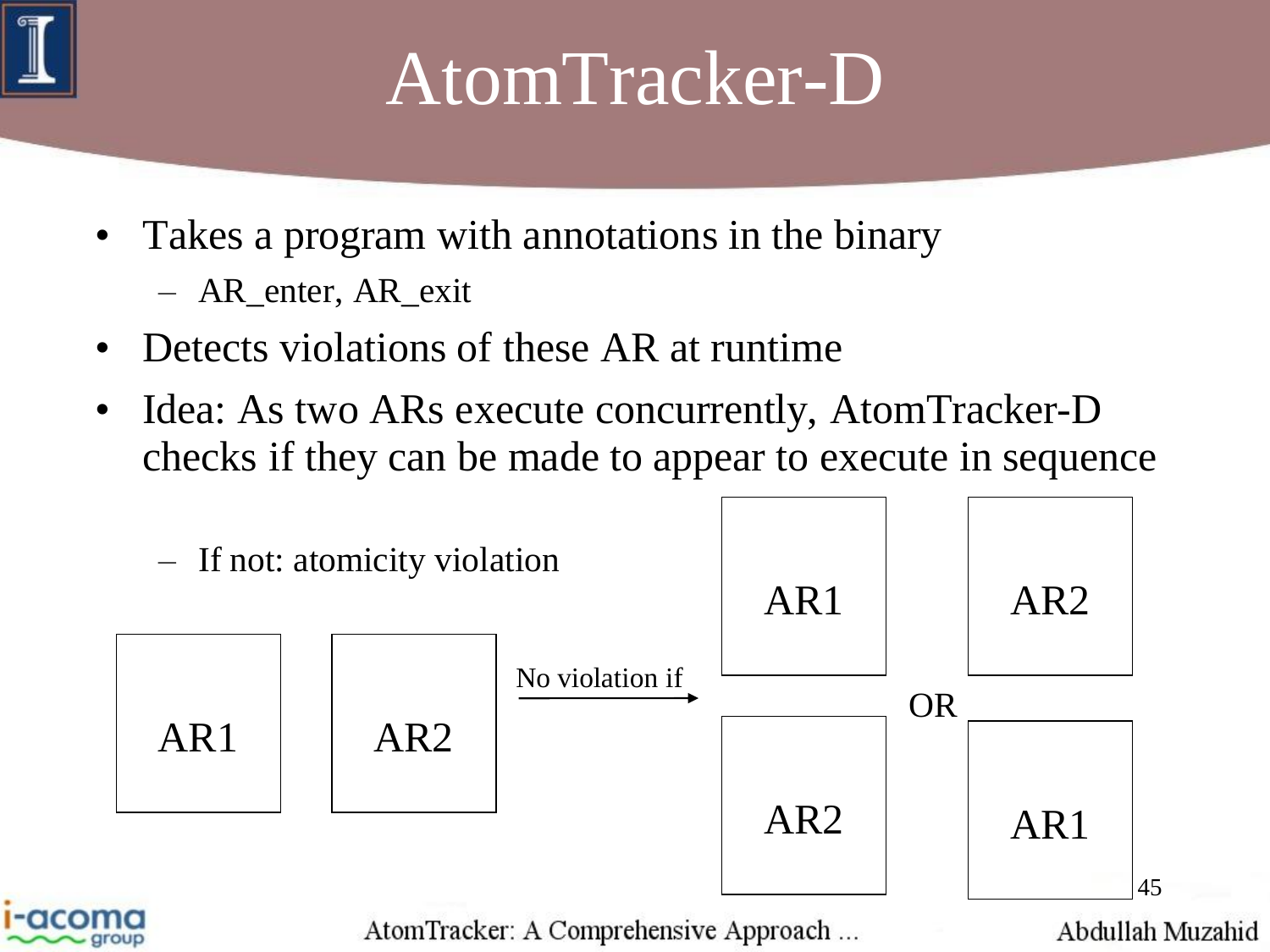# AtomTracker-D

- Takes a program with annotations in the binary
  - AR_enter, AR_exit
- Detects violations of these AR at runtime
- Idea: As two ARs execute concurrently, AtomTracker-D checks if they can be made to appear to execute in sequence
  - If not: atomicity violation

AR1 AR2 —No violation if→ AR1 then AR2 OR AR2 then AR1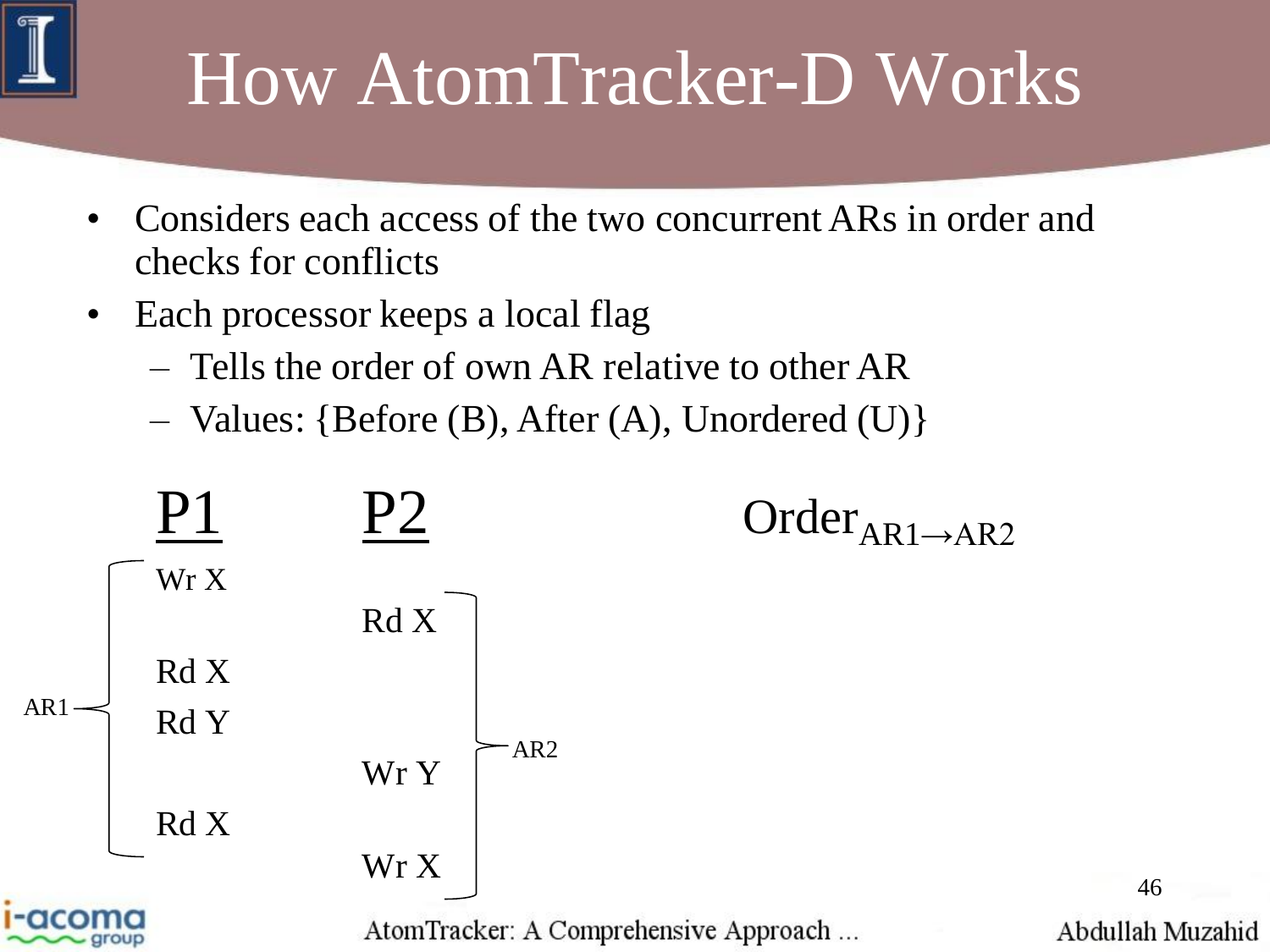# How AtomTracker-D Works

- Considers each access of the two concurrent ARs in order and checks for conflicts
- Each processor keeps a local flag
  - Tells the order of own AR relative to other AR
  - Values: {Before (B), After (A), Unordered (U)}

| | P1 | P2 | |
|---|---|---|---|
| AR1 | Wr X | | |
| | | Rd X | AR2 |
| | Rd X | | |
| | Rd Y | | |
| | | Wr Y | |
| | Rd X | | |
| | | Wr X | |

$\text{Order}_{AR1 \rightarrow AR2}$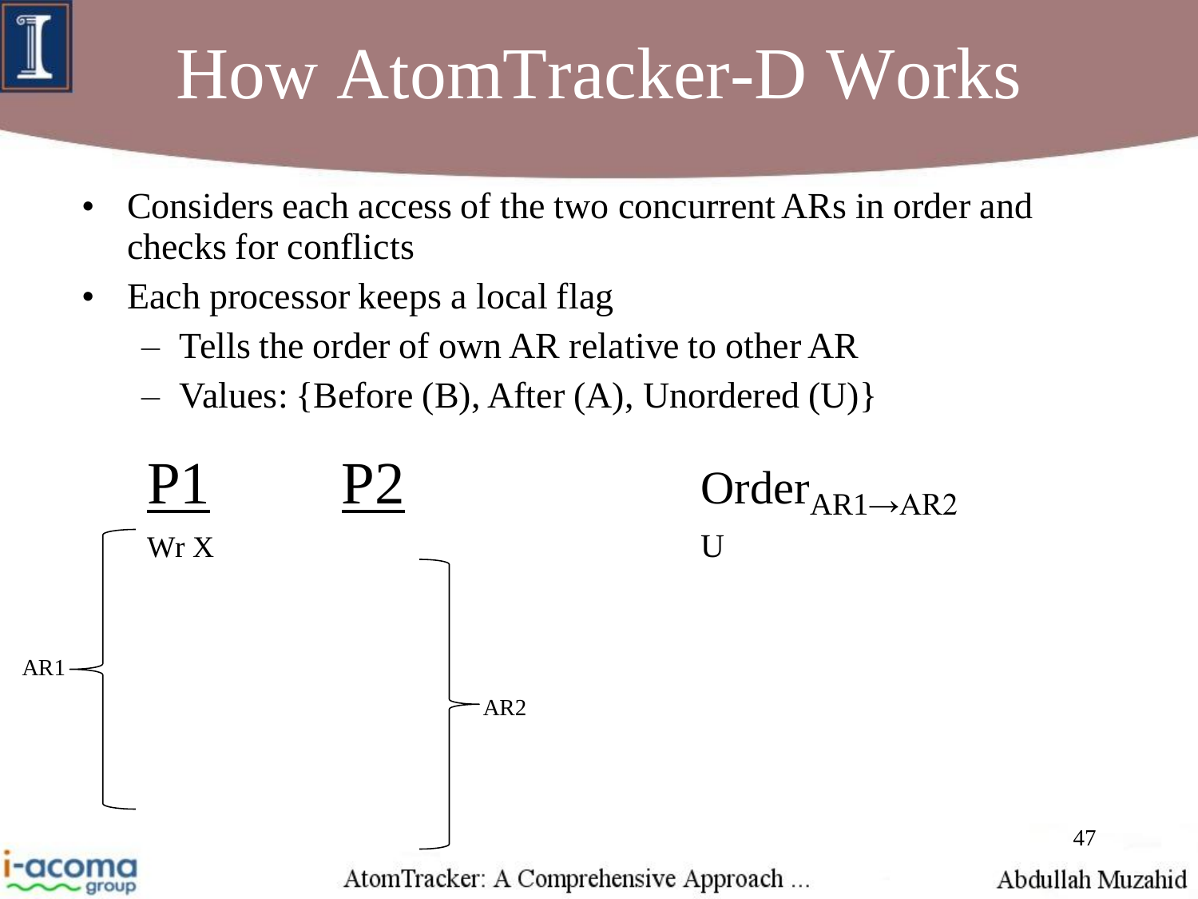# How AtomTracker-D Works

- Considers each access of the two concurrent ARs in order and checks for conflicts
- Each processor keeps a local flag
  - Tells the order of own AR relative to other AR
  - Values: {Before (B), After (A), Unordered (U)}

| P1 | P2 | $\text{Order}_{AR1 \rightarrow AR2}$ |
|---|---|---|
| Wr X | | U |

AR1

AR2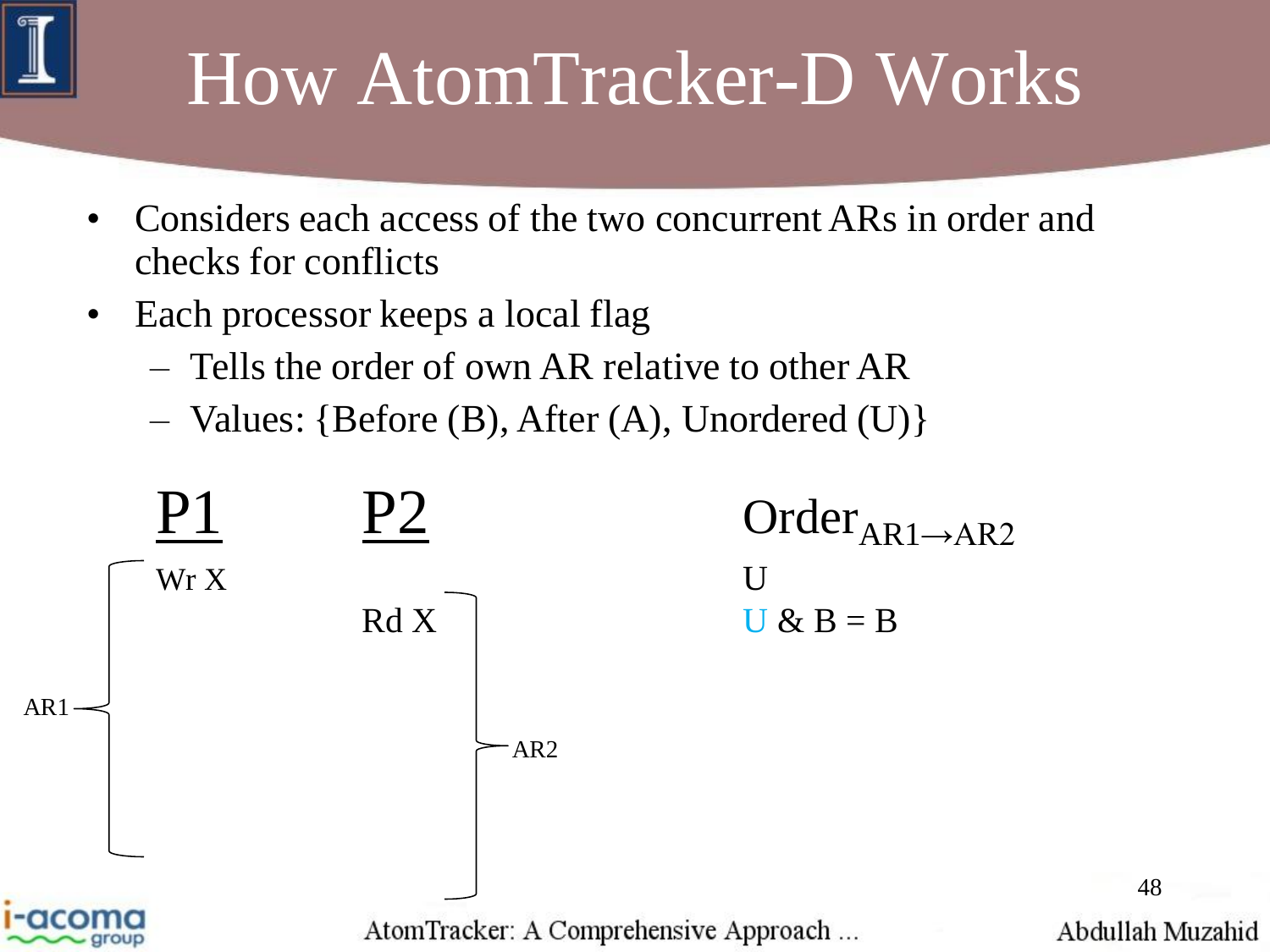# How AtomTracker-D Works

- Considers each access of the two concurrent ARs in order and checks for conflicts
- Each processor keeps a local flag
  - Tells the order of own AR relative to other AR
  - Values: {Before (B), After (A), Unordered (U)}

| P1 | P2 | $Order_{AR1 \rightarrow AR2}$ |
|---|---|---|
| Wr X | | U |
| | Rd X | U & B = B |

AR1

AR2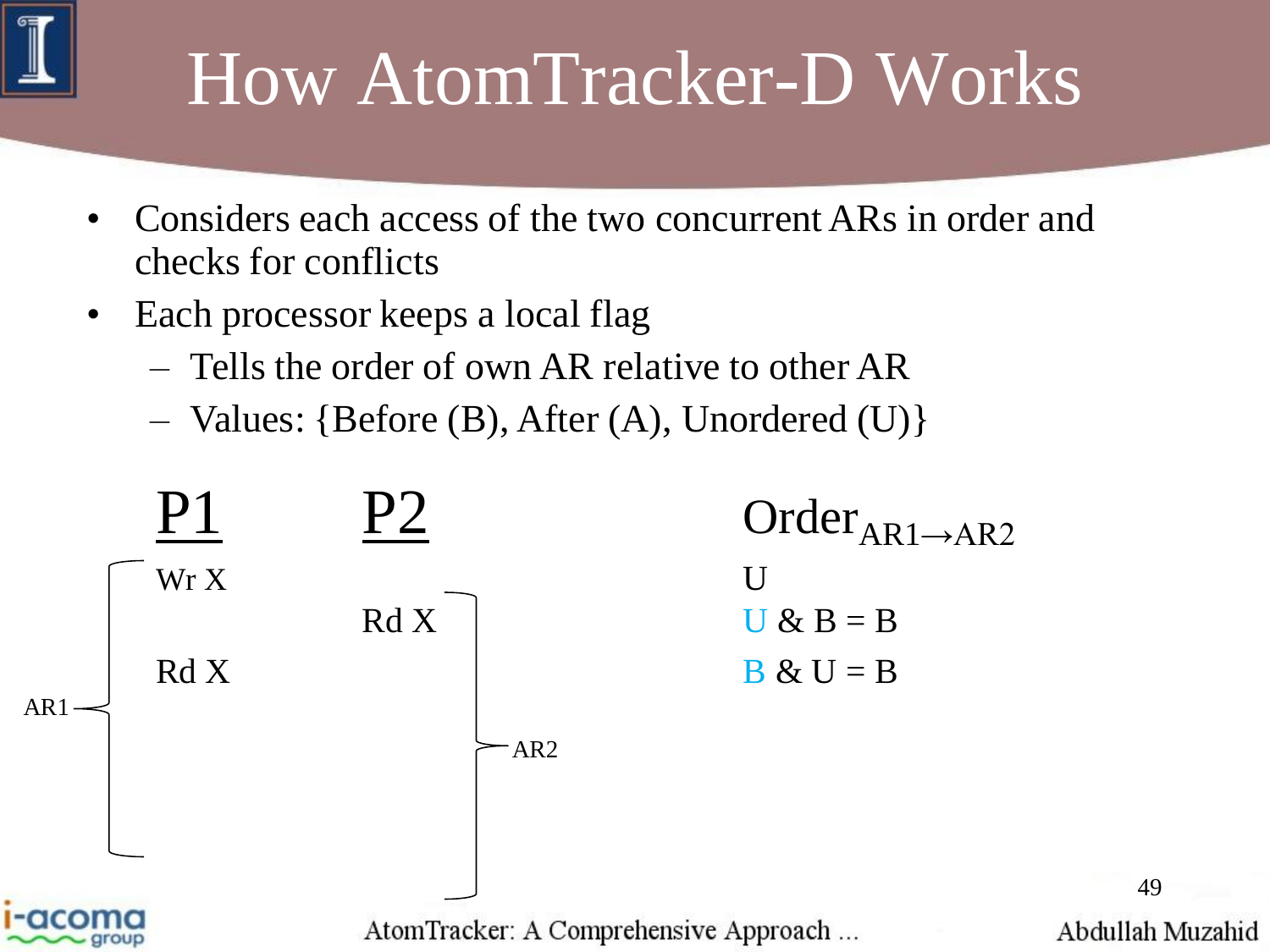# How AtomTracker-D Works

- Considers each access of the two concurrent ARs in order and checks for conflicts
- Each processor keeps a local flag
  - Tells the order of own AR relative to other AR
  - Values: {Before (B), After (A), Unordered (U)}

| | P1 | P2 | | $Order_{AR1 \rightarrow AR2}$ |
|---|---|---|---|---|
| AR1 | Wr X | | | U |
| | | Rd X | AR2 | U & B = B |
| | Rd X | | | B & U = B |

AtomTracker: A Comprehensive Approach ...

Abdullah Muzahid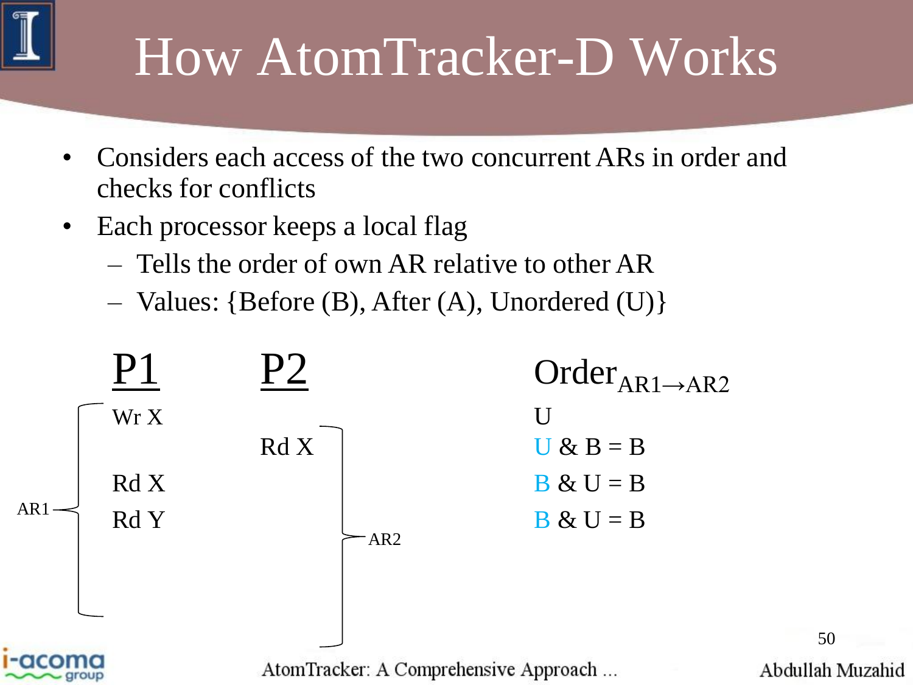# How AtomTracker-D Works

- Considers each access of the two concurrent ARs in order and checks for conflicts
- Each processor keeps a local flag
  - Tells the order of own AR relative to other AR
  - Values: {Before (B), After (A), Unordered (U)}

| | P1 | P2 | | $Order_{AR1 \rightarrow AR2}$ |
|---|---|---|---|---|
| AR1 | Wr X | | | U |
| | | Rd X | AR2 | U & B = B |
| | Rd X | | | B & U = B |
| | Rd Y | | | B & U = B |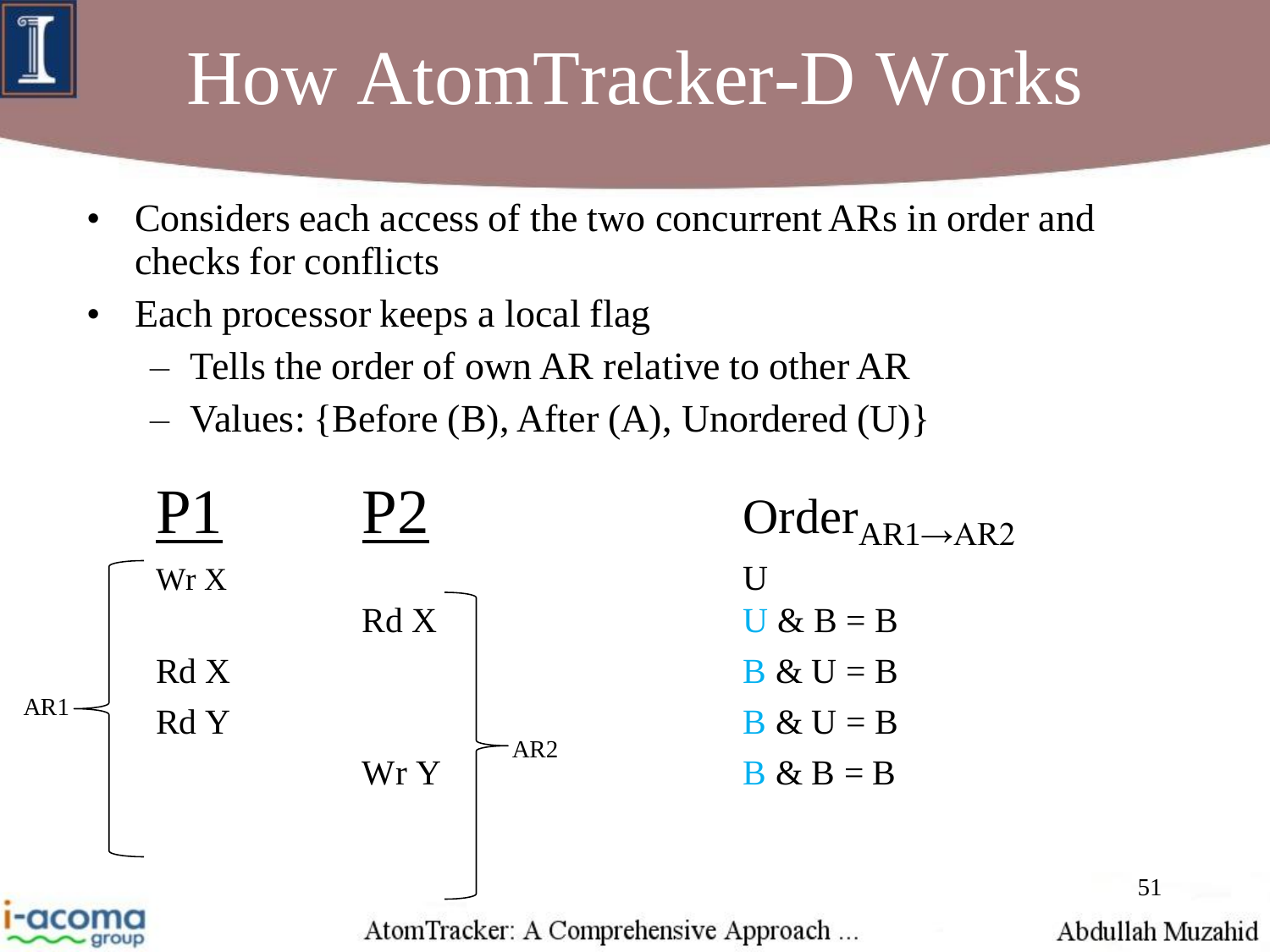# How AtomTracker-D Works

- Considers each access of the two concurrent ARs in order and checks for conflicts
- Each processor keeps a local flag
  - Tells the order of own AR relative to other AR
  - Values: {Before (B), After (A), Unordered (U)}

| P1 (AR1) | P2 (AR2) | $Order_{AR1 \rightarrow AR2}$ |
|---|---|---|
| | | U |
| Wr X | | |
| | Rd X | U & B = B |
| Rd X | | B & U = B |
| Rd Y | | B & U = B |
| | Wr Y | B & B = B |

AtomTracker: A Comprehensive Approach ... Abdullah Muzahid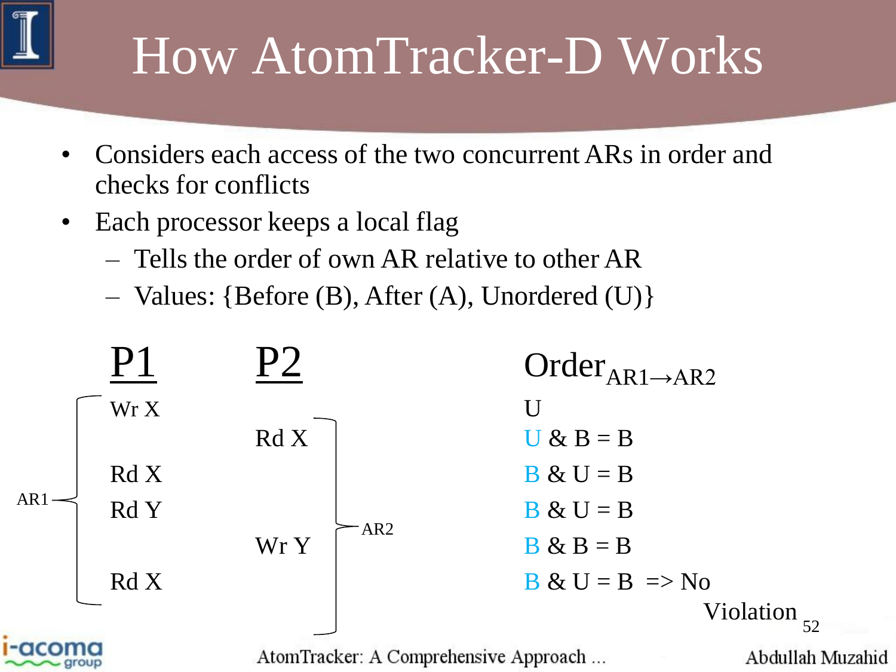# How AtomTracker-D Works

- Considers each access of the two concurrent ARs in order and checks for conflicts
- Each processor keeps a local flag
  - Tells the order of own AR relative to other AR
  - Values: {Before (B), After (A), Unordered (U)}

| P1 | P2 | $Order_{AR1 \rightarrow AR2}$ |
|---|---|---|
| Wr X | | U |
| | Rd X | U & B = B |
| Rd X | | B & U = B |
| Rd Y | | B & U = B |
| | Wr Y | B & B = B |
| Rd X | | B & U = B => No Violation |

AR1: P1 accesses (Wr X, Rd X, Rd Y, Rd X)

AR2: P2 accesses (Rd X, Wr Y)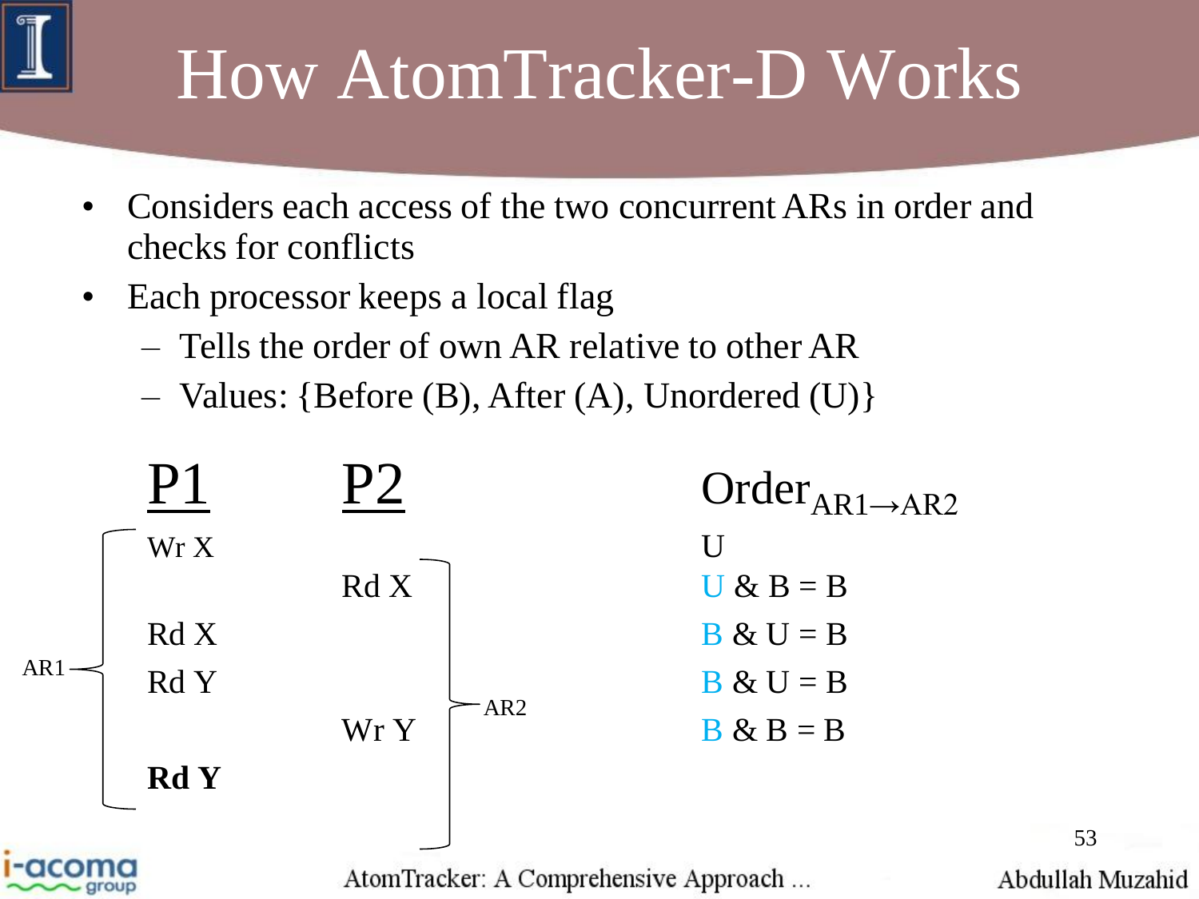# How AtomTracker-D Works

- Considers each access of the two concurrent ARs in order and checks for conflicts
- Each processor keeps a local flag
  - Tells the order of own AR relative to other AR
  - Values: {Before (B), After (A), Unordered (U)}

| | P1 | P2 | | $Order_{AR1 \rightarrow AR2}$ |
|---|---|---|---|---|
| AR1 | Wr X | | | U |
| | | Rd X | AR2 | U & B = B |
| | Rd X | | | B & U = B |
| | Rd Y | | | B & U = B |
| | | Wr Y | | B & B = B |
| | **Rd Y** | | | |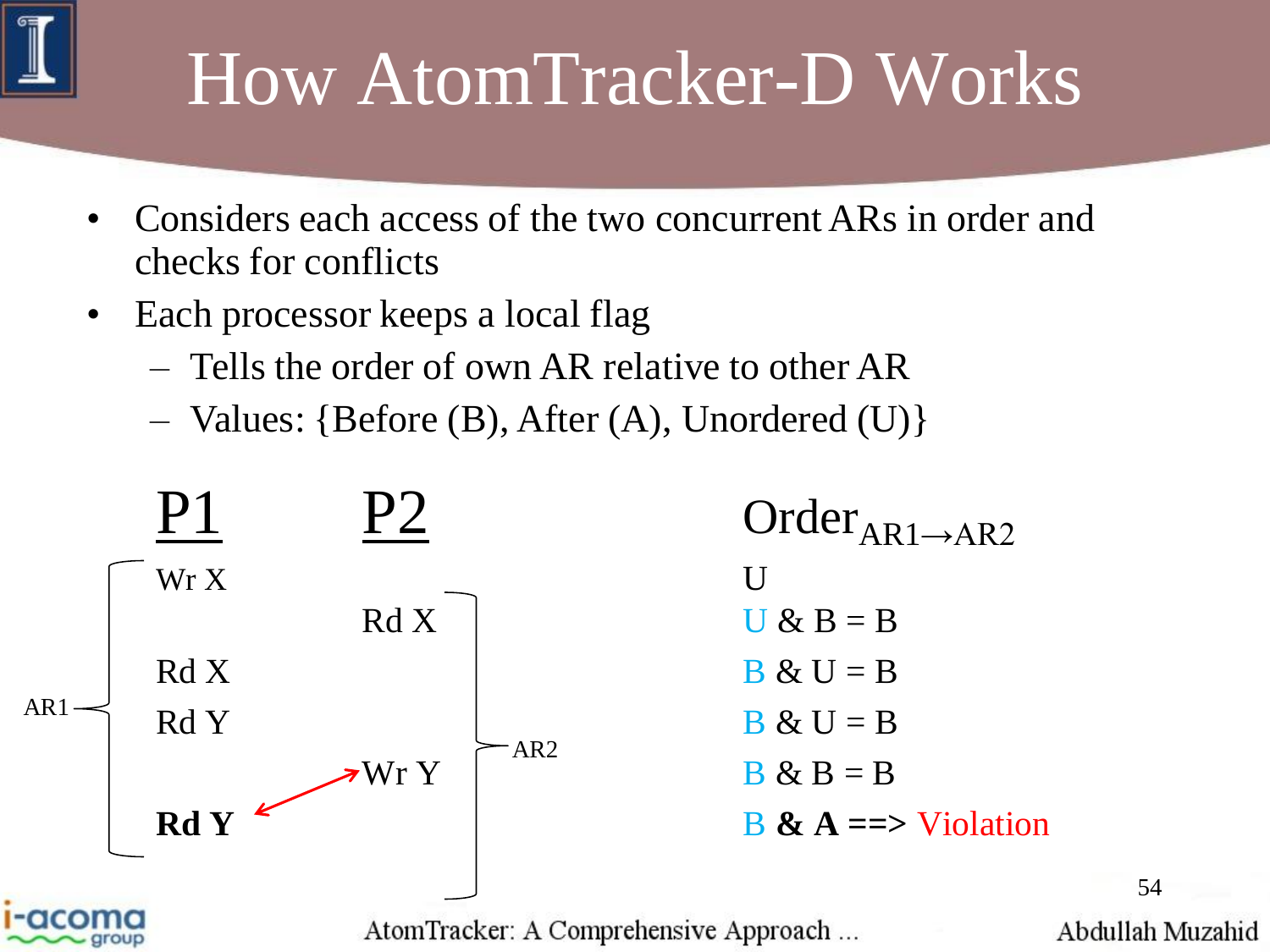# How AtomTracker-D Works

- Considers each access of the two concurrent ARs in order and checks for conflicts
- Each processor keeps a local flag
  - Tells the order of own AR relative to other AR
  - Values: {Before (B), After (A), Unordered (U)}

| P1 | P2 | $\text{Order}_{AR1 \rightarrow AR2}$ |
|---|---|---|
| Wr X | | U |
| | Rd X | U & B = B |
| Rd X | | B & U = B |
| Rd Y | | B & U = B |
| | Wr Y | B & B = B |
| **Rd Y** | | B **& A ==>** Violation |

AR1: Wr X, Rd X, Rd Y, Rd Y (P1)

AR2: Rd X, Wr Y (P2)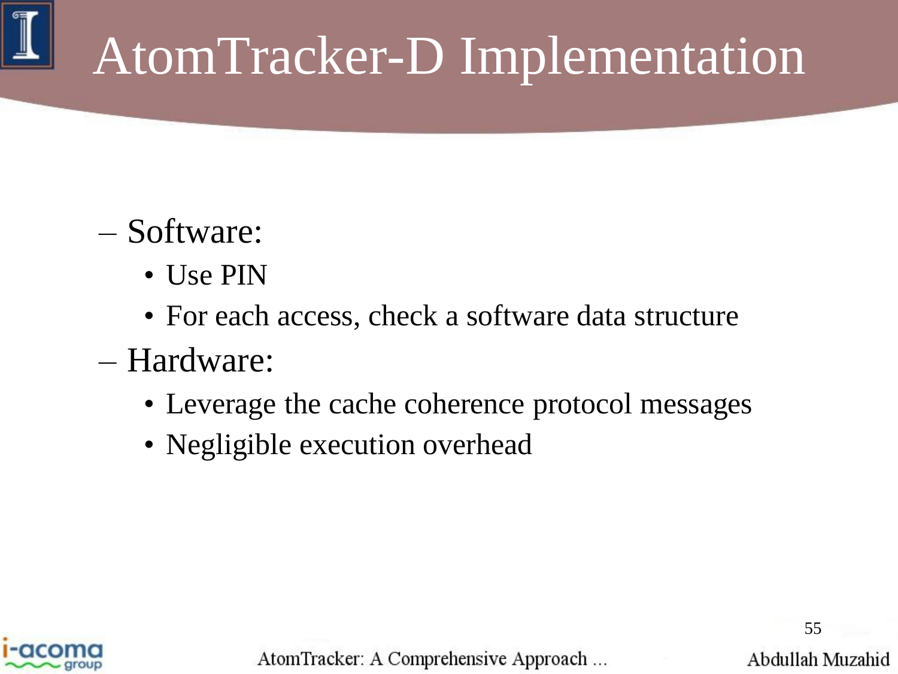# AtomTracker-D Implementation

- Software:
  - Use PIN
  - For each access, check a software data structure
- Hardware:
  - Leverage the cache coherence protocol messages
  - Negligible execution overhead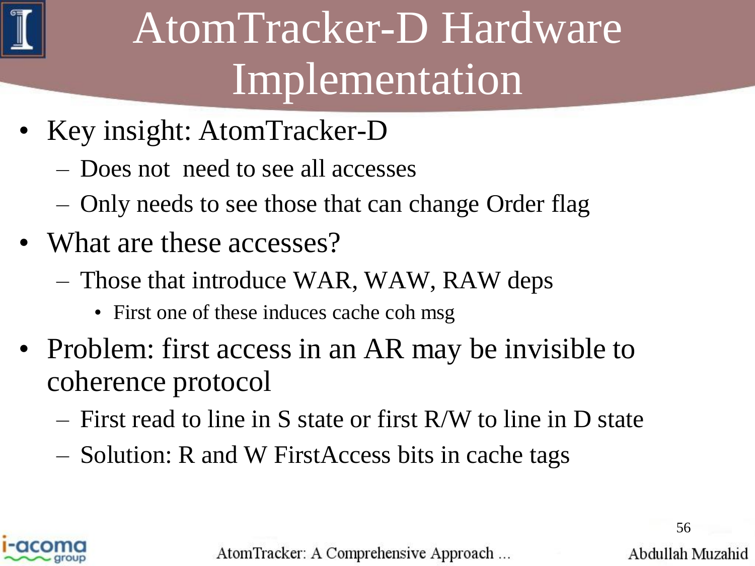# AtomTracker-D Hardware Implementation

- Key insight: AtomTracker-D
  - Does not need to see all accesses
  - Only needs to see those that can change Order flag
- What are these accesses?
  - Those that introduce WAR, WAW, RAW deps
    - First one of these induces cache coh msg
- Problem: first access in an AR may be invisible to coherence protocol
  - First read to line in S state or first R/W to line in D state
  - Solution: R and W FirstAccess bits in cache tags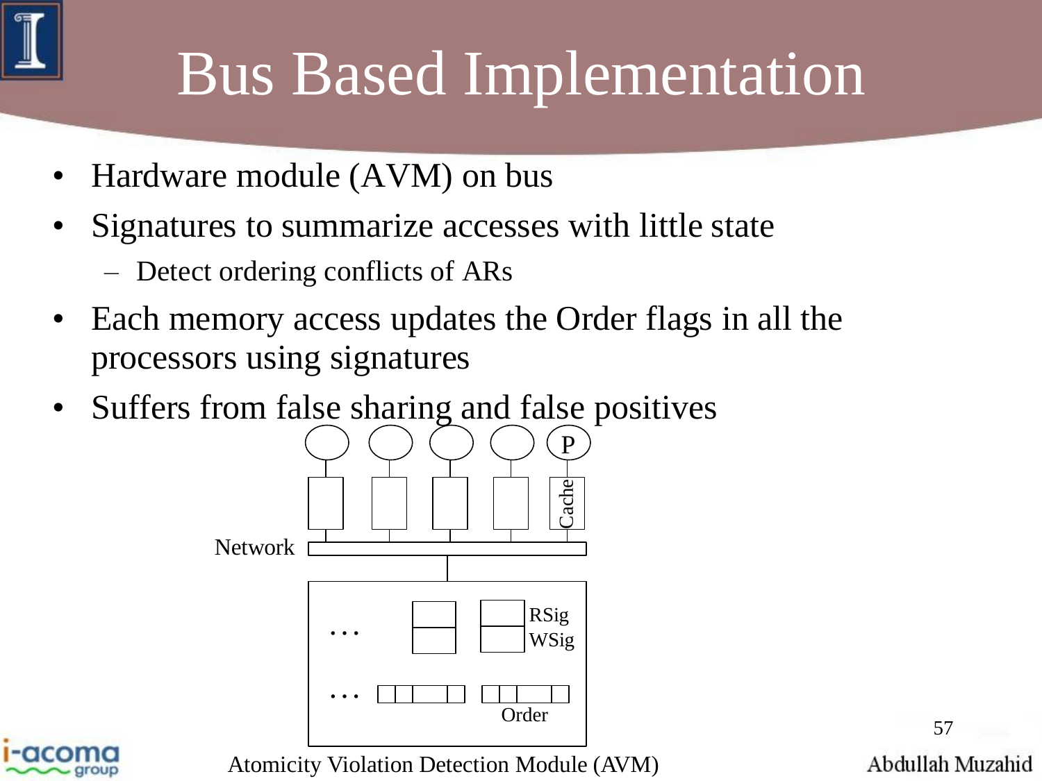# Bus Based Implementation

- Hardware module (AVM) on bus
- Signatures to summarize accesses with little state
  - Detect ordering conflicts of ARs
- Each memory access updates the Order flags in all the processors using signatures
- Suffers from false sharing and false positives

P

Cache

Network

RSig

WSig

Order

Atomicity Violation Detection Module (AVM)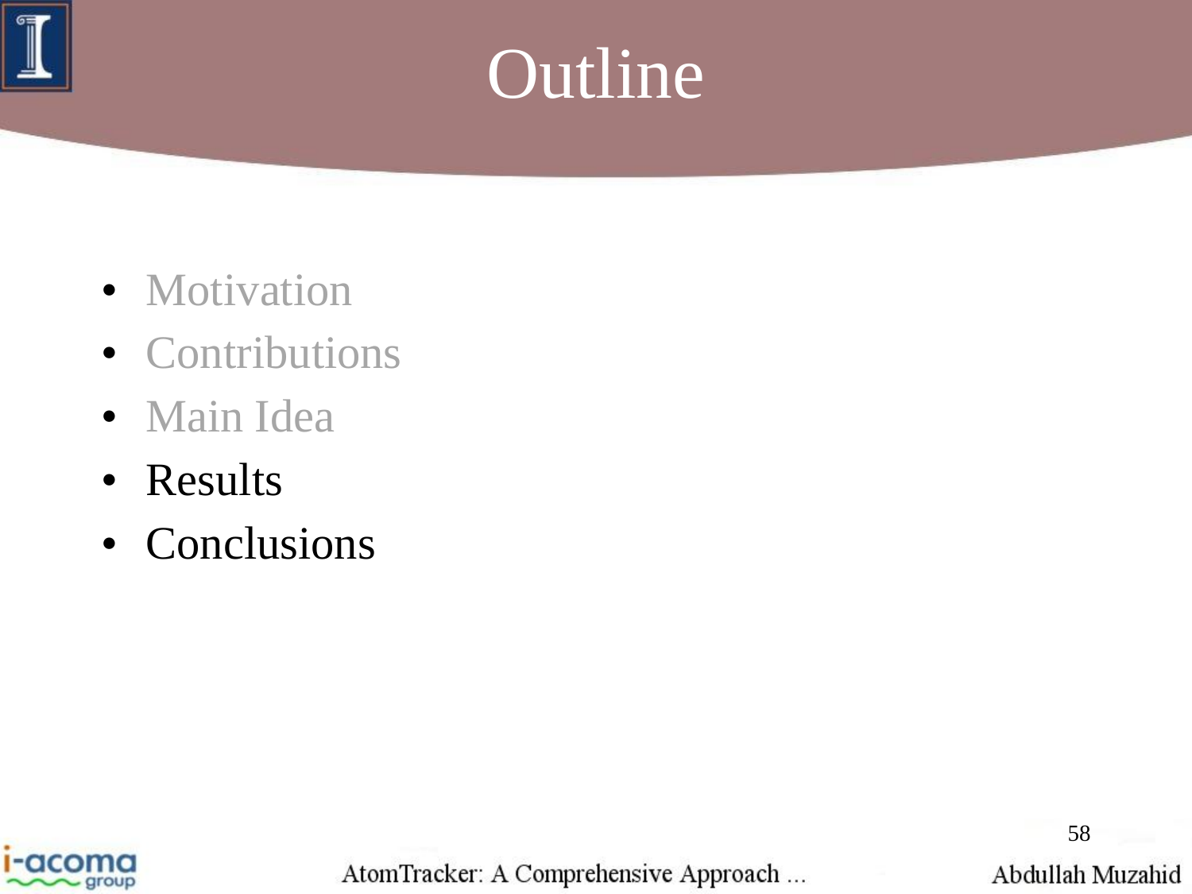# Outline

- Motivation
- Contributions
- Main Idea
- Results
- Conclusions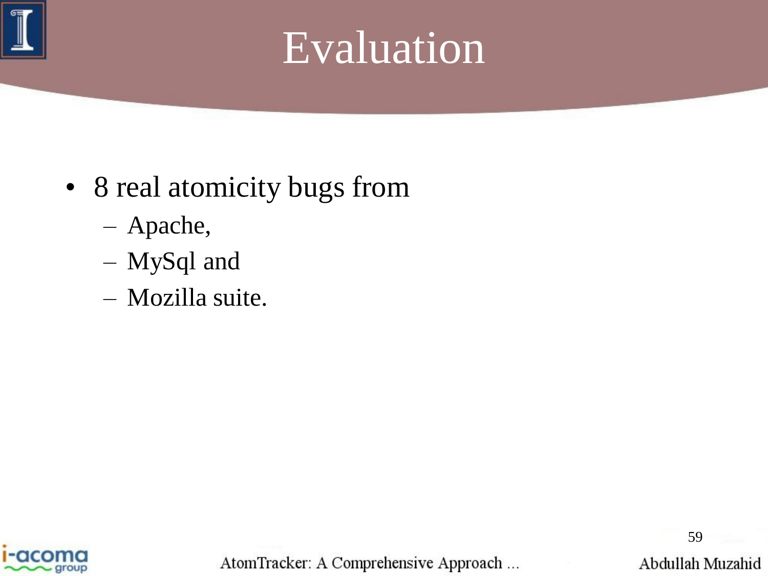# Evaluation

- 8 real atomicity bugs from
  - Apache,
  - MySql and
  - Mozilla suite.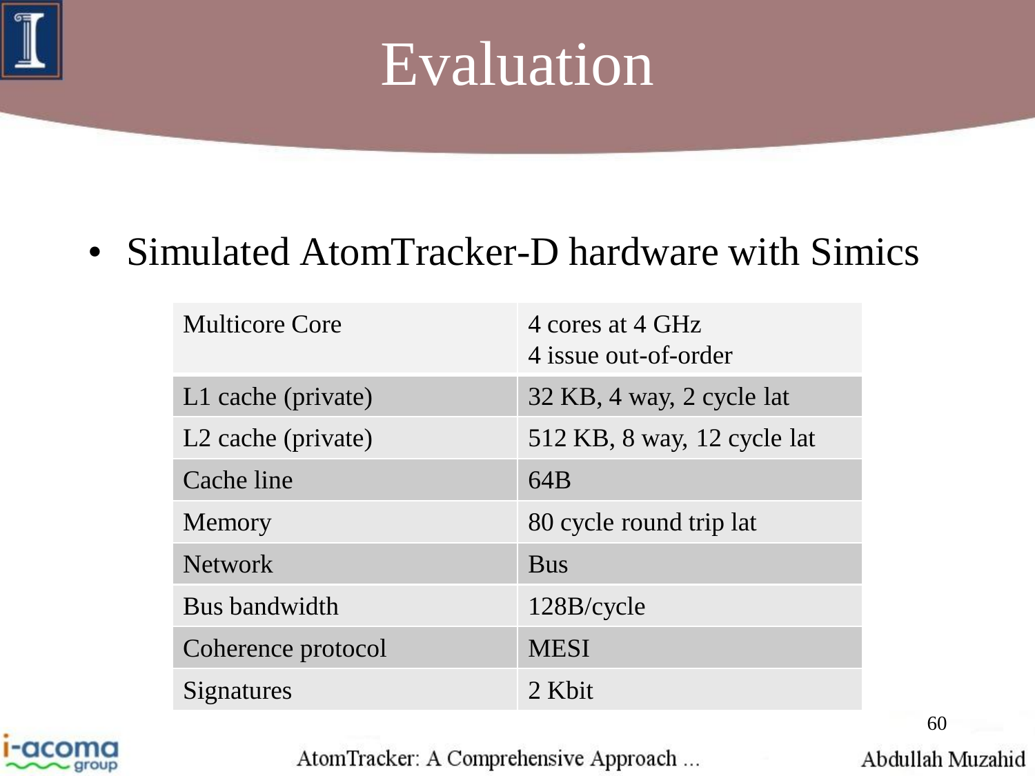# Evaluation

- Simulated AtomTracker-D hardware with Simics

| | |
|---|---|
| Multicore Core | 4 cores at 4 GHz<br>4 issue out-of-order |
| L1 cache (private) | 32 KB, 4 way, 2 cycle lat |
| L2 cache (private) | 512 KB, 8 way, 12 cycle lat |
| Cache line | 64B |
| Memory | 80 cycle round trip lat |
| Network | Bus |
| Bus bandwidth | 128B/cycle |
| Coherence protocol | MESI |
| Signatures | 2 Kbit |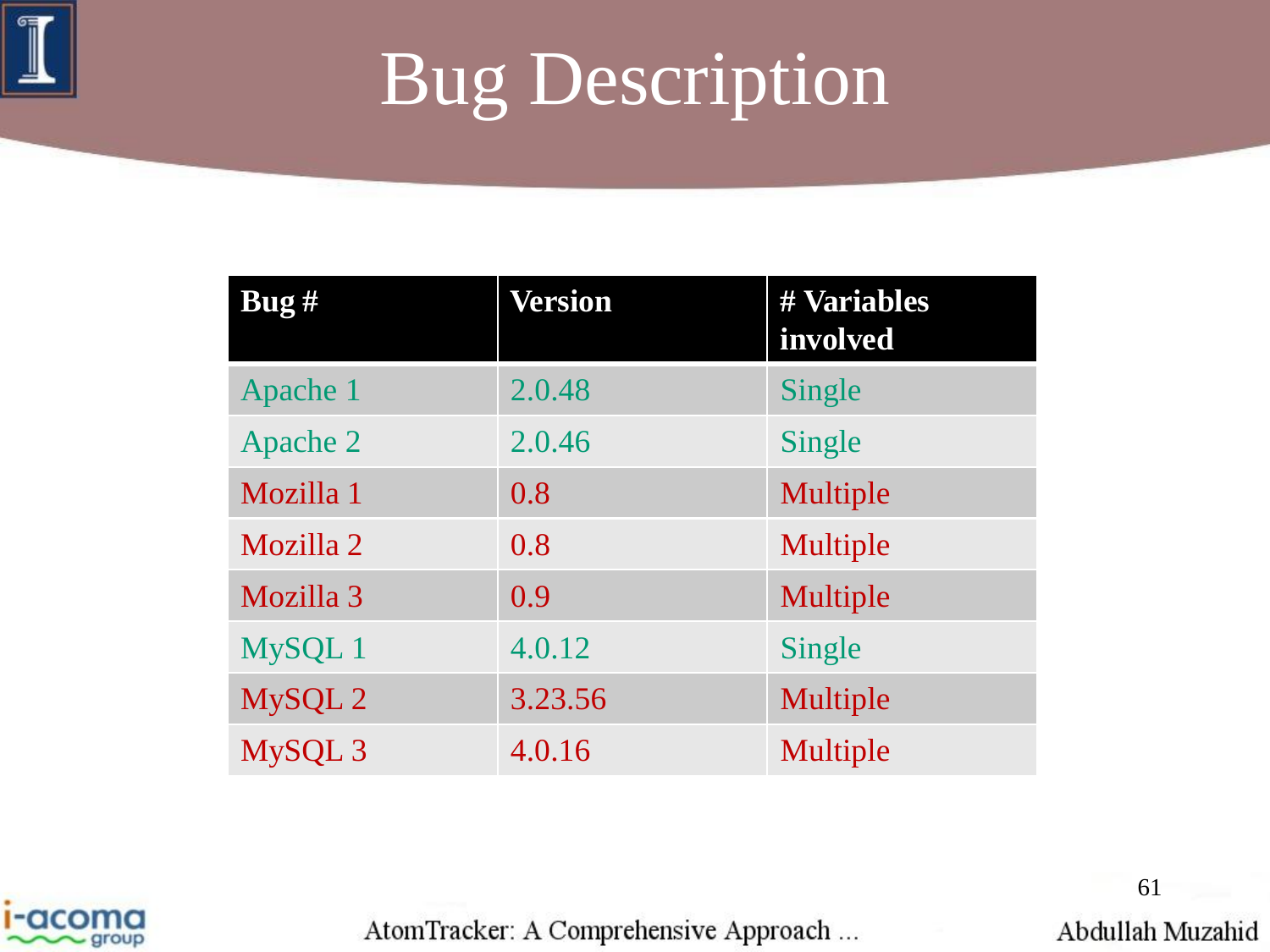# Bug Description

| Bug # | Version | # Variables involved |
|---|---|---|
| Apache 1 | 2.0.48 | Single |
| Apache 2 | 2.0.46 | Single |
| Mozilla 1 | 0.8 | Multiple |
| Mozilla 2 | 0.8 | Multiple |
| Mozilla 3 | 0.9 | Multiple |
| MySQL 1 | 4.0.12 | Single |
| MySQL 2 | 3.23.56 | Multiple |
| MySQL 3 | 4.0.16 | Multiple |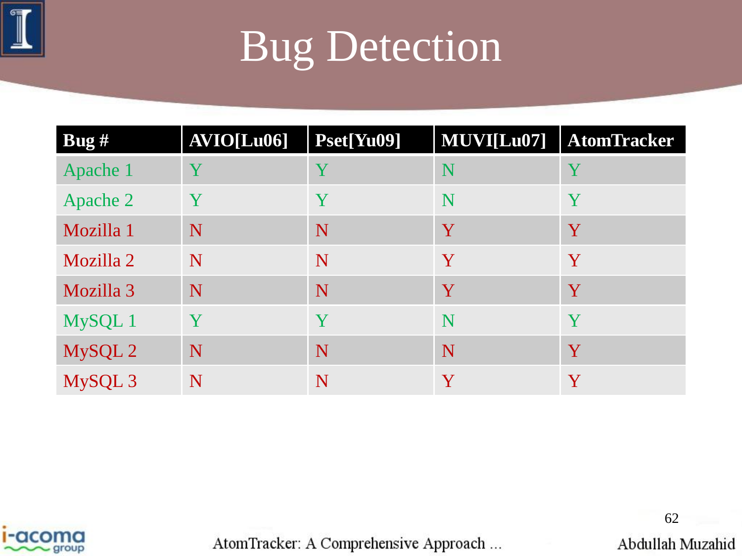# Bug Detection

| Bug # | AVIO[Lu06] | Pset[Yu09] | MUVI[Lu07] | AtomTracker |
|---|---|---|---|---|
| Apache 1 | Y | Y | N | Y |
| Apache 2 | Y | Y | N | Y |
| Mozilla 1 | N | N | Y | Y |
| Mozilla 2 | N | N | Y | Y |
| Mozilla 3 | N | N | Y | Y |
| MySQL 1 | Y | Y | N | Y |
| MySQL 2 | N | N | N | Y |
| MySQL 3 | N | N | Y | Y |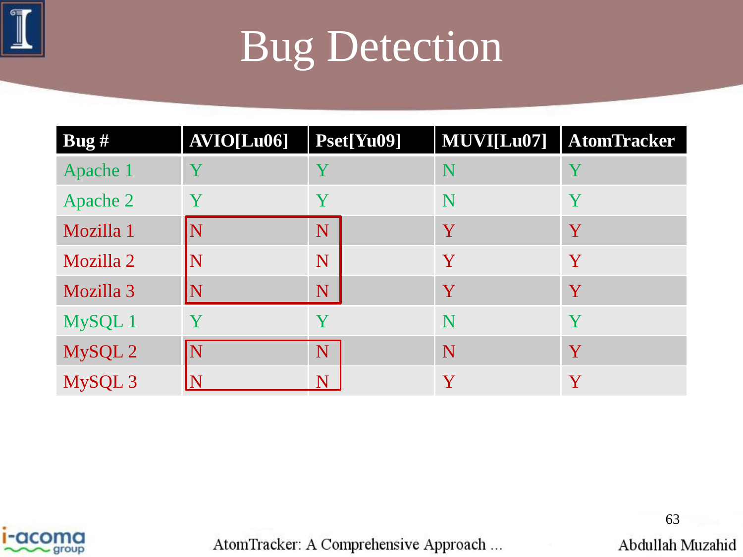# Bug Detection

| Bug # | AVIO[Lu06] | Pset[Yu09] | MUVI[Lu07] | AtomTracker |
|---|---|---|---|---|
| Apache 1 | Y | Y | N | Y |
| Apache 2 | Y | Y | N | Y |
| Mozilla 1 | N | N | Y | Y |
| Mozilla 2 | N | N | Y | Y |
| Mozilla 3 | N | N | Y | Y |
| MySQL 1 | Y | Y | N | Y |
| MySQL 2 | N | N | N | Y |
| MySQL 3 | N | N | Y | Y |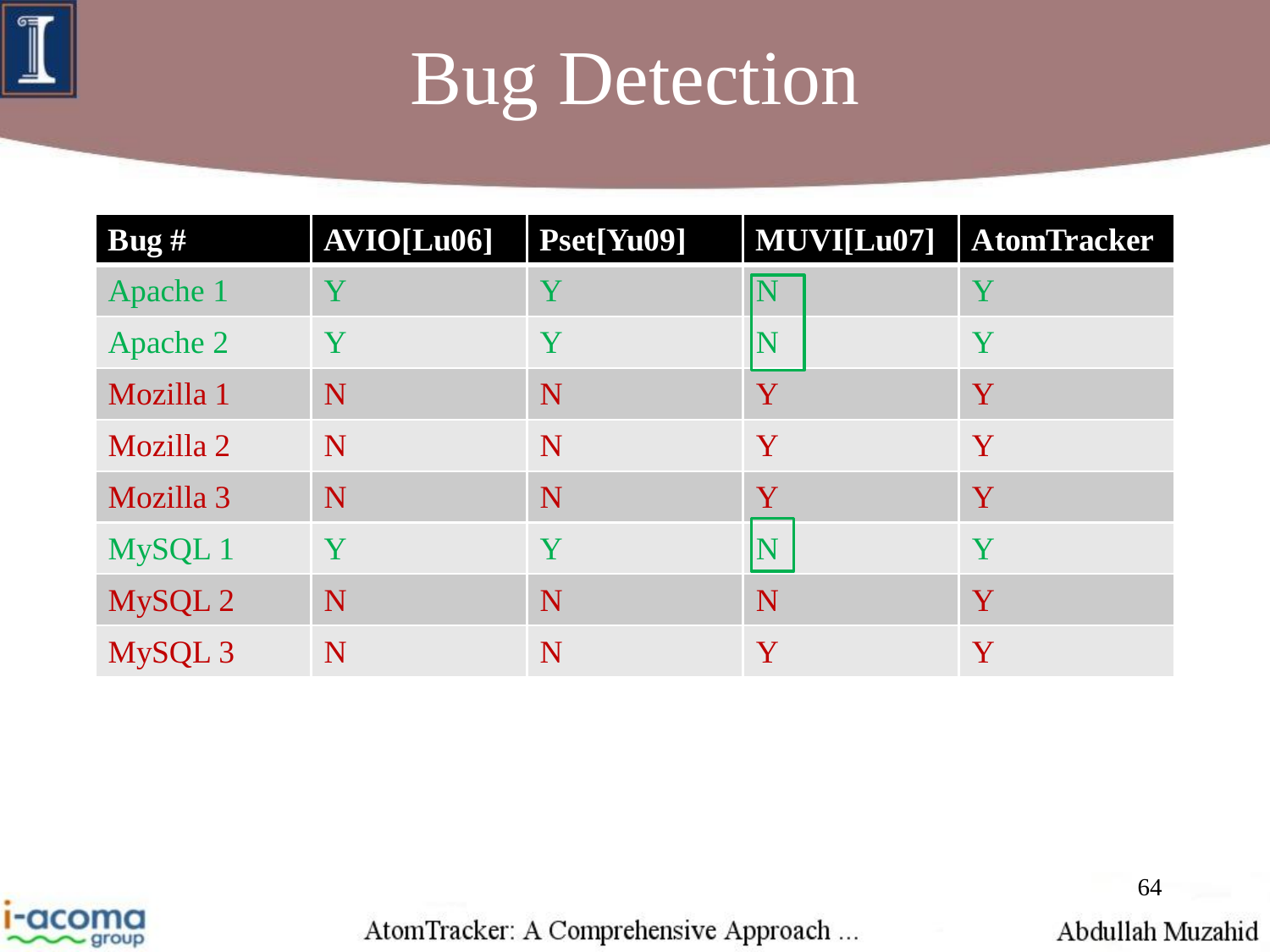# Bug Detection

| Bug # | AVIO[Lu06] | Pset[Yu09] | MUVI[Lu07] | AtomTracker |
|---|---|---|---|---|
| Apache 1 | Y | Y | N | Y |
| Apache 2 | Y | Y | N | Y |
| Mozilla 1 | N | N | Y | Y |
| Mozilla 2 | N | N | Y | Y |
| Mozilla 3 | N | N | Y | Y |
| MySQL 1 | Y | Y | N | Y |
| MySQL 2 | N | N | N | Y |
| MySQL 3 | N | N | Y | Y |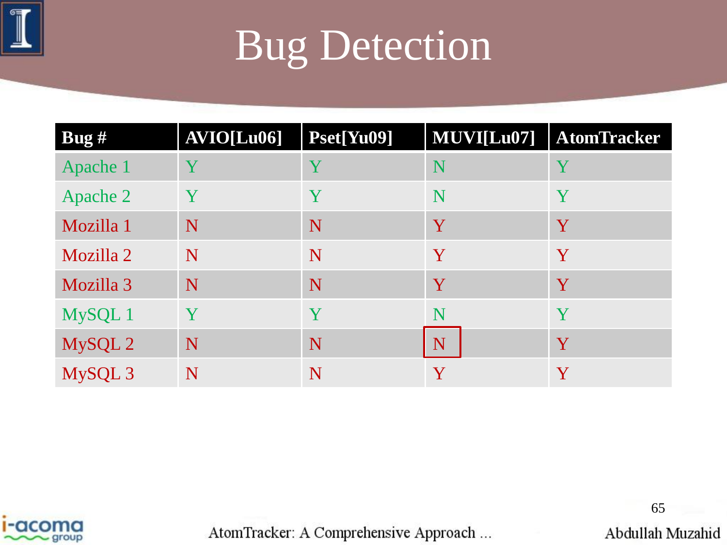# Bug Detection

| Bug # | AVIO[Lu06] | Pset[Yu09] | MUVI[Lu07] | AtomTracker |
| --- | --- | --- | --- | --- |
| Apache 1 | Y | Y | N | Y |
| Apache 2 | Y | Y | N | Y |
| Mozilla 1 | N | N | Y | Y |
| Mozilla 2 | N | N | Y | Y |
| Mozilla 3 | N | N | Y | Y |
| MySQL 1 | Y | Y | N | Y |
| MySQL 2 | N | N | N | Y |
| MySQL 3 | N | N | Y | Y |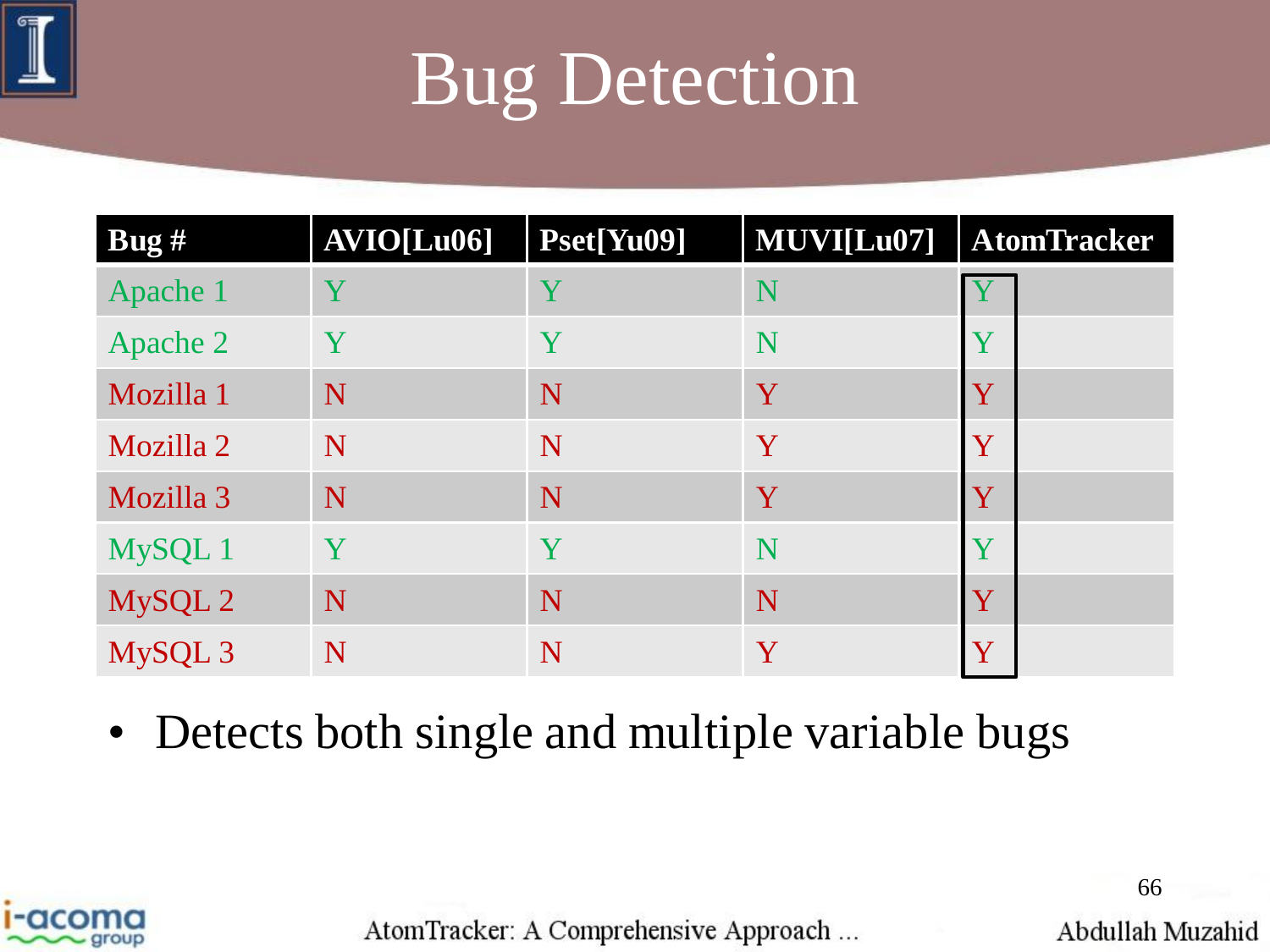# Bug Detection

| Bug # | AVIO[Lu06] | Pset[Yu09] | MUVI[Lu07] | AtomTracker |
|---|---|---|---|---|
| Apache 1 | Y | Y | N | Y |
| Apache 2 | Y | Y | N | Y |
| Mozilla 1 | N | N | Y | Y |
| Mozilla 2 | N | N | Y | Y |
| Mozilla 3 | N | N | Y | Y |
| MySQL 1 | Y | Y | N | Y |
| MySQL 2 | N | N | N | Y |
| MySQL 3 | N | N | Y | Y |

- Detects both single and multiple variable bugs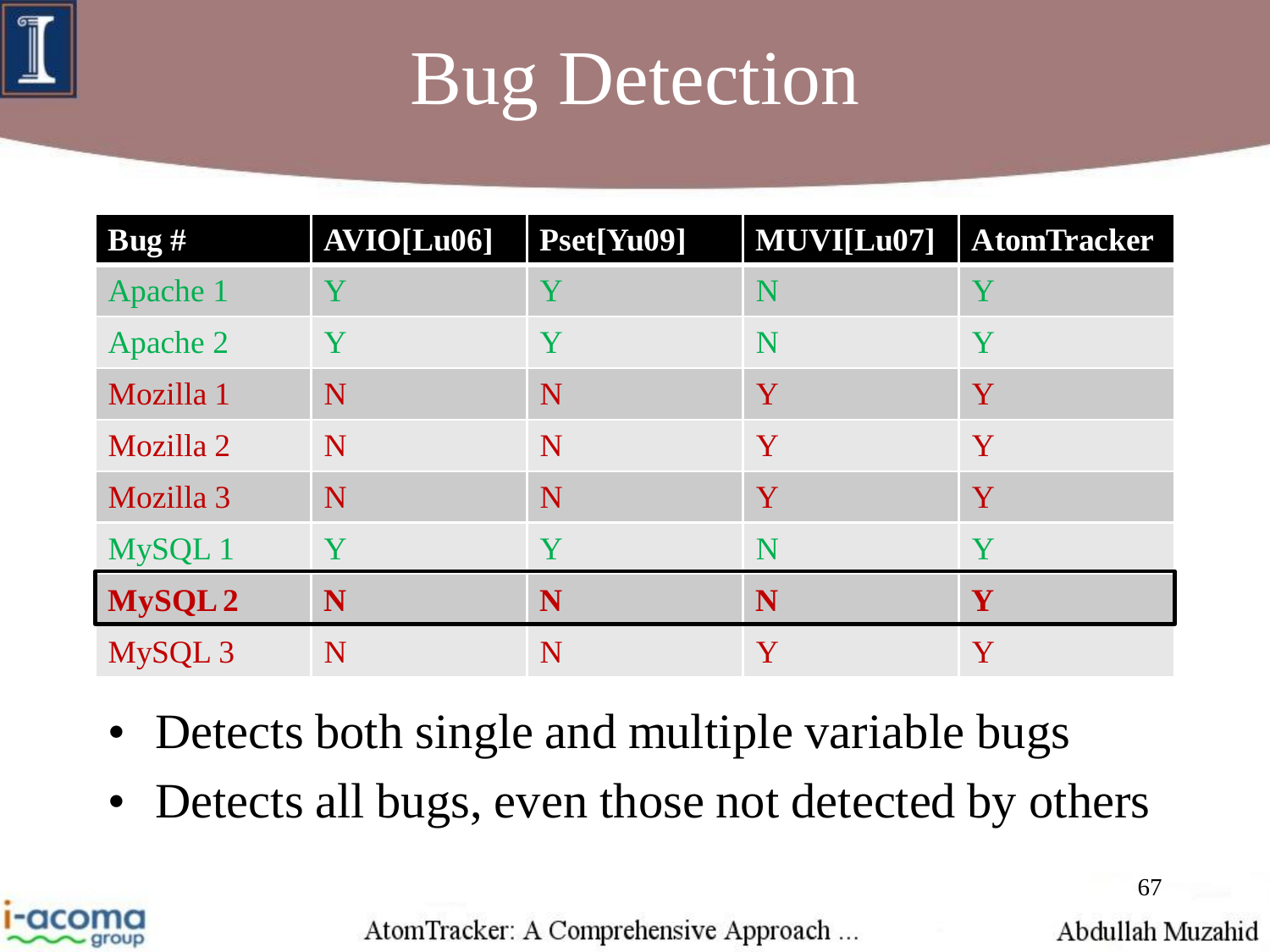# Bug Detection

| Bug # | AVIO[Lu06] | Pset[Yu09] | MUVI[Lu07] | AtomTracker |
|---|---|---|---|---|
| Apache 1 | Y | Y | N | Y |
| Apache 2 | Y | Y | N | Y |
| Mozilla 1 | N | N | Y | Y |
| Mozilla 2 | N | N | Y | Y |
| Mozilla 3 | N | N | Y | Y |
| MySQL 1 | Y | Y | N | Y |
| **MySQL 2** | **N** | **N** | **N** | **Y** |
| MySQL 3 | N | N | Y | Y |

- Detects both single and multiple variable bugs
- Detects all bugs, even those not detected by others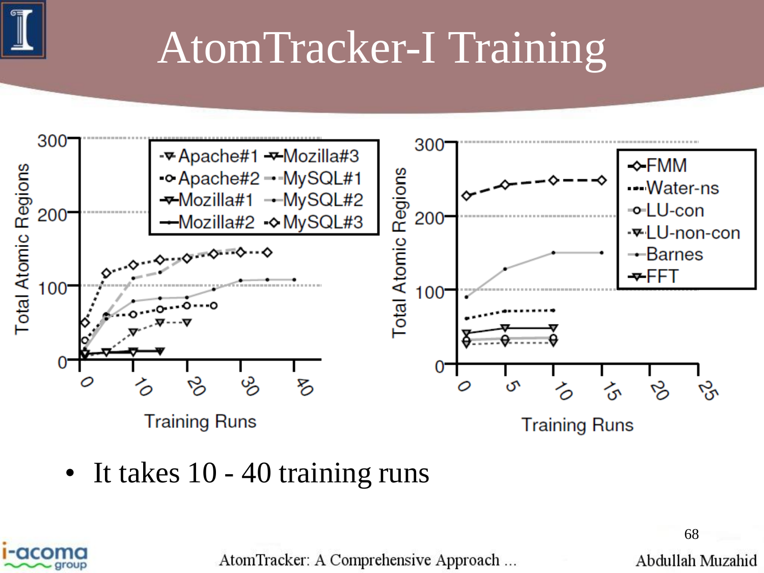# AtomTracker-I Training

- It takes 10 - 40 training runs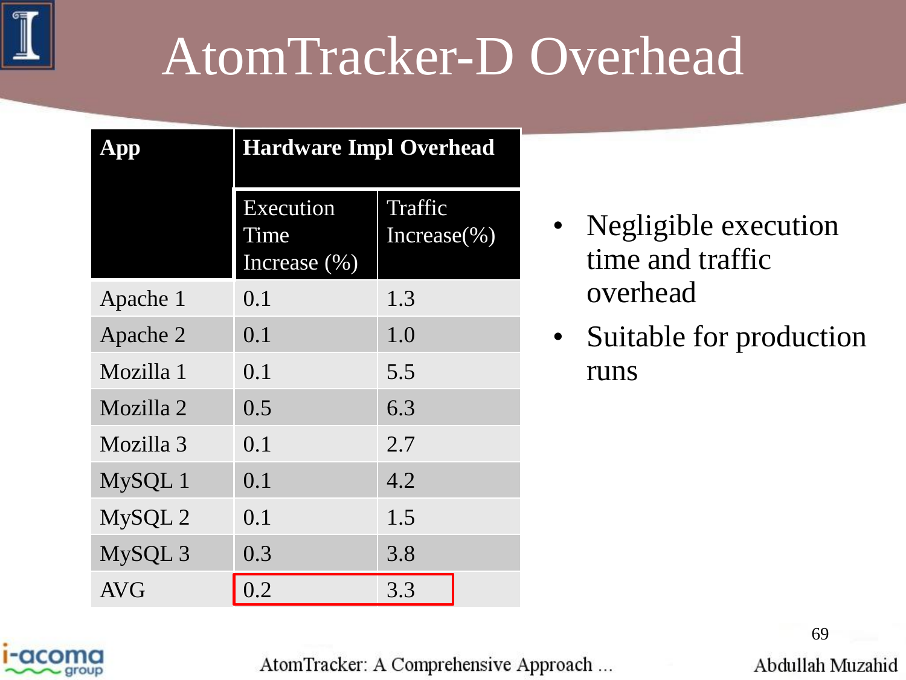# AtomTracker-D Overhead

| App | Hardware Impl Overhead | |
|---|---|---|
| | Execution Time Increase (%) | Traffic Increase(%) |
| Apache 1 | 0.1 | 1.3 |
| Apache 2 | 0.1 | 1.0 |
| Mozilla 1 | 0.1 | 5.5 |
| Mozilla 2 | 0.5 | 6.3 |
| Mozilla 3 | 0.1 | 2.7 |
| MySQL 1 | 0.1 | 4.2 |
| MySQL 2 | 0.1 | 1.5 |
| MySQL 3 | 0.3 | 3.8 |
| AVG | 0.2 | 3.3 |

- Negligible execution time and traffic overhead
- Suitable for production runs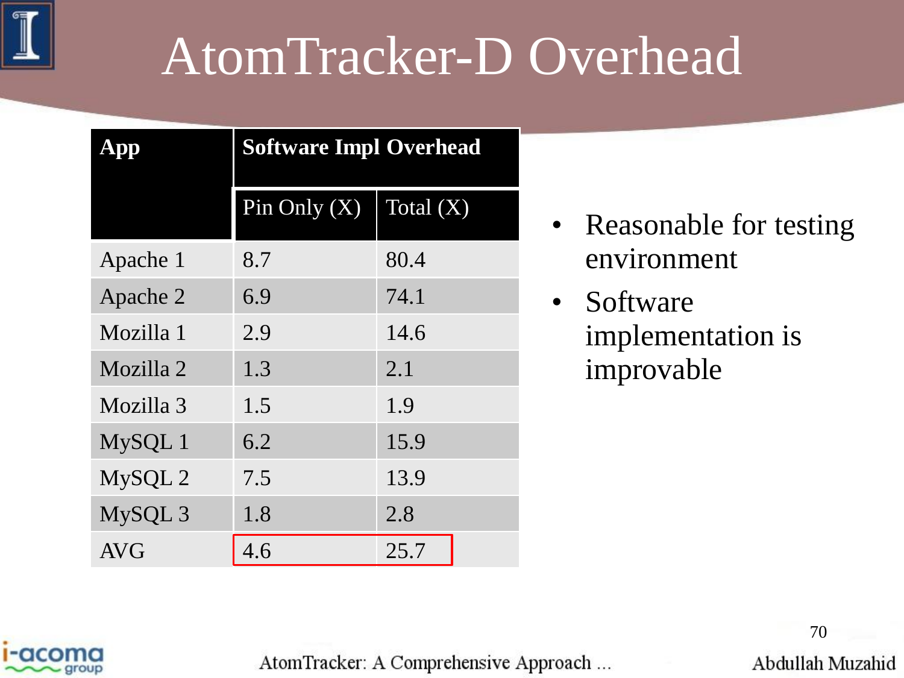# AtomTracker-D Overhead

| App | Software Impl Overhead | |
|---|---|---|
| | Pin Only (X) | Total (X) |
| Apache 1 | 8.7 | 80.4 |
| Apache 2 | 6.9 | 74.1 |
| Mozilla 1 | 2.9 | 14.6 |
| Mozilla 2 | 1.3 | 2.1 |
| Mozilla 3 | 1.5 | 1.9 |
| MySQL 1 | 6.2 | 15.9 |
| MySQL 2 | 7.5 | 13.9 |
| MySQL 3 | 1.8 | 2.8 |
| AVG | 4.6 | 25.7 |

- Reasonable for testing environment
- Software implementation is improvable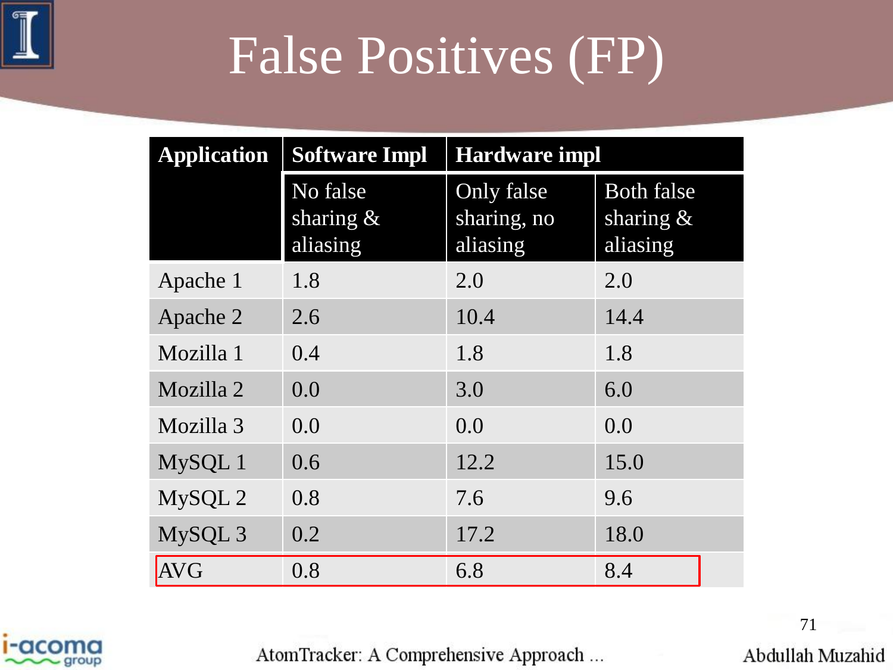# False Positives (FP)

| Application | Software Impl | Hardware impl | |
|---|---|---|---|
| | No false sharing & aliasing | Only false sharing, no aliasing | Both false sharing & aliasing |
| Apache 1 | 1.8 | 2.0 | 2.0 |
| Apache 2 | 2.6 | 10.4 | 14.4 |
| Mozilla 1 | 0.4 | 1.8 | 1.8 |
| Mozilla 2 | 0.0 | 3.0 | 6.0 |
| Mozilla 3 | 0.0 | 0.0 | 0.0 |
| MySQL 1 | 0.6 | 12.2 | 15.0 |
| MySQL 2 | 0.8 | 7.6 | 9.6 |
| MySQL 3 | 0.2 | 17.2 | 18.0 |
| AVG | 0.8 | 6.8 | 8.4 |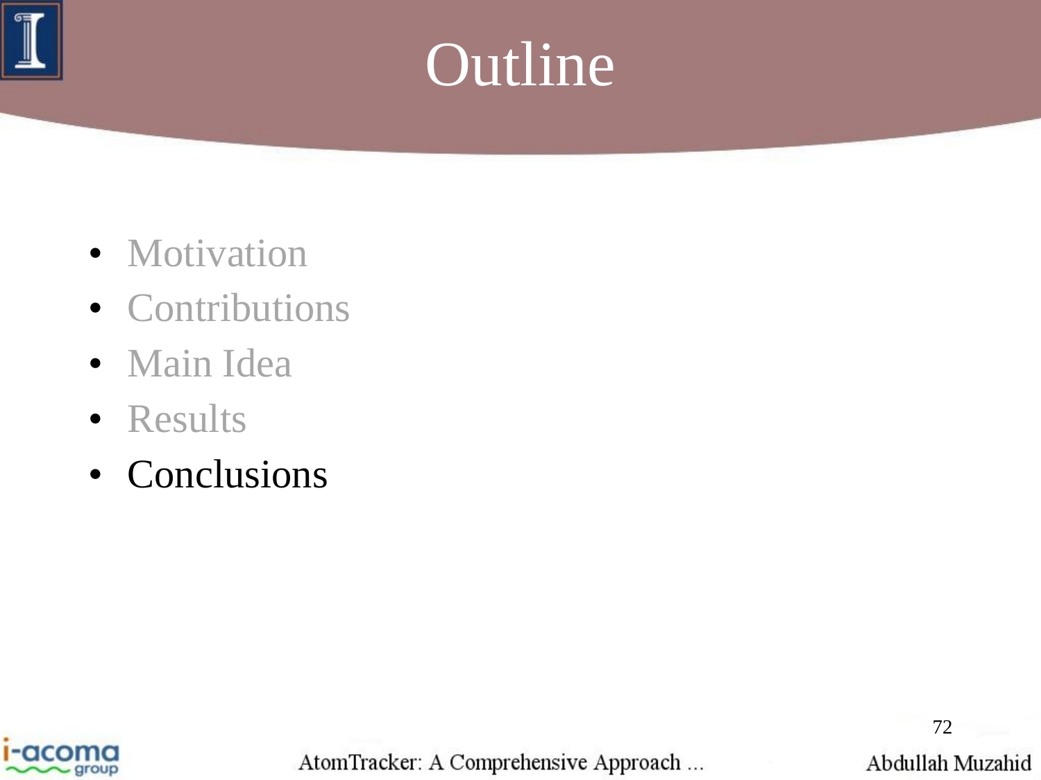# Outline

- Motivation
- Contributions
- Main Idea
- Results
- Conclusions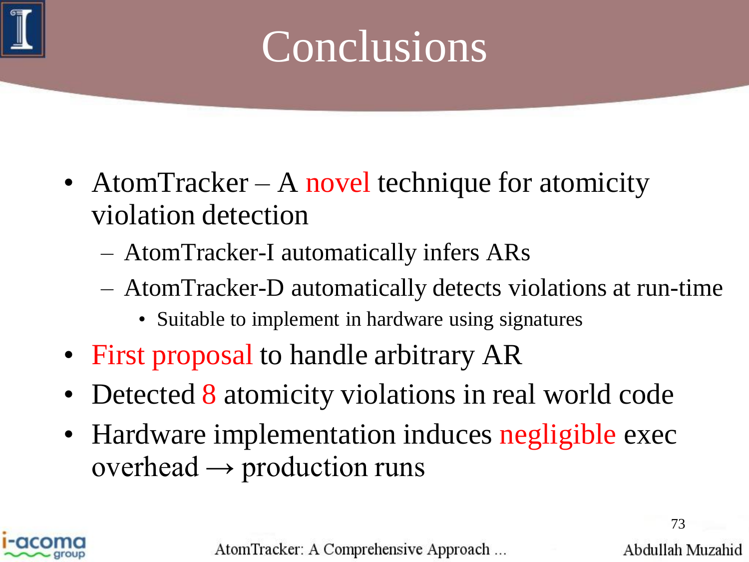# Conclusions

- AtomTracker – A novel technique for atomicity violation detection
  - AtomTracker-I automatically infers ARs
  - AtomTracker-D automatically detects violations at run-time
    - Suitable to implement in hardware using signatures
- First proposal to handle arbitrary AR
- Detected 8 atomicity violations in real world code
- Hardware implementation induces negligible exec overhead → production runs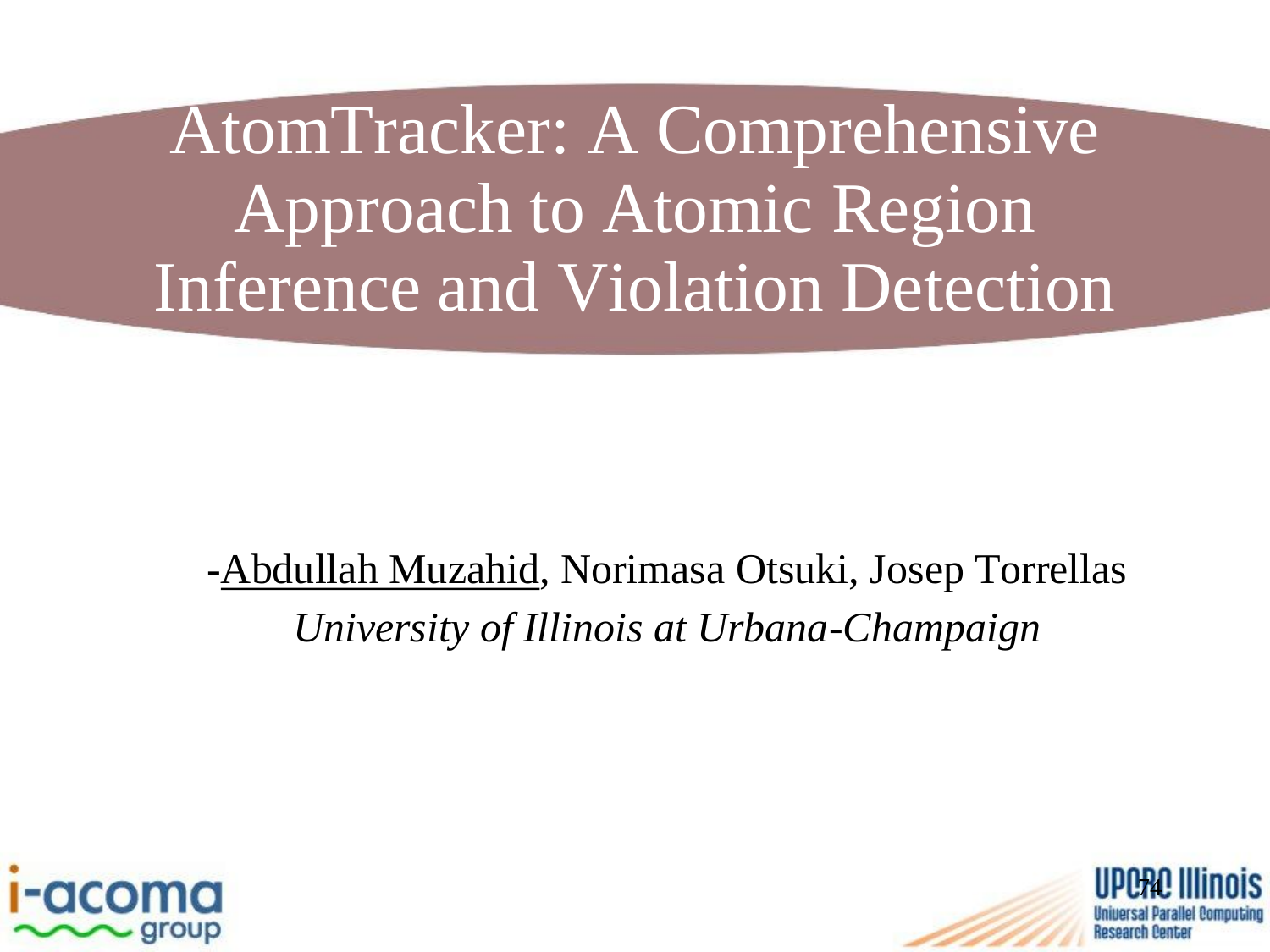# AtomTracker: A Comprehensive Approach to Atomic Region Inference and Violation Detection

-Abdullah Muzahid, Norimasa Otsuki, Josep Torrellas

*University of Illinois at Urbana-Champaign*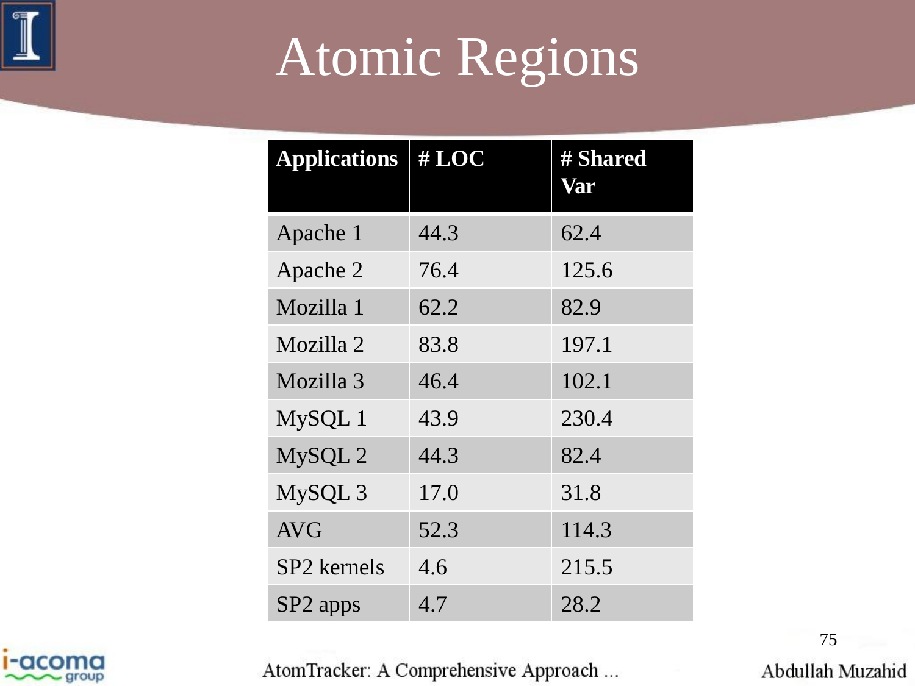# Atomic Regions

| Applications | # LOC | # Shared Var |
|---|---|---|
| Apache 1 | 44.3 | 62.4 |
| Apache 2 | 76.4 | 125.6 |
| Mozilla 1 | 62.2 | 82.9 |
| Mozilla 2 | 83.8 | 197.1 |
| Mozilla 3 | 46.4 | 102.1 |
| MySQL 1 | 43.9 | 230.4 |
| MySQL 2 | 44.3 | 82.4 |
| MySQL 3 | 17.0 | 31.8 |
| AVG | 52.3 | 114.3 |
| SP2 kernels | 4.6 | 215.5 |
| SP2 apps | 4.7 | 28.2 |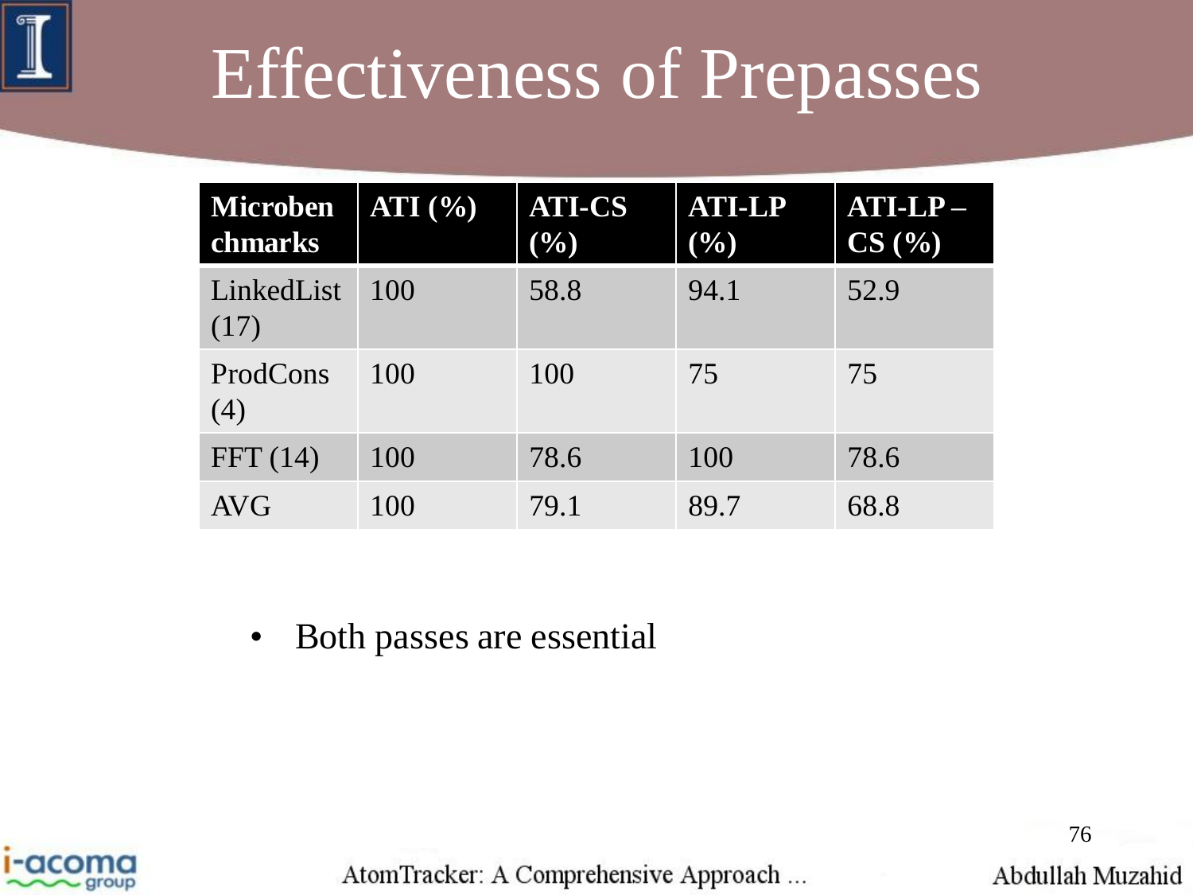# Effectiveness of Prepasses

| Microbenchmarks | ATI (%) | ATI-CS (%) | ATI-LP (%) | ATI-LP – CS (%) |
|---|---|---|---|---|
| LinkedList (17) | 100 | 58.8 | 94.1 | 52.9 |
| ProdCons (4) | 100 | 100 | 75 | 75 |
| FFT (14) | 100 | 78.6 | 100 | 78.6 |
| AVG | 100 | 79.1 | 89.7 | 68.8 |

- Both passes are essential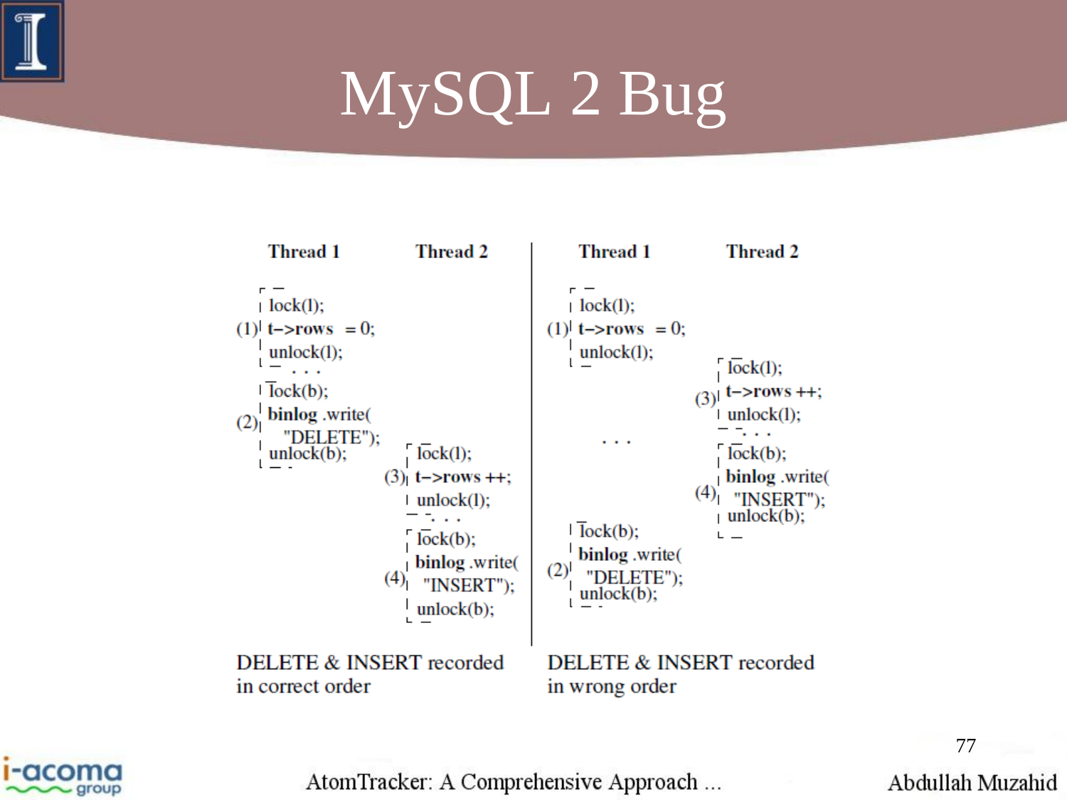# MySQL 2 Bug

**Left scenario:**

| Thread 1 | Thread 2 |
|---|---|
| (1) lock(l); **t->rows** = 0; unlock(l); | |
| . . . | |
| (2) lock(b); **binlog** .write( "DELETE"); unlock(b); | |
| | (3) lock(l); **t->rows** ++; unlock(l); |
| | . . . |
| | (4) lock(b); **binlog** .write( "INSERT"); unlock(b); |

DELETE & INSERT recorded in correct order

**Right scenario:**

| Thread 1 | Thread 2 |
|---|---|
| (1) lock(l); **t->rows** = 0; unlock(l); | |
| | (3) lock(l); **t->rows** ++; unlock(l); |
| . . . | . . . |
| | (4) lock(b); **binlog** .write( "INSERT"); unlock(b); |
| (2) lock(b); **binlog** .write( "DELETE"); unlock(b); | |

DELETE & INSERT recorded in wrong order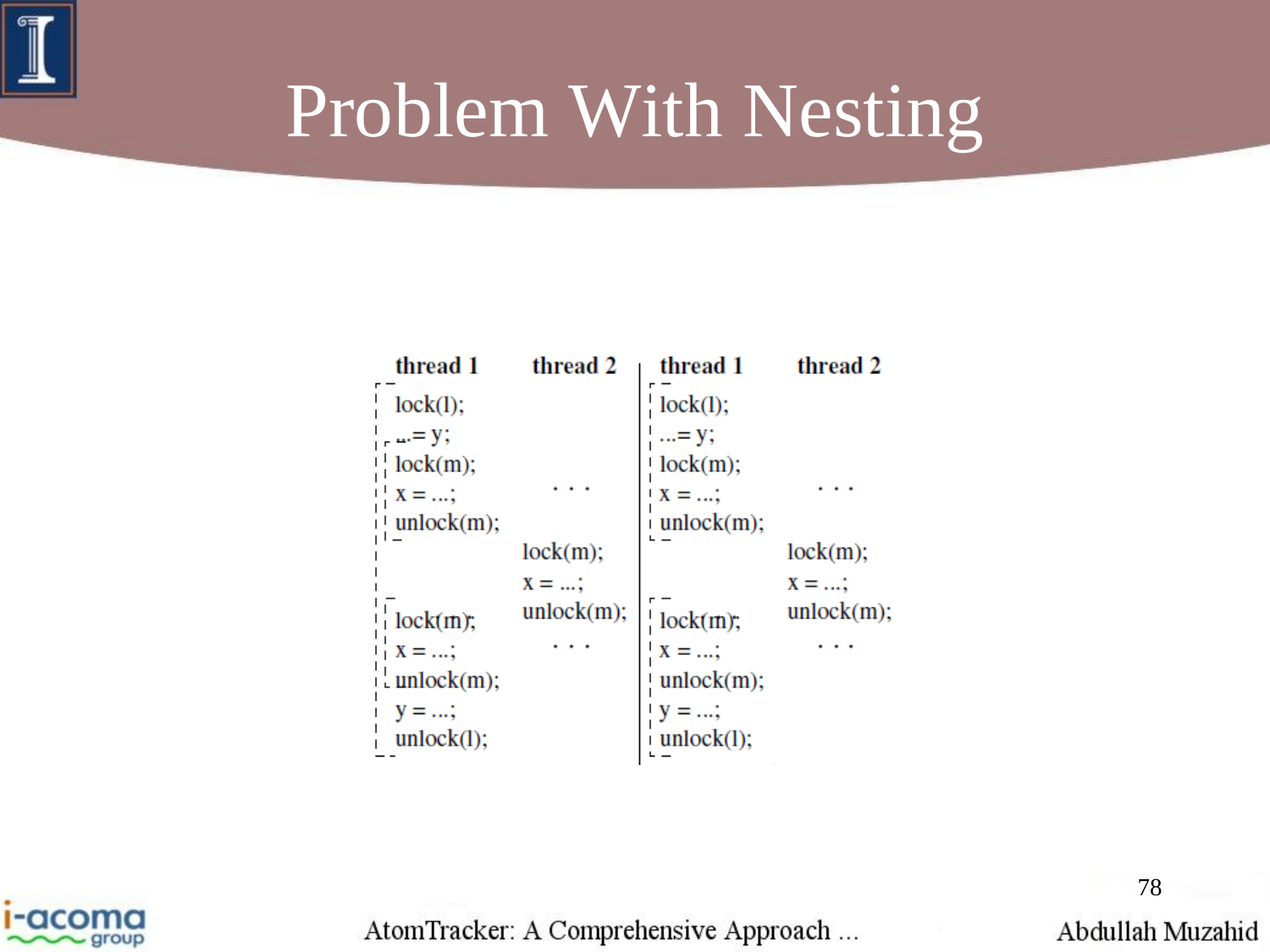# Problem With Nesting

| thread 1 | thread 2 | thread 1 | thread 2 |
|---|---|---|---|
| lock(l); | | lock(l); | |
| ...= y; | | ...= y; | |
| lock(m); | | lock(m); | |
| x = ...; | . . . | x = ...; | . . . |
| unlock(m); | | unlock(m); | |
| | lock(m); | | lock(m); |
| | x = ...; | | x = ...; |
| lock(m); | unlock(m); | lock(m); | unlock(m); |
| x = ...; | . . . | x = ...; | . . . |
| unlock(m); | | unlock(m); | |
| y = ...; | | y = ...; | |
| unlock(l); | | unlock(l); | |